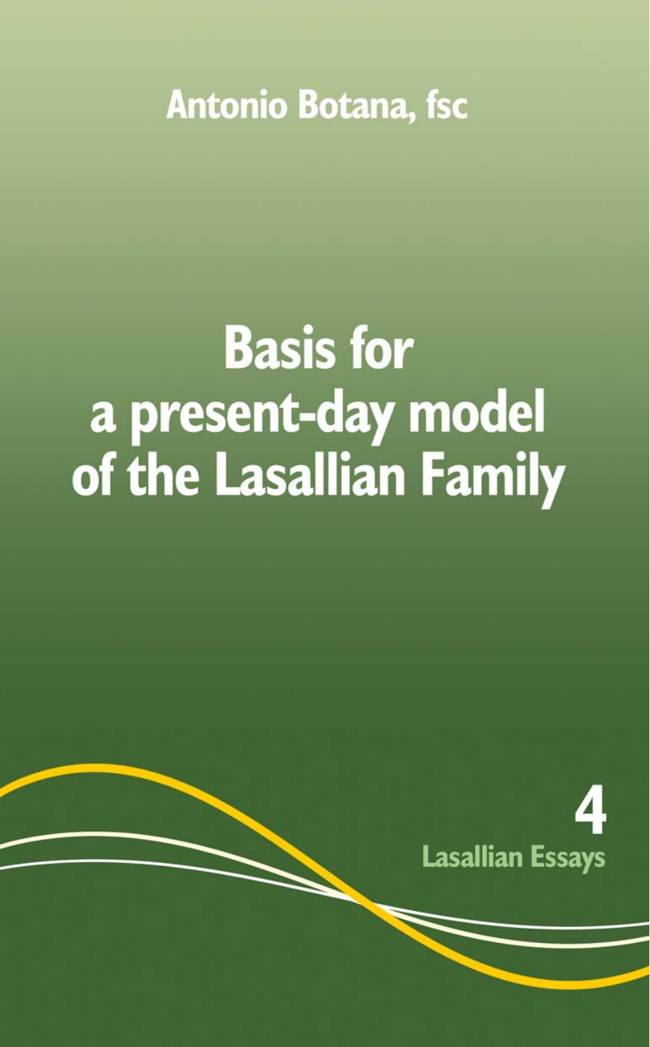Antonio Botana, fsc

# Basis for a present-day model of the Lasallian Family

4

Lasallian Essays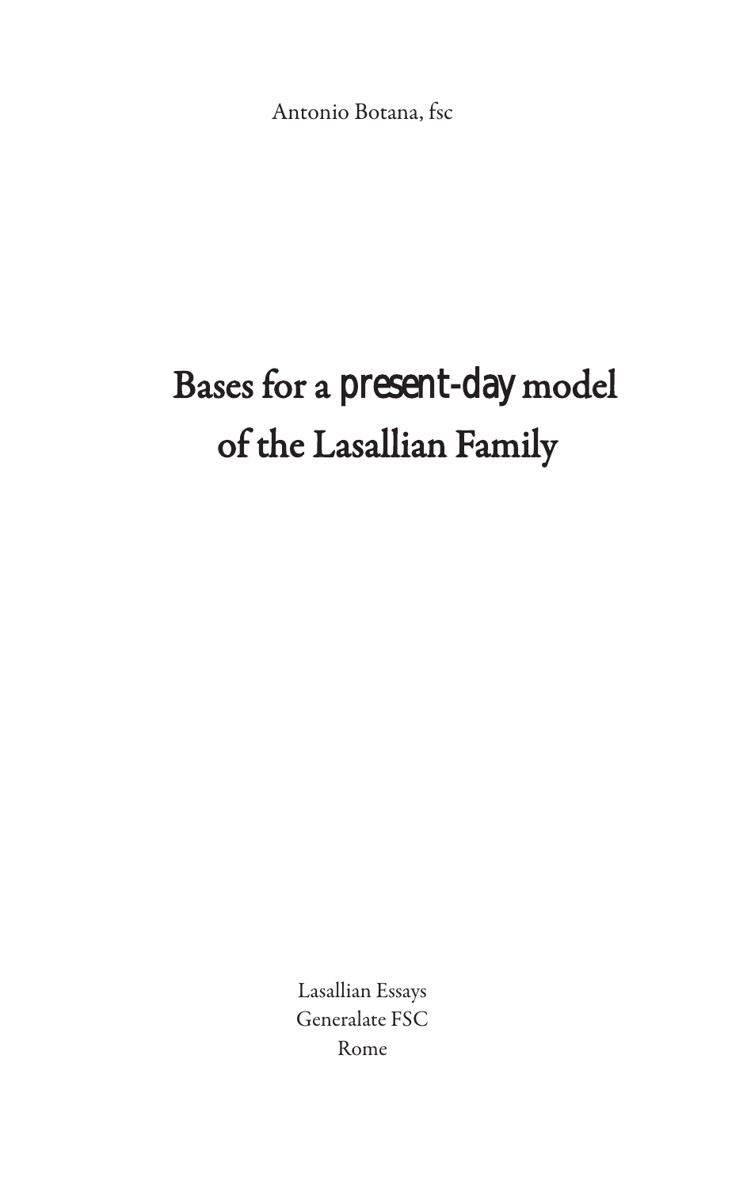Antonio Botana, fsc

# Bases for a present-day model of the Lasallian Family

Lasallian Essays
Generalate FSC
Rome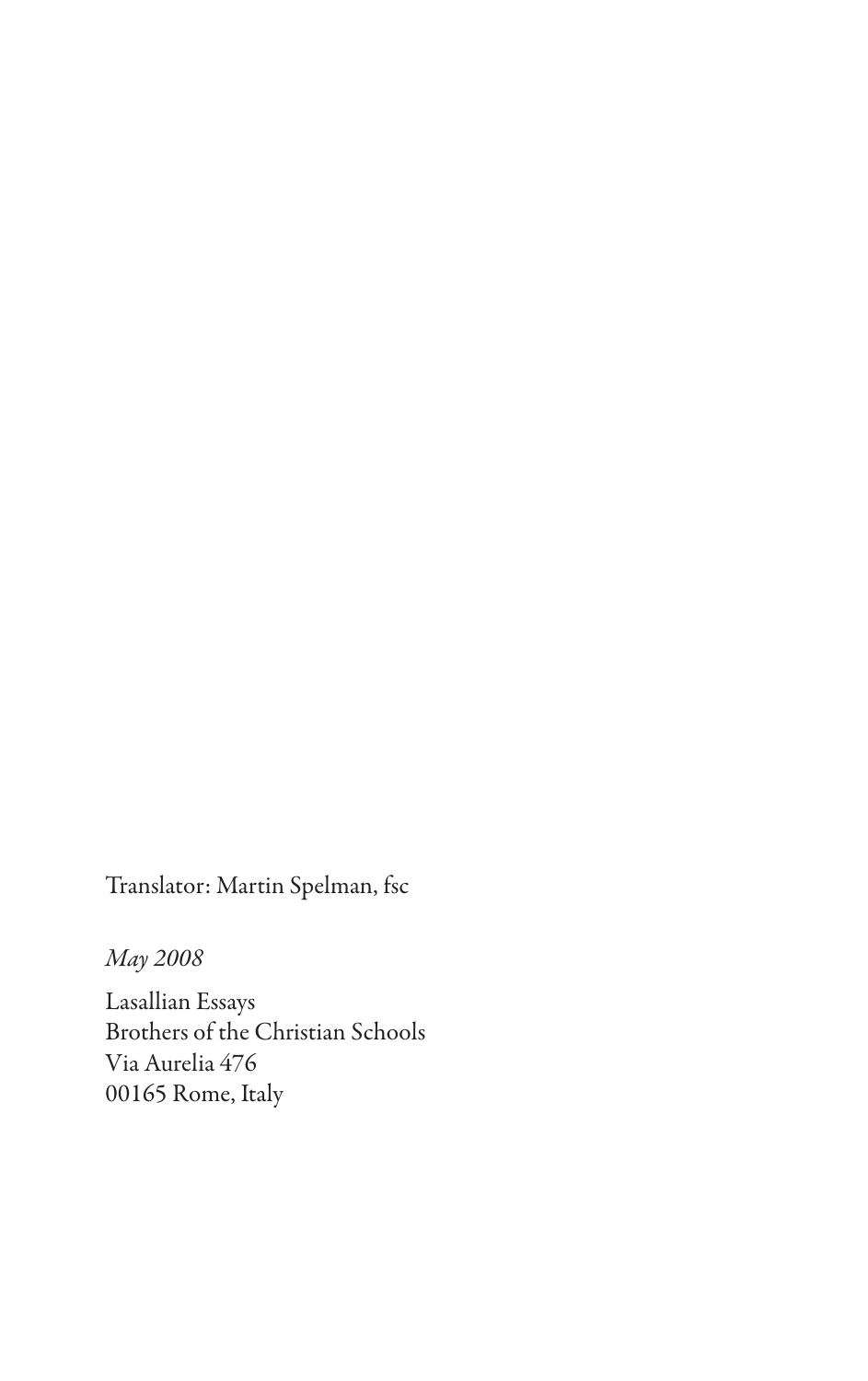Translator: Martin Spelman, fsc

*May 2008*

Lasallian Essays
Brothers of the Christian Schools
Via Aurelia 476
00165 Rome, Italy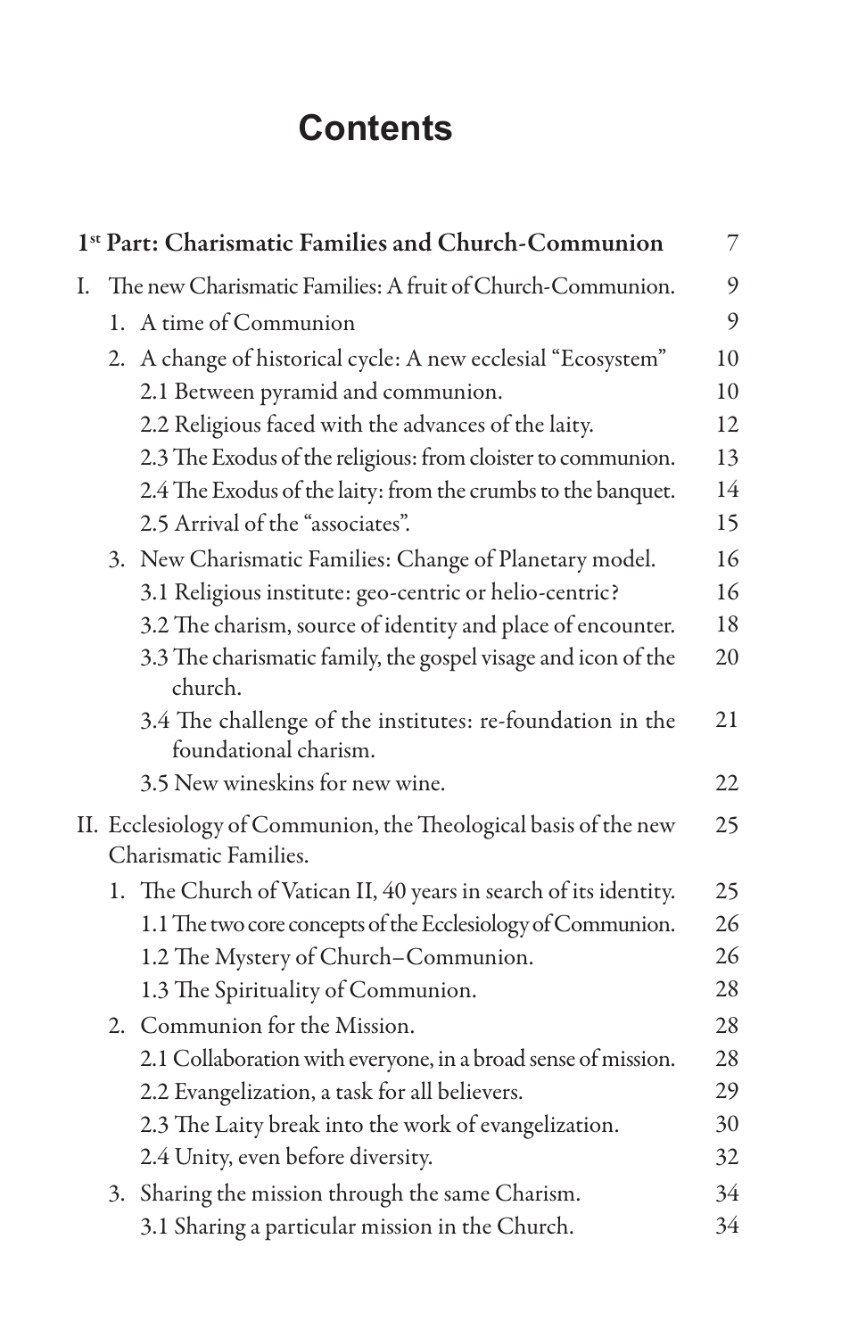# Contents

| | |
|---|---|
| **1st Part: Charismatic Families and Church-Communion** | 7 |
| I. The new Charismatic Families: A fruit of Church-Communion. | 9 |
| 1. A time of Communion | 9 |
| 2. A change of historical cycle: A new ecclesial "Ecosystem" | 10 |
| 2.1 Between pyramid and communion. | 10 |
| 2.2 Religious faced with the advances of the laity. | 12 |
| 2.3 The Exodus of the religious: from cloister to communion. | 13 |
| 2.4 The Exodus of the laity: from the crumbs to the banquet. | 14 |
| 2.5 Arrival of the "associates". | 15 |
| 3. New Charismatic Families: Change of Planetary model. | 16 |
| 3.1 Religious institute: geo-centric or helio-centric? | 16 |
| 3.2 The charism, source of identity and place of encounter. | 18 |
| 3.3 The charismatic family, the gospel visage and icon of the church. | 20 |
| 3.4 The challenge of the institutes: re-foundation in the foundational charism. | 21 |
| 3.5 New wineskins for new wine. | 22 |
| II. Ecclesiology of Communion, the Theological basis of the new Charismatic Families. | 25 |
| 1. The Church of Vatican II, 40 years in search of its identity. | 25 |
| 1.1 The two core concepts of the Ecclesiology of Communion. | 26 |
| 1.2 The Mystery of Church–Communion. | 26 |
| 1.3 The Spirituality of Communion. | 28 |
| 2. Communion for the Mission. | 28 |
| 2.1 Collaboration with everyone, in a broad sense of mission. | 28 |
| 2.2 Evangelization, a task for all believers. | 29 |
| 2.3 The Laity break into the work of evangelization. | 30 |
| 2.4 Unity, even before diversity. | 32 |
| 3. Sharing the mission through the same Charism. | 34 |
| 3.1 Sharing a particular mission in the Church. | 34 |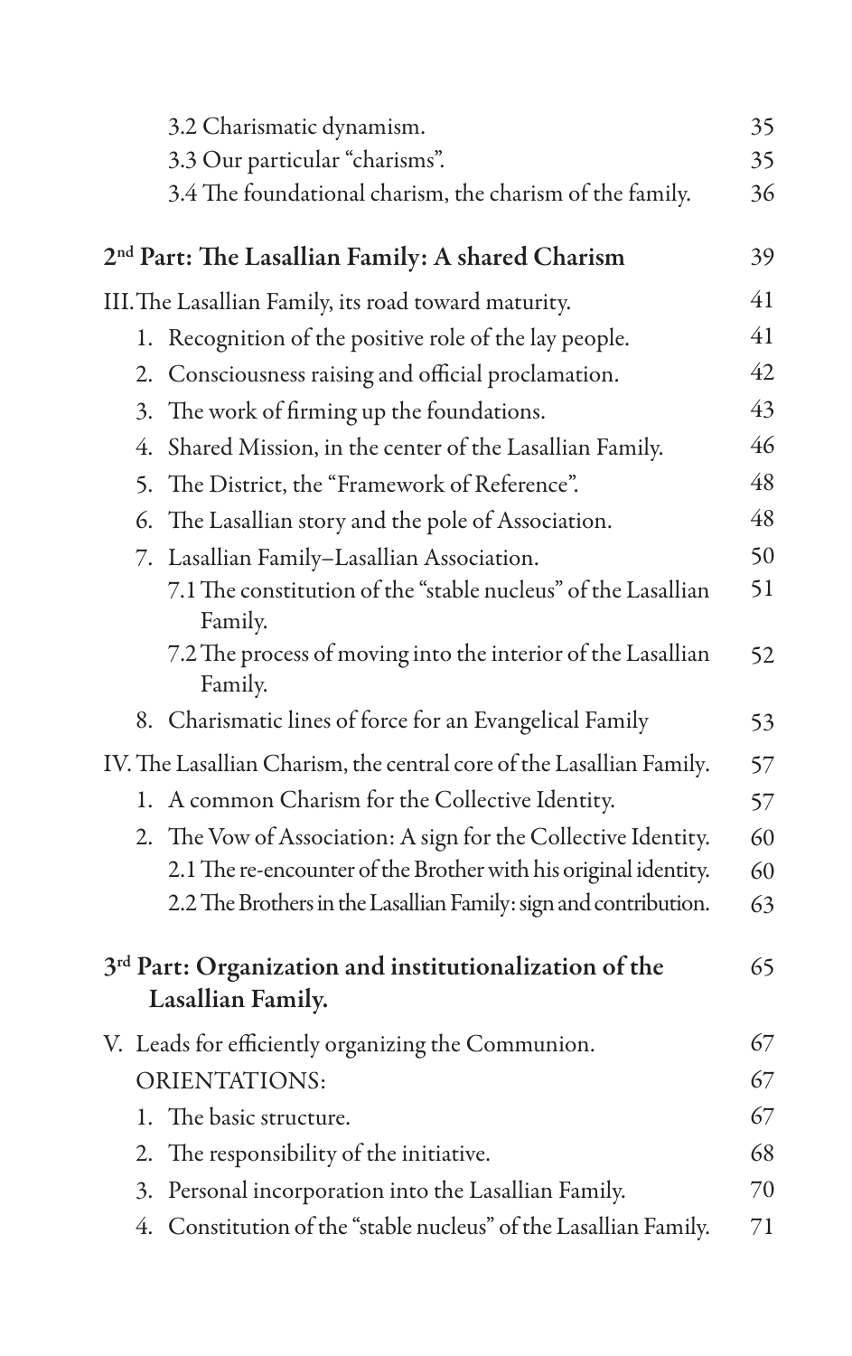| | |
|---|---|
| 3.2 Charismatic dynamism. | 35 |
| 3.3 Our particular "charisms". | 35 |
| 3.4 The foundational charism, the charism of the family. | 36 |
| **2nd Part: The Lasallian Family: A shared Charism** | **39** |
| III. The Lasallian Family, its road toward maturity. | 41 |
| 1. Recognition of the positive role of the lay people. | 41 |
| 2. Consciousness raising and official proclamation. | 42 |
| 3. The work of firming up the foundations. | 43 |
| 4. Shared Mission, in the center of the Lasallian Family. | 46 |
| 5. The District, the "Framework of Reference". | 48 |
| 6. The Lasallian story and the pole of Association. | 48 |
| 7. Lasallian Family–Lasallian Association. | 50 |
| 7.1 The constitution of the "stable nucleus" of the Lasallian Family. | 51 |
| 7.2 The process of moving into the interior of the Lasallian Family. | 52 |
| 8. Charismatic lines of force for an Evangelical Family | 53 |
| IV. The Lasallian Charism, the central core of the Lasallian Family. | 57 |
| 1. A common Charism for the Collective Identity. | 57 |
| 2. The Vow of Association: A sign for the Collective Identity. | 60 |
| 2.1 The re-encounter of the Brother with his original identity. | 60 |
| 2.2 The Brothers in the Lasallian Family: sign and contribution. | 63 |
| **3rd Part: Organization and institutionalization of the Lasallian Family.** | **65** |
| V. Leads for efficiently organizing the Communion. | 67 |
| ORIENTATIONS: | 67 |
| 1. The basic structure. | 67 |
| 2. The responsibility of the initiative. | 68 |
| 3. Personal incorporation into the Lasallian Family. | 70 |
| 4. Constitution of the "stable nucleus" of the Lasallian Family. | 71 |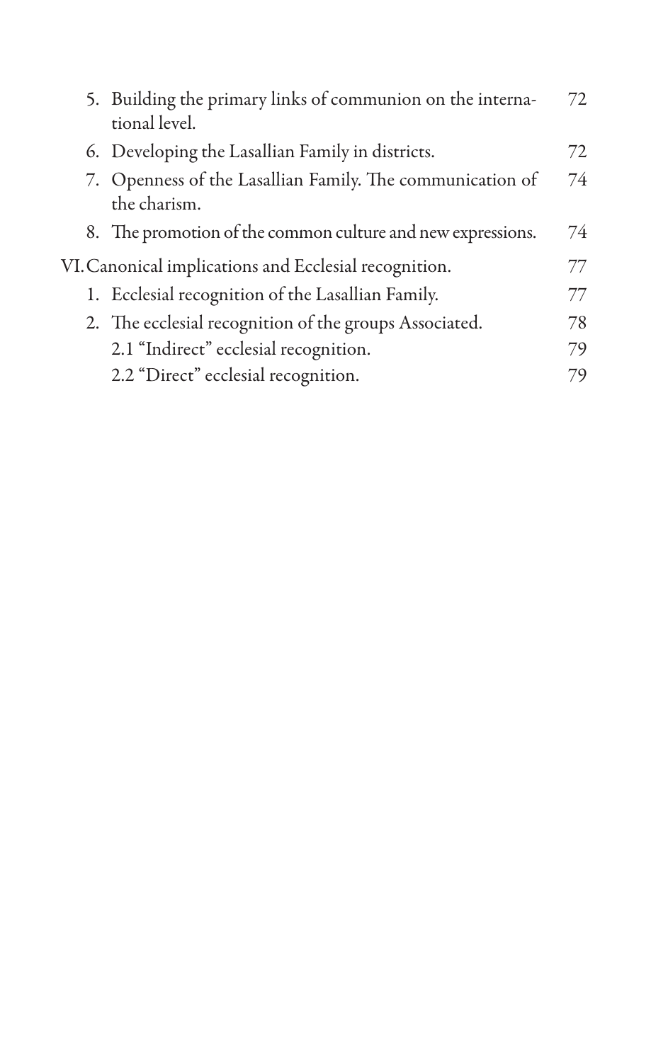5. Building the primary links of communion on the international level. 72
6. Developing the Lasallian Family in districts. 72
7. Openness of the Lasallian Family. The communication of the charism. 74
8. The promotion of the common culture and new expressions. 74

VI. Canonical implications and Ecclesial recognition. 77

1. Ecclesial recognition of the Lasallian Family. 77
2. The ecclesial recognition of the groups Associated. 78
   - 2.1 "Indirect" ecclesial recognition. 79
   - 2.2 "Direct" ecclesial recognition. 79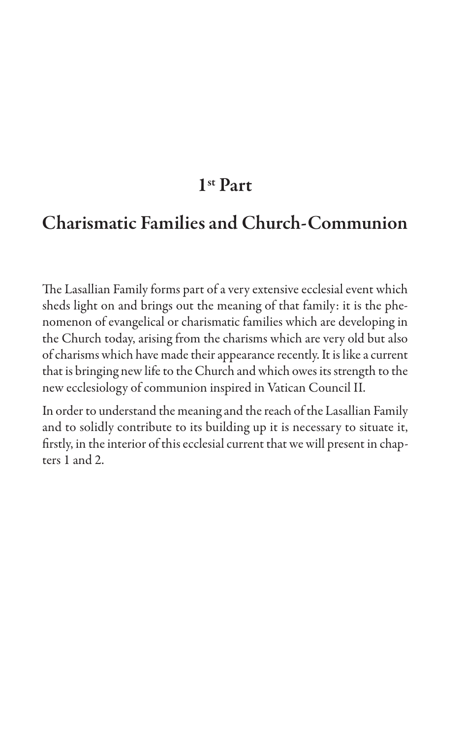# 1st Part

# Charismatic Families and Church-Communion

The Lasallian Family forms part of a very extensive ecclesial event which sheds light on and brings out the meaning of that family: it is the phenomenon of evangelical or charismatic families which are developing in the Church today, arising from the charisms which are very old but also of charisms which have made their appearance recently. It is like a current that is bringing new life to the Church and which owes its strength to the new ecclesiology of communion inspired in Vatican Council II.

In order to understand the meaning and the reach of the Lasallian Family and to solidly contribute to its building up it is necessary to situate it, firstly, in the interior of this ecclesial current that we will present in chapters 1 and 2.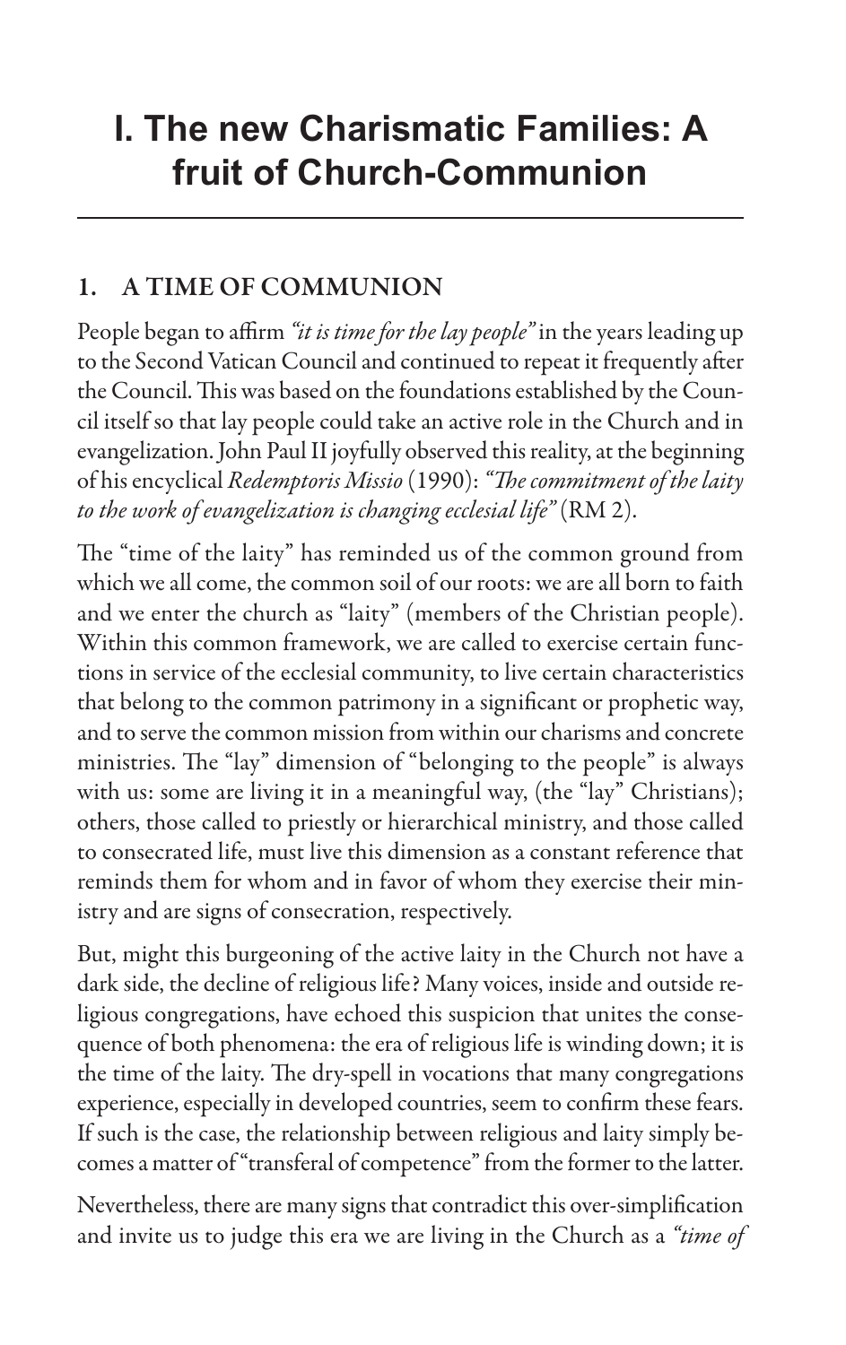# I. The new Charismatic Families: A fruit of Church-Communion

## 1. A TIME OF COMMUNION

People began to affirm *"it is time for the lay people"* in the years leading up to the Second Vatican Council and continued to repeat it frequently after the Council. This was based on the foundations established by the Council itself so that lay people could take an active role in the Church and in evangelization. John Paul II joyfully observed this reality, at the beginning of his encyclical *Redemptoris Missio* (1990): *"The commitment of the laity to the work of evangelization is changing ecclesial life"* (RM 2).

The "time of the laity" has reminded us of the common ground from which we all come, the common soil of our roots: we are all born to faith and we enter the church as "laity" (members of the Christian people). Within this common framework, we are called to exercise certain functions in service of the ecclesial community, to live certain characteristics that belong to the common patrimony in a significant or prophetic way, and to serve the common mission from within our charisms and concrete ministries. The "lay" dimension of "belonging to the people" is always with us: some are living it in a meaningful way, (the "lay" Christians); others, those called to priestly or hierarchical ministry, and those called to consecrated life, must live this dimension as a constant reference that reminds them for whom and in favor of whom they exercise their ministry and are signs of consecration, respectively.

But, might this burgeoning of the active laity in the Church not have a dark side, the decline of religious life? Many voices, inside and outside religious congregations, have echoed this suspicion that unites the consequence of both phenomena: the era of religious life is winding down; it is the time of the laity. The dry-spell in vocations that many congregations experience, especially in developed countries, seem to confirm these fears. If such is the case, the relationship between religious and laity simply becomes a matter of "transferal of competence" from the former to the latter.

Nevertheless, there are many signs that contradict this over-simplification and invite us to judge this era we are living in the Church as a *"time of*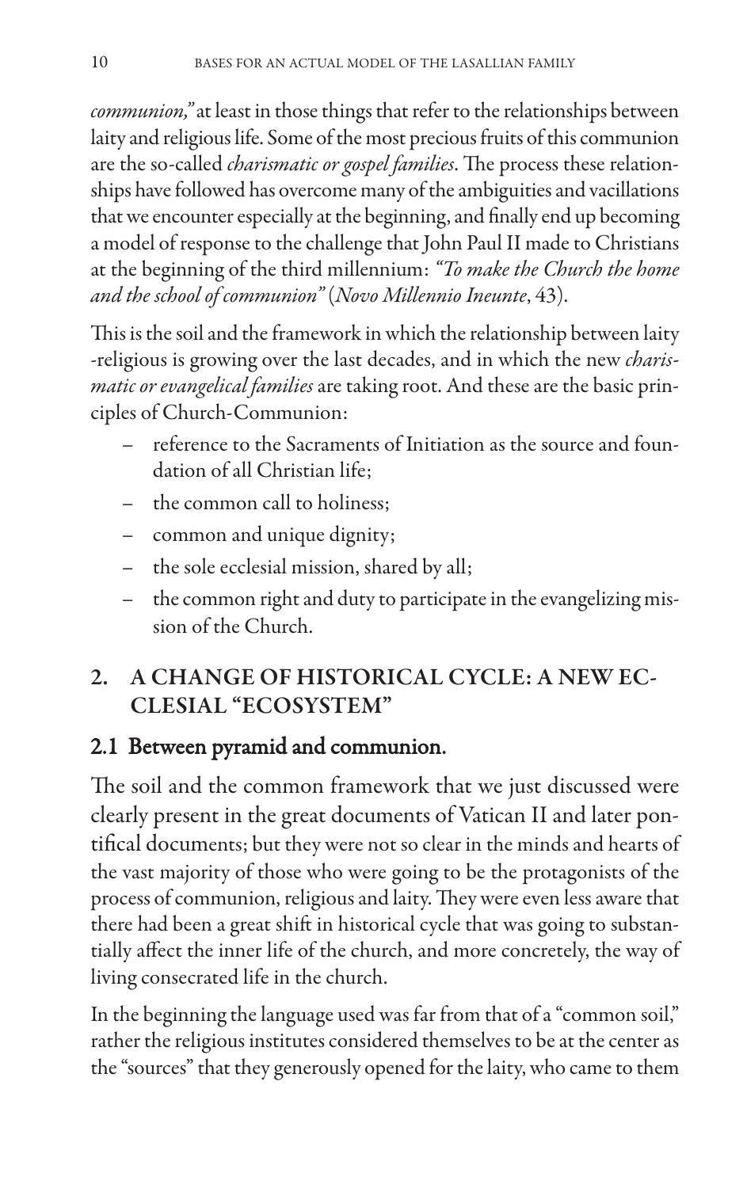*communion,"* at least in those things that refer to the relationships between laity and religious life. Some of the most precious fruits of this communion are the so-called *charismatic or gospel families*. The process these relationships have followed has overcome many of the ambiguities and vacillations that we encounter especially at the beginning, and finally end up becoming a model of response to the challenge that John Paul II made to Christians at the beginning of the third millennium: *"To make the Church the home and the school of communion"* (*Novo Millennio Ineunte*, 43).

This is the soil and the framework in which the relationship between laity -religious is growing over the last decades, and in which the new *charismatic or evangelical families* are taking root. And these are the basic principles of Church-Communion:

- reference to the Sacraments of Initiation as the source and foundation of all Christian life;
- the common call to holiness;
- common and unique dignity;
- the sole ecclesial mission, shared by all;
- the common right and duty to participate in the evangelizing mission of the Church.

## 2. A CHANGE OF HISTORICAL CYCLE: A NEW ECCLESIAL "ECOSYSTEM"

### 2.1 Between pyramid and communion.

The soil and the common framework that we just discussed were clearly present in the great documents of Vatican II and later pontifical documents; but they were not so clear in the minds and hearts of the vast majority of those who were going to be the protagonists of the process of communion, religious and laity. They were even less aware that there had been a great shift in historical cycle that was going to substantially affect the inner life of the church, and more concretely, the way of living consecrated life in the church.

In the beginning the language used was far from that of a "common soil," rather the religious institutes considered themselves to be at the center as the "sources" that they generously opened for the laity, who came to them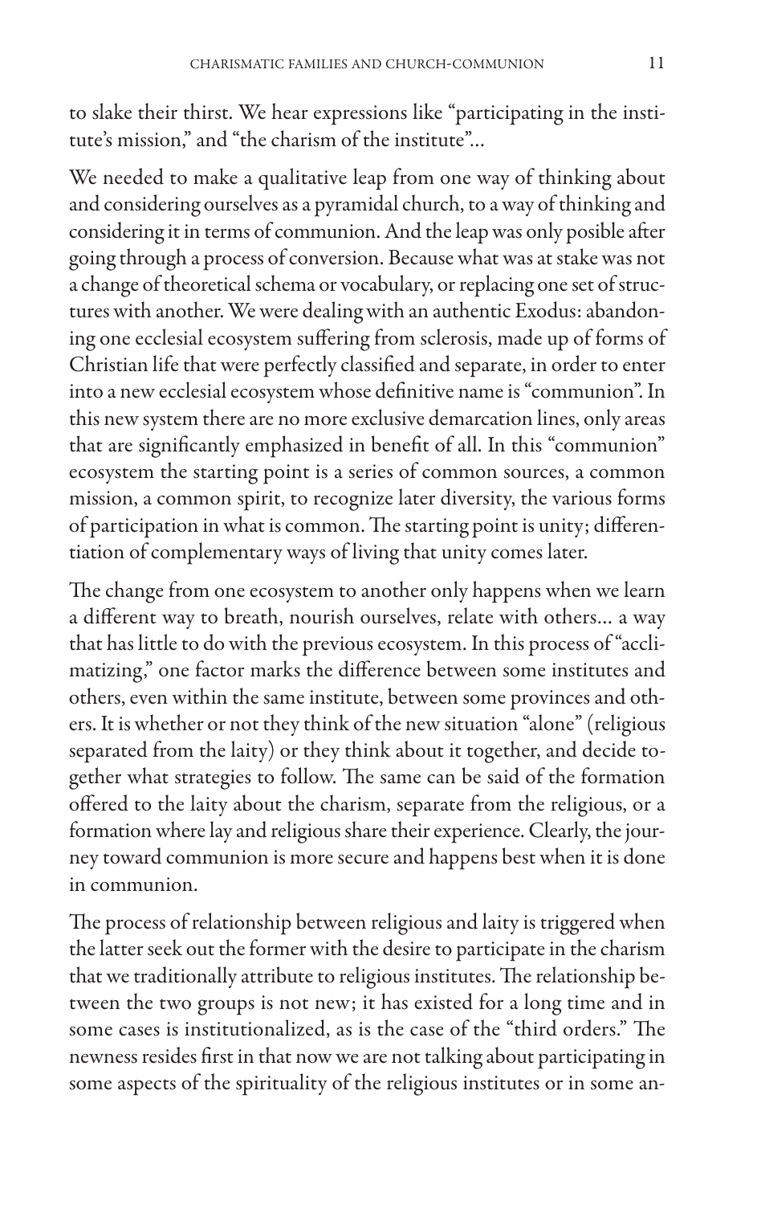to slake their thirst. We hear expressions like "participating in the institute's mission," and "the charism of the institute"...

We needed to make a qualitative leap from one way of thinking about and considering ourselves as a pyramidal church, to a way of thinking and considering it in terms of communion. And the leap was only posible after going through a process of conversion. Because what was at stake was not a change of theoretical schema or vocabulary, or replacing one set of structures with another. We were dealing with an authentic Exodus: abandoning one ecclesial ecosystem suffering from sclerosis, made up of forms of Christian life that were perfectly classified and separate, in order to enter into a new ecclesial ecosystem whose definitive name is "communion". In this new system there are no more exclusive demarcation lines, only areas that are significantly emphasized in benefit of all. In this "communion" ecosystem the starting point is a series of common sources, a common mission, a common spirit, to recognize later diversity, the various forms of participation in what is common. The starting point is unity; differentiation of complementary ways of living that unity comes later.

The change from one ecosystem to another only happens when we learn a different way to breath, nourish ourselves, relate with others... a way that has little to do with the previous ecosystem. In this process of "acclimatizing," one factor marks the difference between some institutes and others, even within the same institute, between some provinces and others. It is whether or not they think of the new situation "alone" (religious separated from the laity) or they think about it together, and decide together what strategies to follow. The same can be said of the formation offered to the laity about the charism, separate from the religious, or a formation where lay and religious share their experience. Clearly, the journey toward communion is more secure and happens best when it is done in communion.

The process of relationship between religious and laity is triggered when the latter seek out the former with the desire to participate in the charism that we traditionally attribute to religious institutes. The relationship between the two groups is not new; it has existed for a long time and in some cases is institutionalized, as is the case of the "third orders." The newness resides first in that now we are not talking about participating in some aspects of the spirituality of the religious institutes or in some an-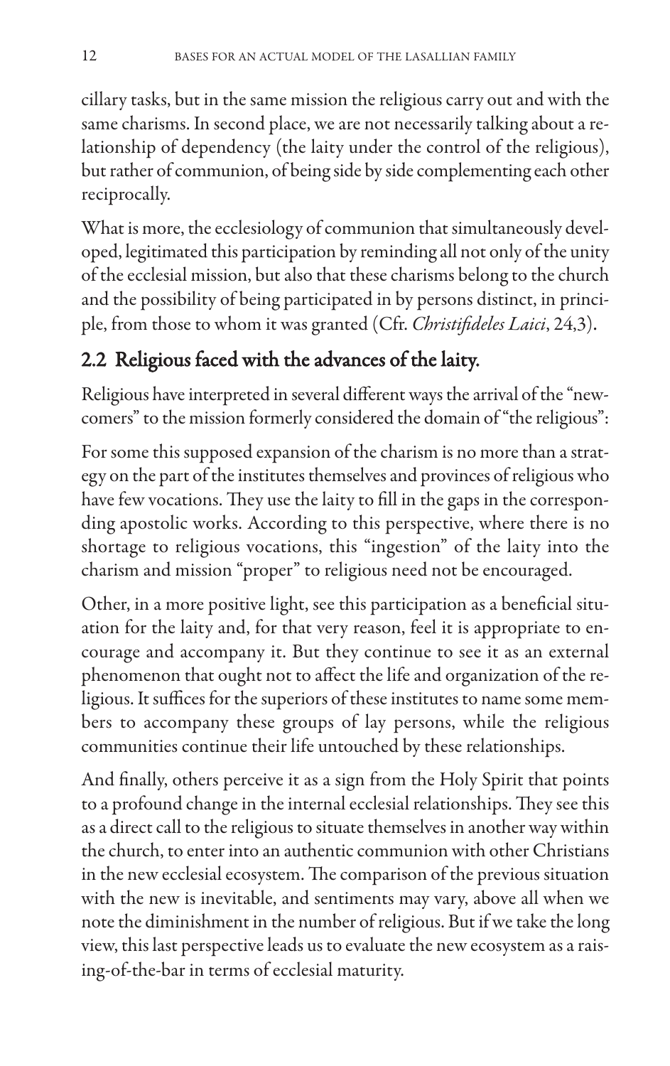cillary tasks, but in the same mission the religious carry out and with the same charisms. In second place, we are not necessarily talking about a relationship of dependency (the laity under the control of the religious), but rather of communion, of being side by side complementing each other reciprocally.

What is more, the ecclesiology of communion that simultaneously developed, legitimated this participation by reminding all not only of the unity of the ecclesial mission, but also that these charisms belong to the church and the possibility of being participated in by persons distinct, in principle, from those to whom it was granted (Cfr. *Christifideles Laici*, 24,3).

## 2.2 Religious faced with the advances of the laity.

Religious have interpreted in several different ways the arrival of the "newcomers" to the mission formerly considered the domain of "the religious":

For some this supposed expansion of the charism is no more than a strategy on the part of the institutes themselves and provinces of religious who have few vocations. They use the laity to fill in the gaps in the corresponding apostolic works. According to this perspective, where there is no shortage to religious vocations, this "ingestion" of the laity into the charism and mission "proper" to religious need not be encouraged.

Other, in a more positive light, see this participation as a beneficial situation for the laity and, for that very reason, feel it is appropriate to encourage and accompany it. But they continue to see it as an external phenomenon that ought not to affect the life and organization of the religious. It suffices for the superiors of these institutes to name some members to accompany these groups of lay persons, while the religious communities continue their life untouched by these relationships.

And finally, others perceive it as a sign from the Holy Spirit that points to a profound change in the internal ecclesial relationships. They see this as a direct call to the religious to situate themselves in another way within the church, to enter into an authentic communion with other Christians in the new ecclesial ecosystem. The comparison of the previous situation with the new is inevitable, and sentiments may vary, above all when we note the diminishment in the number of religious. But if we take the long view, this last perspective leads us to evaluate the new ecosystem as a raising-of-the-bar in terms of ecclesial maturity.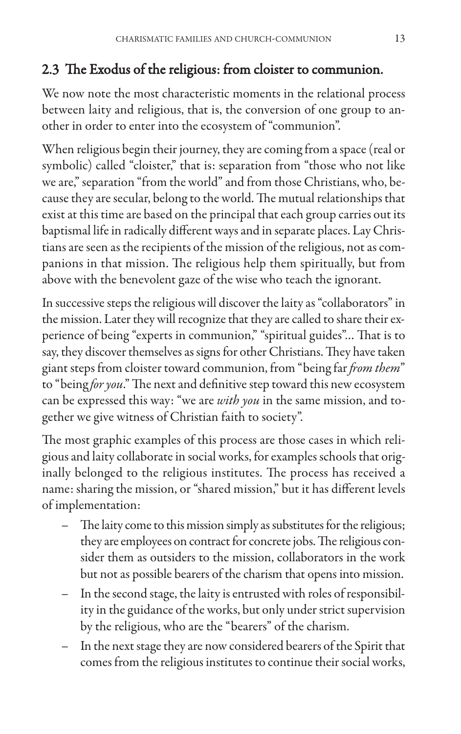## 2.3 The Exodus of the religious: from cloister to communion.

We now note the most characteristic moments in the relational process between laity and religious, that is, the conversion of one group to another in order to enter into the ecosystem of "communion".

When religious begin their journey, they are coming from a space (real or symbolic) called "cloister," that is: separation from "those who not like we are," separation "from the world" and from those Christians, who, because they are secular, belong to the world. The mutual relationships that exist at this time are based on the principal that each group carries out its baptismal life in radically different ways and in separate places. Lay Christians are seen as the recipients of the mission of the religious, not as companions in that mission. The religious help them spiritually, but from above with the benevolent gaze of the wise who teach the ignorant.

In successive steps the religious will discover the laity as "collaborators" in the mission. Later they will recognize that they are called to share their experience of being "experts in communion," "spiritual guides"... That is to say, they discover themselves as signs for other Christians. They have taken giant steps from cloister toward communion, from "being far *from them*" to "being *for you*." The next and definitive step toward this new ecosystem can be expressed this way: "we are *with you* in the same mission, and together we give witness of Christian faith to society".

The most graphic examples of this process are those cases in which religious and laity collaborate in social works, for examples schools that originally belonged to the religious institutes. The process has received a name: sharing the mission, or "shared mission," but it has different levels of implementation:

- The laity come to this mission simply as substitutes for the religious; they are employees on contract for concrete jobs. The religious consider them as outsiders to the mission, collaborators in the work but not as possible bearers of the charism that opens into mission.
- In the second stage, the laity is entrusted with roles of responsibility in the guidance of the works, but only under strict supervision by the religious, who are the "bearers" of the charism.
- In the next stage they are now considered bearers of the Spirit that comes from the religious institutes to continue their social works,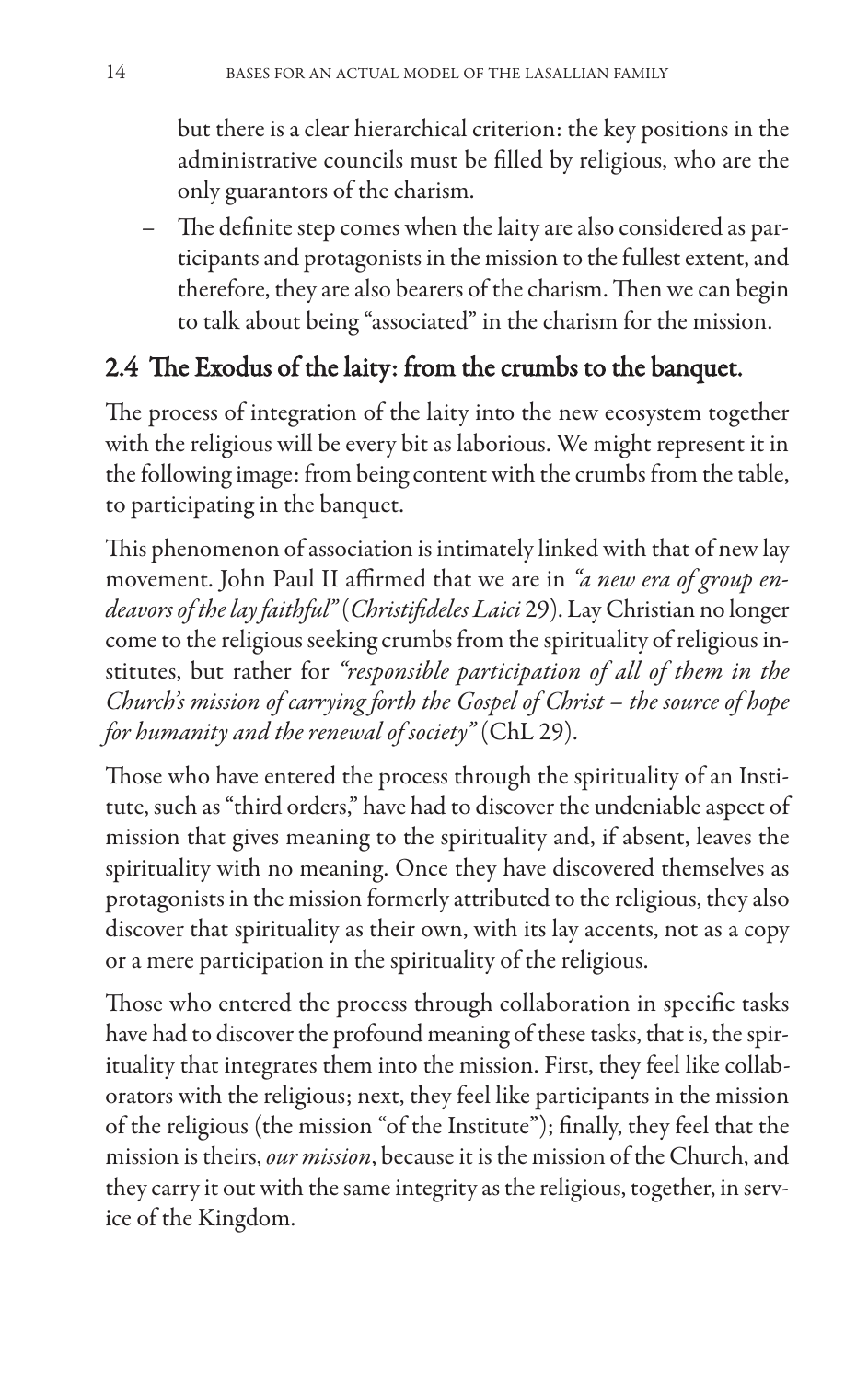but there is a clear hierarchical criterion: the key positions in the administrative councils must be filled by religious, who are the only guarantors of the charism.

– The definite step comes when the laity are also considered as participants and protagonists in the mission to the fullest extent, and therefore, they are also bearers of the charism. Then we can begin to talk about being "associated" in the charism for the mission.

## 2.4 The Exodus of the laity: from the crumbs to the banquet.

The process of integration of the laity into the new ecosystem together with the religious will be every bit as laborious. We might represent it in the following image: from being content with the crumbs from the table, to participating in the banquet.

This phenomenon of association is intimately linked with that of new lay movement. John Paul II affirmed that we are in *"a new era of group endeavors of the lay faithful"* (*Christifideles Laici* 29). Lay Christian no longer come to the religious seeking crumbs from the spirituality of religious institutes, but rather for *"responsible participation of all of them in the Church's mission of carrying forth the Gospel of Christ – the source of hope for humanity and the renewal of society"* (ChL 29).

Those who have entered the process through the spirituality of an Institute, such as "third orders," have had to discover the undeniable aspect of mission that gives meaning to the spirituality and, if absent, leaves the spirituality with no meaning. Once they have discovered themselves as protagonists in the mission formerly attributed to the religious, they also discover that spirituality as their own, with its lay accents, not as a copy or a mere participation in the spirituality of the religious.

Those who entered the process through collaboration in specific tasks have had to discover the profound meaning of these tasks, that is, the spirituality that integrates them into the mission. First, they feel like collaborators with the religious; next, they feel like participants in the mission of the religious (the mission "of the Institute"); finally, they feel that the mission is theirs, *our mission*, because it is the mission of the Church, and they carry it out with the same integrity as the religious, together, in service of the Kingdom.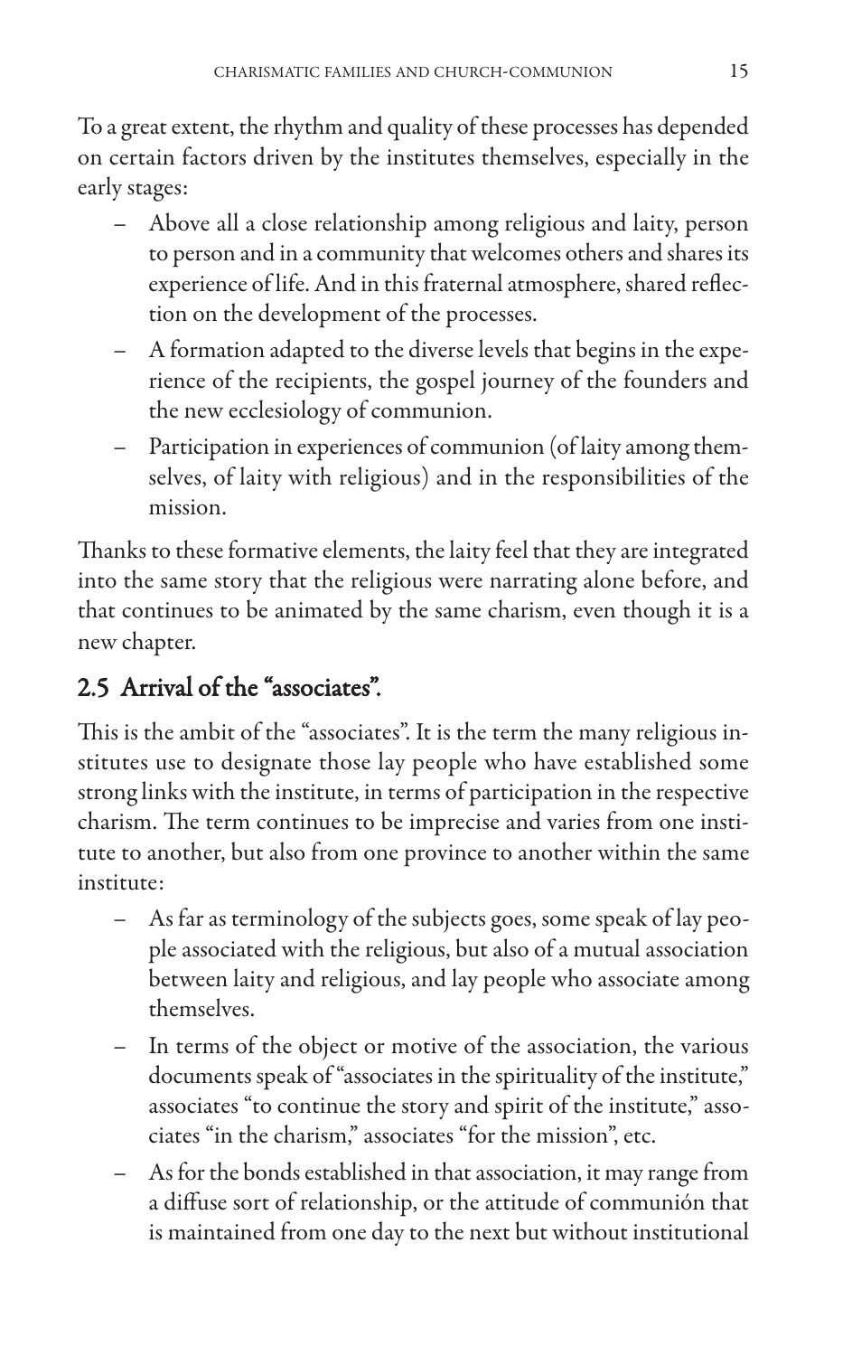To a great extent, the rhythm and quality of these processes has depended on certain factors driven by the institutes themselves, especially in the early stages:

- Above all a close relationship among religious and laity, person to person and in a community that welcomes others and shares its experience of life. And in this fraternal atmosphere, shared reflection on the development of the processes.
- A formation adapted to the diverse levels that begins in the experience of the recipients, the gospel journey of the founders and the new ecclesiology of communion.
- Participation in experiences of communion (of laity among themselves, of laity with religious) and in the responsibilities of the mission.

Thanks to these formative elements, the laity feel that they are integrated into the same story that the religious were narrating alone before, and that continues to be animated by the same charism, even though it is a new chapter.

## 2.5 Arrival of the "associates".

This is the ambit of the "associates". It is the term the many religious institutes use to designate those lay people who have established some strong links with the institute, in terms of participation in the respective charism. The term continues to be imprecise and varies from one institute to another, but also from one province to another within the same institute:

- As far as terminology of the subjects goes, some speak of lay people associated with the religious, but also of a mutual association between laity and religious, and lay people who associate among themselves.
- In terms of the object or motive of the association, the various documents speak of "associates in the spirituality of the institute," associates "to continue the story and spirit of the institute," associates "in the charism," associates "for the mission", etc.
- As for the bonds established in that association, it may range from a diffuse sort of relationship, or the attitude of communión that is maintained from one day to the next but without institutional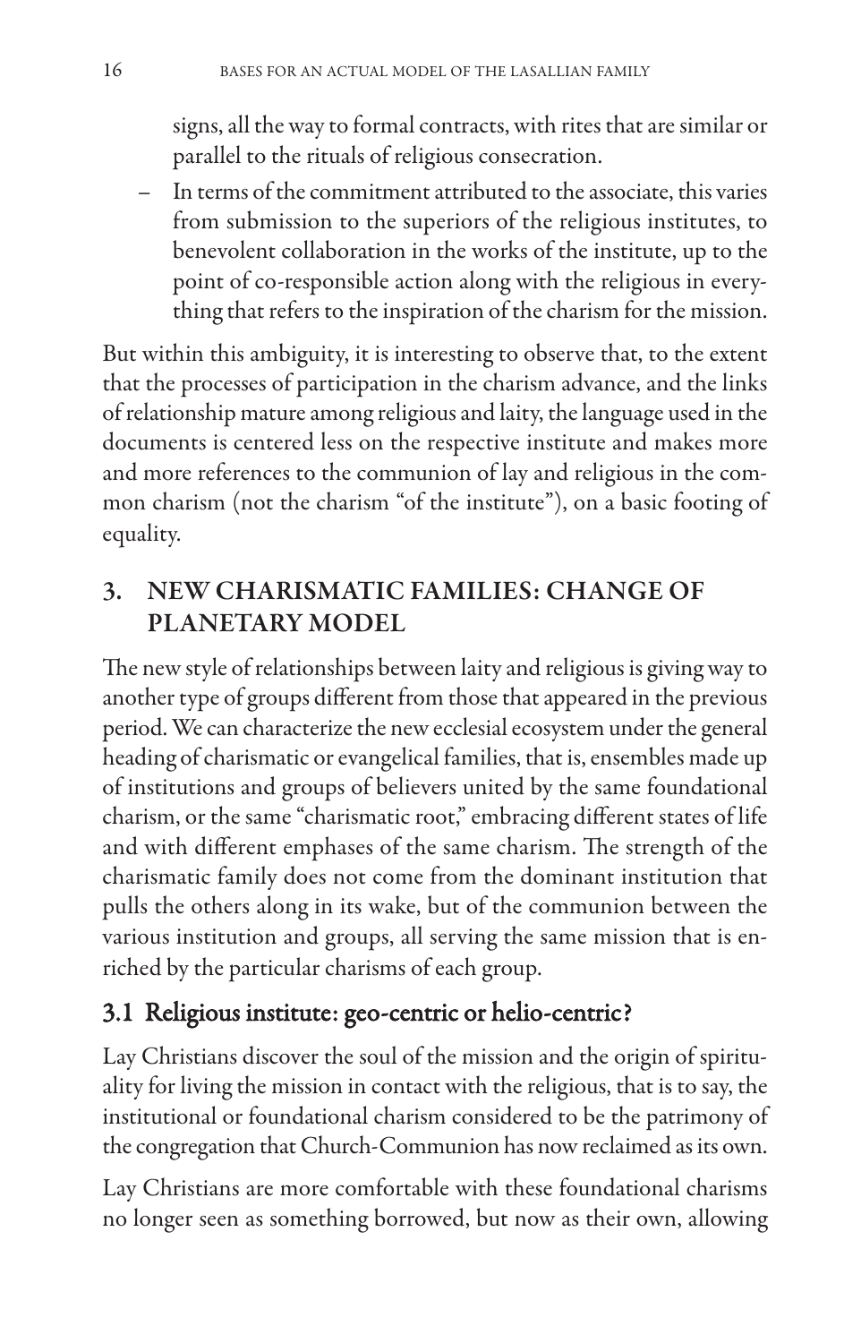signs, all the way to formal contracts, with rites that are similar or parallel to the rituals of religious consecration.

- In terms of the commitment attributed to the associate, this varies from submission to the superiors of the religious institutes, to benevolent collaboration in the works of the institute, up to the point of co-responsible action along with the religious in everything that refers to the inspiration of the charism for the mission.

But within this ambiguity, it is interesting to observe that, to the extent that the processes of participation in the charism advance, and the links of relationship mature among religious and laity, the language used in the documents is centered less on the respective institute and makes more and more references to the communion of lay and religious in the common charism (not the charism "of the institute"), on a basic footing of equality.

## 3. NEW CHARISMATIC FAMILIES: CHANGE OF PLANETARY MODEL

The new style of relationships between laity and religious is giving way to another type of groups different from those that appeared in the previous period. We can characterize the new ecclesial ecosystem under the general heading of charismatic or evangelical families, that is, ensembles made up of institutions and groups of believers united by the same foundational charism, or the same "charismatic root," embracing different states of life and with different emphases of the same charism. The strength of the charismatic family does not come from the dominant institution that pulls the others along in its wake, but of the communion between the various institution and groups, all serving the same mission that is enriched by the particular charisms of each group.

### 3.1 Religious institute: geo-centric or helio-centric?

Lay Christians discover the soul of the mission and the origin of spirituality for living the mission in contact with the religious, that is to say, the institutional or foundational charism considered to be the patrimony of the congregation that Church-Communion has now reclaimed as its own.

Lay Christians are more comfortable with these foundational charisms no longer seen as something borrowed, but now as their own, allowing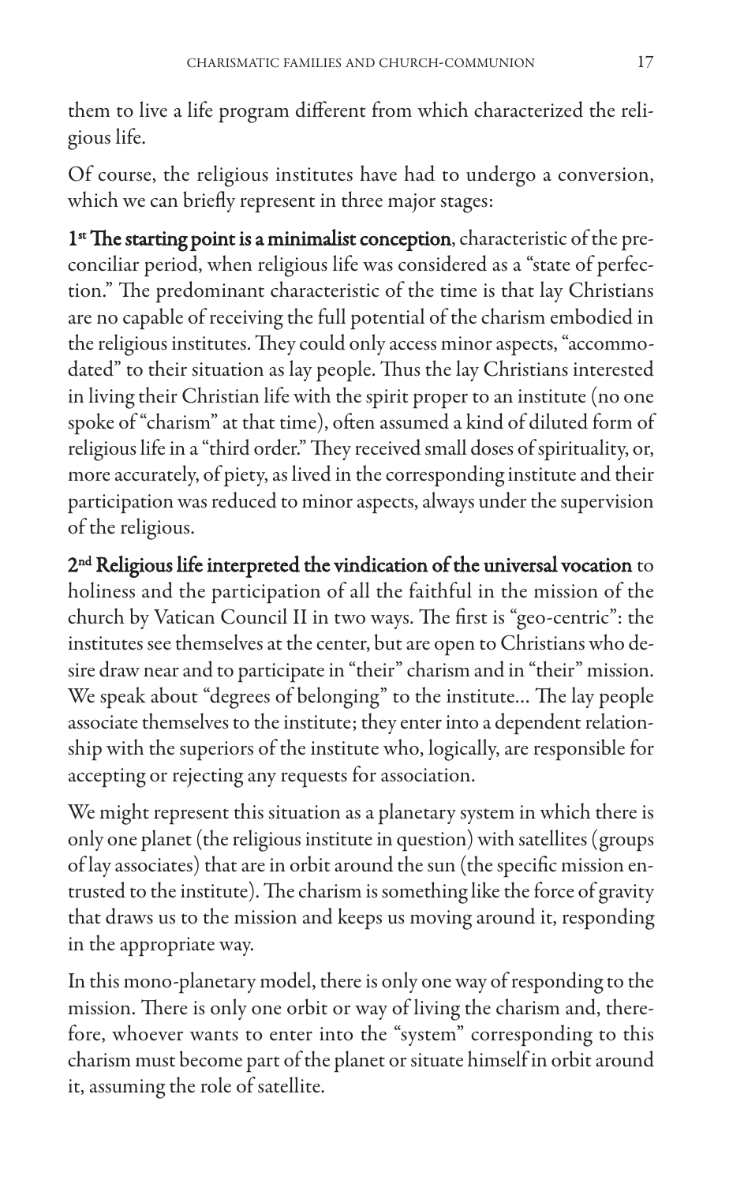them to live a life program different from which characterized the religious life.

Of course, the religious institutes have had to undergo a conversion, which we can briefly represent in three major stages:

**1st The starting point is a minimalist conception**, characteristic of the preconciliar period, when religious life was considered as a "state of perfection." The predominant characteristic of the time is that lay Christians are no capable of receiving the full potential of the charism embodied in the religious institutes. They could only access minor aspects, "accommodated" to their situation as lay people. Thus the lay Christians interested in living their Christian life with the spirit proper to an institute (no one spoke of "charism" at that time), often assumed a kind of diluted form of religious life in a "third order." They received small doses of spirituality, or, more accurately, of piety, as lived in the corresponding institute and their participation was reduced to minor aspects, always under the supervision of the religious.

**2nd Religious life interpreted the vindication of the universal vocation** to holiness and the participation of all the faithful in the mission of the church by Vatican Council II in two ways. The first is "geo-centric": the institutes see themselves at the center, but are open to Christians who desire draw near and to participate in "their" charism and in "their" mission. We speak about "degrees of belonging" to the institute... The lay people associate themselves to the institute; they enter into a dependent relationship with the superiors of the institute who, logically, are responsible for accepting or rejecting any requests for association.

We might represent this situation as a planetary system in which there is only one planet (the religious institute in question) with satellites (groups of lay associates) that are in orbit around the sun (the specific mission entrusted to the institute). The charism is something like the force of gravity that draws us to the mission and keeps us moving around it, responding in the appropriate way.

In this mono-planetary model, there is only one way of responding to the mission. There is only one orbit or way of living the charism and, therefore, whoever wants to enter into the "system" corresponding to this charism must become part of the planet or situate himself in orbit around it, assuming the role of satellite.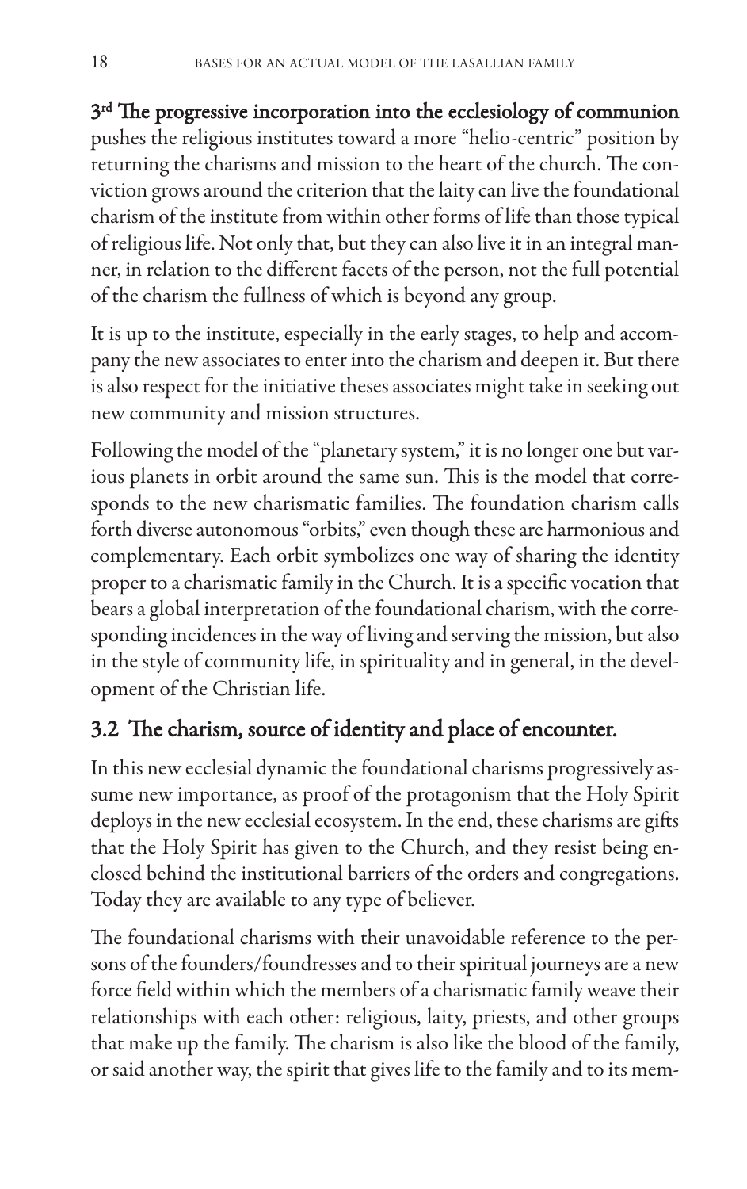**3rd The progressive incorporation into the ecclesiology of communion** pushes the religious institutes toward a more "helio-centric" position by returning the charisms and mission to the heart of the church. The conviction grows around the criterion that the laity can live the foundational charism of the institute from within other forms of life than those typical of religious life. Not only that, but they can also live it in an integral manner, in relation to the different facets of the person, not the full potential of the charism the fullness of which is beyond any group.

It is up to the institute, especially in the early stages, to help and accompany the new associates to enter into the charism and deepen it. But there is also respect for the initiative theses associates might take in seeking out new community and mission structures.

Following the model of the "planetary system," it is no longer one but various planets in orbit around the same sun. This is the model that corresponds to the new charismatic families. The foundation charism calls forth diverse autonomous "orbits," even though these are harmonious and complementary. Each orbit symbolizes one way of sharing the identity proper to a charismatic family in the Church. It is a specific vocation that bears a global interpretation of the foundational charism, with the corresponding incidences in the way of living and serving the mission, but also in the style of community life, in spirituality and in general, in the development of the Christian life.

## 3.2 The charism, source of identity and place of encounter.

In this new ecclesial dynamic the foundational charisms progressively assume new importance, as proof of the protagonism that the Holy Spirit deploys in the new ecclesial ecosystem. In the end, these charisms are gifts that the Holy Spirit has given to the Church, and they resist being enclosed behind the institutional barriers of the orders and congregations. Today they are available to any type of believer.

The foundational charisms with their unavoidable reference to the persons of the founders/foundresses and to their spiritual journeys are a new force field within which the members of a charismatic family weave their relationships with each other: religious, laity, priests, and other groups that make up the family. The charism is also like the blood of the family, or said another way, the spirit that gives life to the family and to its mem-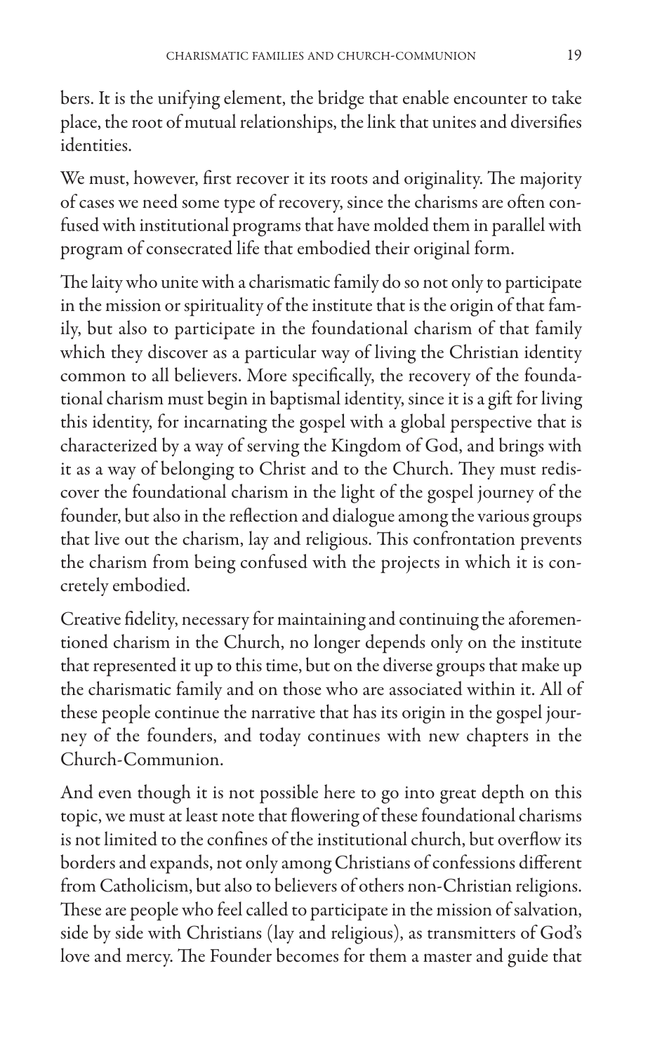bers. It is the unifying element, the bridge that enable encounter to take place, the root of mutual relationships, the link that unites and diversifies identities.

We must, however, first recover it its roots and originality. The majority of cases we need some type of recovery, since the charisms are often confused with institutional programs that have molded them in parallel with program of consecrated life that embodied their original form.

The laity who unite with a charismatic family do so not only to participate in the mission or spirituality of the institute that is the origin of that family, but also to participate in the foundational charism of that family which they discover as a particular way of living the Christian identity common to all believers. More specifically, the recovery of the foundational charism must begin in baptismal identity, since it is a gift for living this identity, for incarnating the gospel with a global perspective that is characterized by a way of serving the Kingdom of God, and brings with it as a way of belonging to Christ and to the Church. They must rediscover the foundational charism in the light of the gospel journey of the founder, but also in the reflection and dialogue among the various groups that live out the charism, lay and religious. This confrontation prevents the charism from being confused with the projects in which it is concretely embodied.

Creative fidelity, necessary for maintaining and continuing the aforementioned charism in the Church, no longer depends only on the institute that represented it up to this time, but on the diverse groups that make up the charismatic family and on those who are associated within it. All of these people continue the narrative that has its origin in the gospel journey of the founders, and today continues with new chapters in the Church-Communion.

And even though it is not possible here to go into great depth on this topic, we must at least note that flowering of these foundational charisms is not limited to the confines of the institutional church, but overflow its borders and expands, not only among Christians of confessions different from Catholicism, but also to believers of others non-Christian religions. These are people who feel called to participate in the mission of salvation, side by side with Christians (lay and religious), as transmitters of God's love and mercy. The Founder becomes for them a master and guide that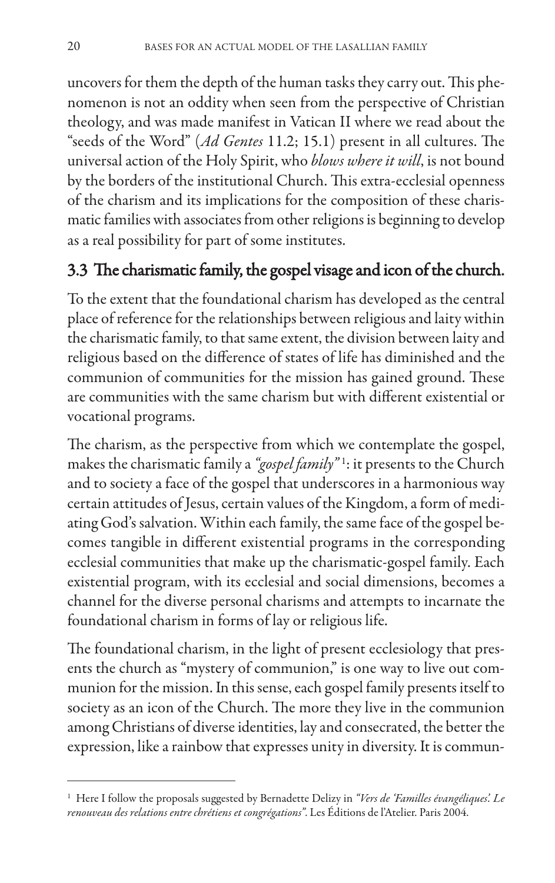uncovers for them the depth of the human tasks they carry out. This phenomenon is not an oddity when seen from the perspective of Christian theology, and was made manifest in Vatican II where we read about the "seeds of the Word" (*Ad Gentes* 11.2; 15.1) present in all cultures. The universal action of the Holy Spirit, who *blows where it will*, is not bound by the borders of the institutional Church. This extra-ecclesial openness of the charism and its implications for the composition of these charismatic families with associates from other religions is beginning to develop as a real possibility for part of some institutes.

### 3.3 The charismatic family, the gospel visage and icon of the church.

To the extent that the foundational charism has developed as the central place of reference for the relationships between religious and laity within the charismatic family, to that same extent, the division between laity and religious based on the difference of states of life has diminished and the communion of communities for the mission has gained ground. These are communities with the same charism but with different existential or vocational programs.

The charism, as the perspective from which we contemplate the gospel, makes the charismatic family a *"gospel family"*[1]: it presents to the Church and to society a face of the gospel that underscores in a harmonious way certain attitudes of Jesus, certain values of the Kingdom, a form of mediating God's salvation. Within each family, the same face of the gospel becomes tangible in different existential programs in the corresponding ecclesial communities that make up the charismatic-gospel family. Each existential program, with its ecclesial and social dimensions, becomes a channel for the diverse personal charisms and attempts to incarnate the foundational charism in forms of lay or religious life.

The foundational charism, in the light of present ecclesiology that presents the church as "mystery of communion," is one way to live out communion for the mission. In this sense, each gospel family presents itself to society as an icon of the Church. The more they live in the communion among Christians of diverse identities, lay and consecrated, the better the expression, like a rainbow that expresses unity in diversity. It is commun-

---

[1] Here I follow the proposals suggested by Bernadette Delizy in *"Vers de 'Familles évangéliques'. Le renouveau des relations entre chrétiens et congrégations"*. Les Éditions de l'Atelier. Paris 2004.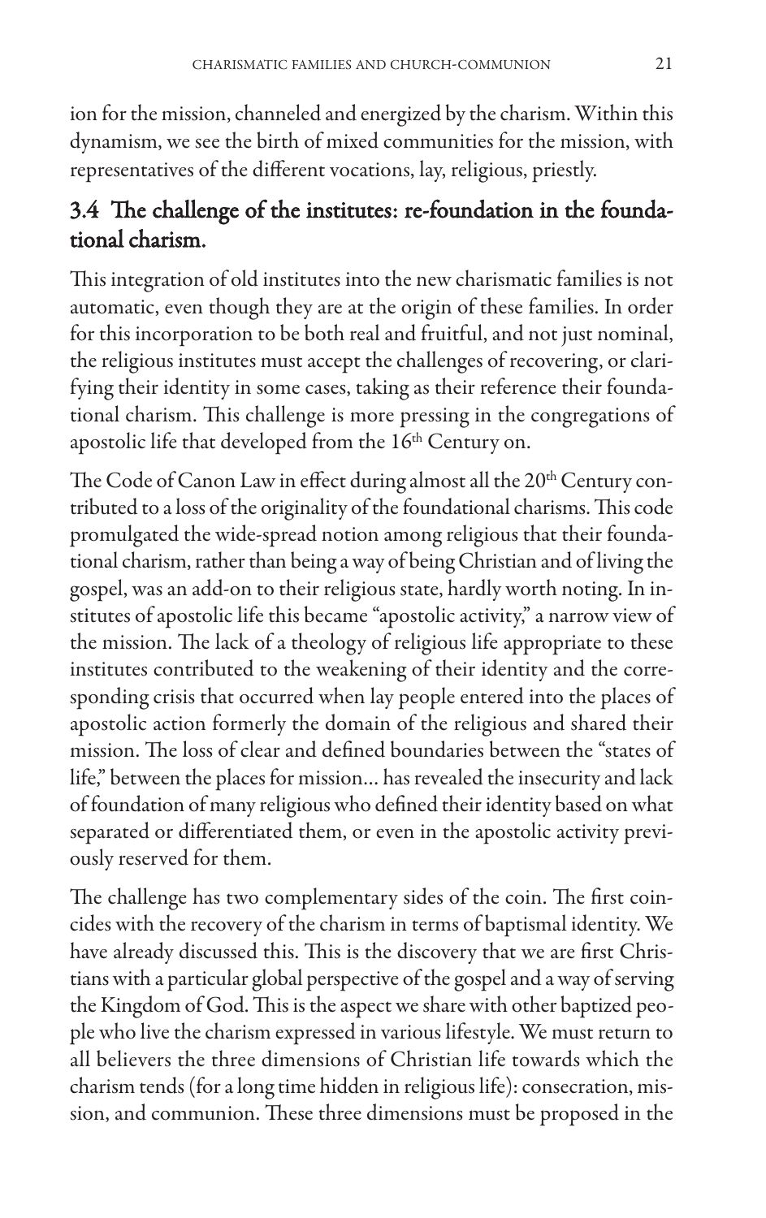ion for the mission, channeled and energized by the charism. Within this dynamism, we see the birth of mixed communities for the mission, with representatives of the different vocations, lay, religious, priestly.

### 3.4 The challenge of the institutes: re-foundation in the foundational charism.

This integration of old institutes into the new charismatic families is not automatic, even though they are at the origin of these families. In order for this incorporation to be both real and fruitful, and not just nominal, the religious institutes must accept the challenges of recovering, or clarifying their identity in some cases, taking as their reference their foundational charism. This challenge is more pressing in the congregations of apostolic life that developed from the 16th Century on.

The Code of Canon Law in effect during almost all the 20th Century contributed to a loss of the originality of the foundational charisms. This code promulgated the wide-spread notion among religious that their foundational charism, rather than being a way of being Christian and of living the gospel, was an add-on to their religious state, hardly worth noting. In institutes of apostolic life this became "apostolic activity," a narrow view of the mission. The lack of a theology of religious life appropriate to these institutes contributed to the weakening of their identity and the corresponding crisis that occurred when lay people entered into the places of apostolic action formerly the domain of the religious and shared their mission. The loss of clear and defined boundaries between the "states of life," between the places for mission... has revealed the insecurity and lack of foundation of many religious who defined their identity based on what separated or differentiated them, or even in the apostolic activity previously reserved for them.

The challenge has two complementary sides of the coin. The first coincides with the recovery of the charism in terms of baptismal identity. We have already discussed this. This is the discovery that we are first Christians with a particular global perspective of the gospel and a way of serving the Kingdom of God. This is the aspect we share with other baptized people who live the charism expressed in various lifestyle. We must return to all believers the three dimensions of Christian life towards which the charism tends (for a long time hidden in religious life): consecration, mission, and communion. These three dimensions must be proposed in the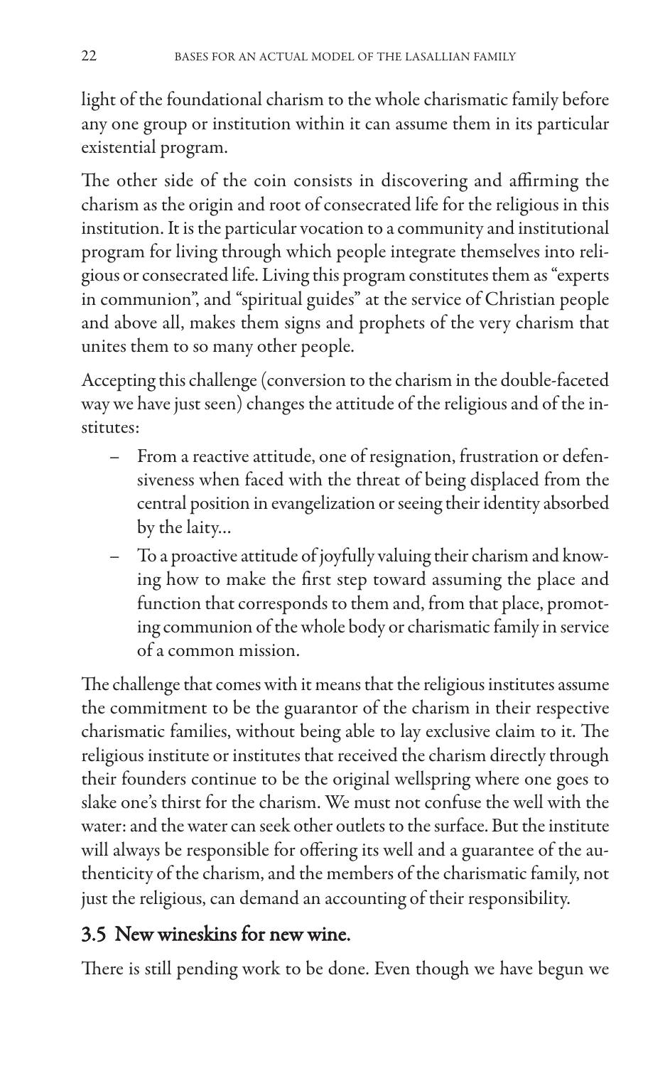light of the foundational charism to the whole charismatic family before any one group or institution within it can assume them in its particular existential program.

The other side of the coin consists in discovering and affirming the charism as the origin and root of consecrated life for the religious in this institution. It is the particular vocation to a community and institutional program for living through which people integrate themselves into religious or consecrated life. Living this program constitutes them as "experts in communion", and "spiritual guides" at the service of Christian people and above all, makes them signs and prophets of the very charism that unites them to so many other people.

Accepting this challenge (conversion to the charism in the double-faceted way we have just seen) changes the attitude of the religious and of the institutes:

- From a reactive attitude, one of resignation, frustration or defensiveness when faced with the threat of being displaced from the central position in evangelization or seeing their identity absorbed by the laity...
- To a proactive attitude of joyfully valuing their charism and knowing how to make the first step toward assuming the place and function that corresponds to them and, from that place, promoting communion of the whole body or charismatic family in service of a common mission.

The challenge that comes with it means that the religious institutes assume the commitment to be the guarantor of the charism in their respective charismatic families, without being able to lay exclusive claim to it. The religious institute or institutes that received the charism directly through their founders continue to be the original wellspring where one goes to slake one's thirst for the charism. We must not confuse the well with the water: and the water can seek other outlets to the surface. But the institute will always be responsible for offering its well and a guarantee of the authenticity of the charism, and the members of the charismatic family, not just the religious, can demand an accounting of their responsibility.

## 3.5 New wineskins for new wine.

There is still pending work to be done. Even though we have begun we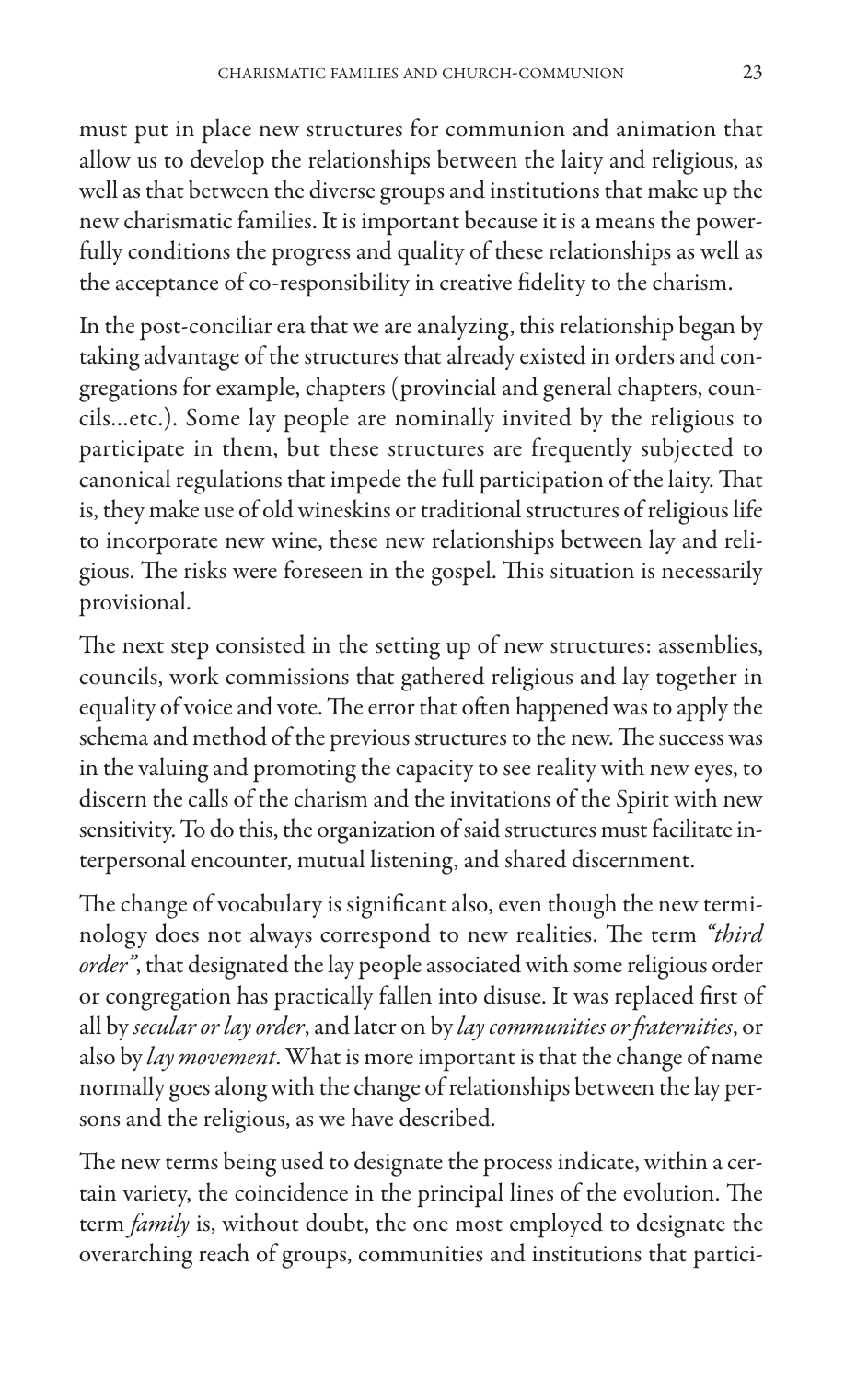must put in place new structures for communion and animation that allow us to develop the relationships between the laity and religious, as well as that between the diverse groups and institutions that make up the new charismatic families. It is important because it is a means the powerfully conditions the progress and quality of these relationships as well as the acceptance of co-responsibility in creative fidelity to the charism.

In the post-conciliar era that we are analyzing, this relationship began by taking advantage of the structures that already existed in orders and congregations for example, chapters (provincial and general chapters, councils...etc.). Some lay people are nominally invited by the religious to participate in them, but these structures are frequently subjected to canonical regulations that impede the full participation of the laity. That is, they make use of old wineskins or traditional structures of religious life to incorporate new wine, these new relationships between lay and religious. The risks were foreseen in the gospel. This situation is necessarily provisional.

The next step consisted in the setting up of new structures: assemblies, councils, work commissions that gathered religious and lay together in equality of voice and vote. The error that often happened was to apply the schema and method of the previous structures to the new. The success was in the valuing and promoting the capacity to see reality with new eyes, to discern the calls of the charism and the invitations of the Spirit with new sensitivity. To do this, the organization of said structures must facilitate interpersonal encounter, mutual listening, and shared discernment.

The change of vocabulary is significant also, even though the new terminology does not always correspond to new realities. The term *"third order"*, that designated the lay people associated with some religious order or congregation has practically fallen into disuse. It was replaced first of all by *secular or lay order*, and later on by *lay communities or fraternities*, or also by *lay movement*. What is more important is that the change of name normally goes along with the change of relationships between the lay persons and the religious, as we have described.

The new terms being used to designate the process indicate, within a certain variety, the coincidence in the principal lines of the evolution. The term *family* is, without doubt, the one most employed to designate the overarching reach of groups, communities and institutions that partici-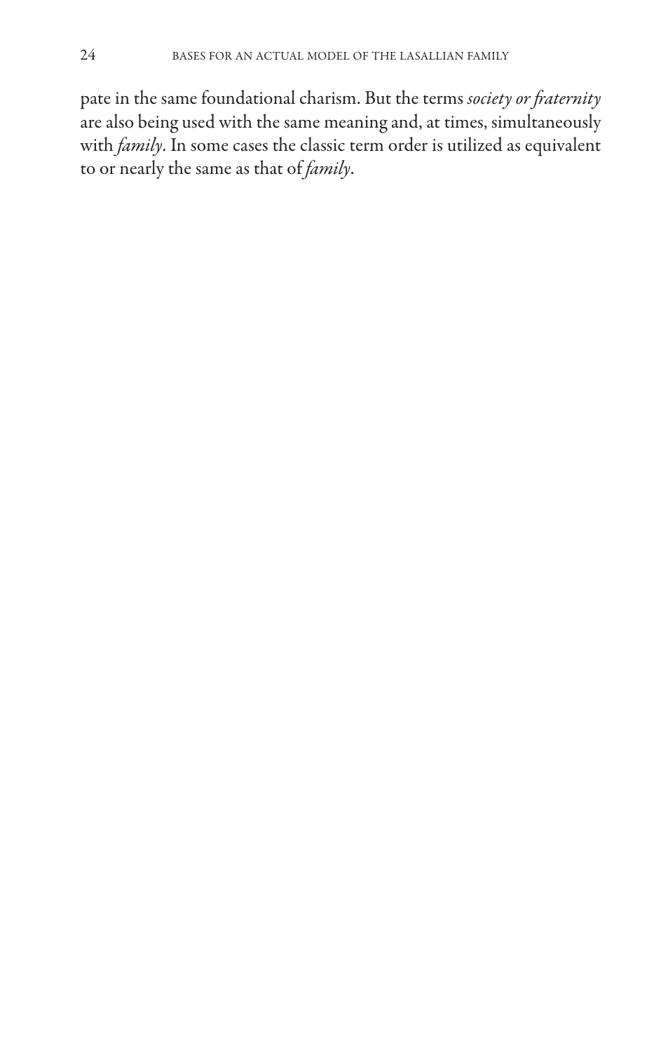pate in the same foundational charism. But the terms *society or fraternity* are also being used with the same meaning and, at times, simultaneously with *family*. In some cases the classic term order is utilized as equivalent to or nearly the same as that of *family*.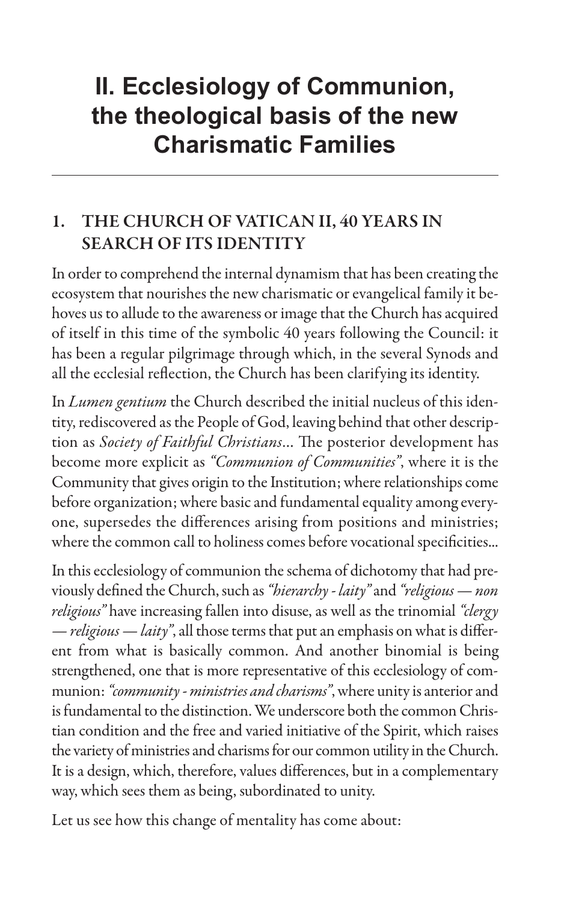# II. Ecclesiology of Communion, the theological basis of the new Charismatic Families

## 1. THE CHURCH OF VATICAN II, 40 YEARS IN SEARCH OF ITS IDENTITY

In order to comprehend the internal dynamism that has been creating the ecosystem that nourishes the new charismatic or evangelical family it behoves us to allude to the awareness or image that the Church has acquired of itself in this time of the symbolic 40 years following the Council: it has been a regular pilgrimage through which, in the several Synods and all the ecclesial reflection, the Church has been clarifying its identity.

In *Lumen gentium* the Church described the initial nucleus of this identity, rediscovered as the People of God, leaving behind that other description as *Society of Faithful Christians*... The posterior development has become more explicit as *"Communion of Communities"*, where it is the Community that gives origin to the Institution; where relationships come before organization; where basic and fundamental equality among everyone, supersedes the differences arising from positions and ministries; where the common call to holiness comes before vocational specificities...

In this ecclesiology of communion the schema of dichotomy that had previously defined the Church, such as *"hierarchy - laity"* and *"religious — non religious"* have increasing fallen into disuse, as well as the trinomial *"clergy — religious — laity"*, all those terms that put an emphasis on what is different from what is basically common. And another binomial is being strengthened, one that is more representative of this ecclesiology of communion: *"community - ministries and charisms"*, where unity is anterior and is fundamental to the distinction. We underscore both the common Christian condition and the free and varied initiative of the Spirit, which raises the variety of ministries and charisms for our common utility in the Church. It is a design, which, therefore, values differences, but in a complementary way, which sees them as being, subordinated to unity.

Let us see how this change of mentality has come about: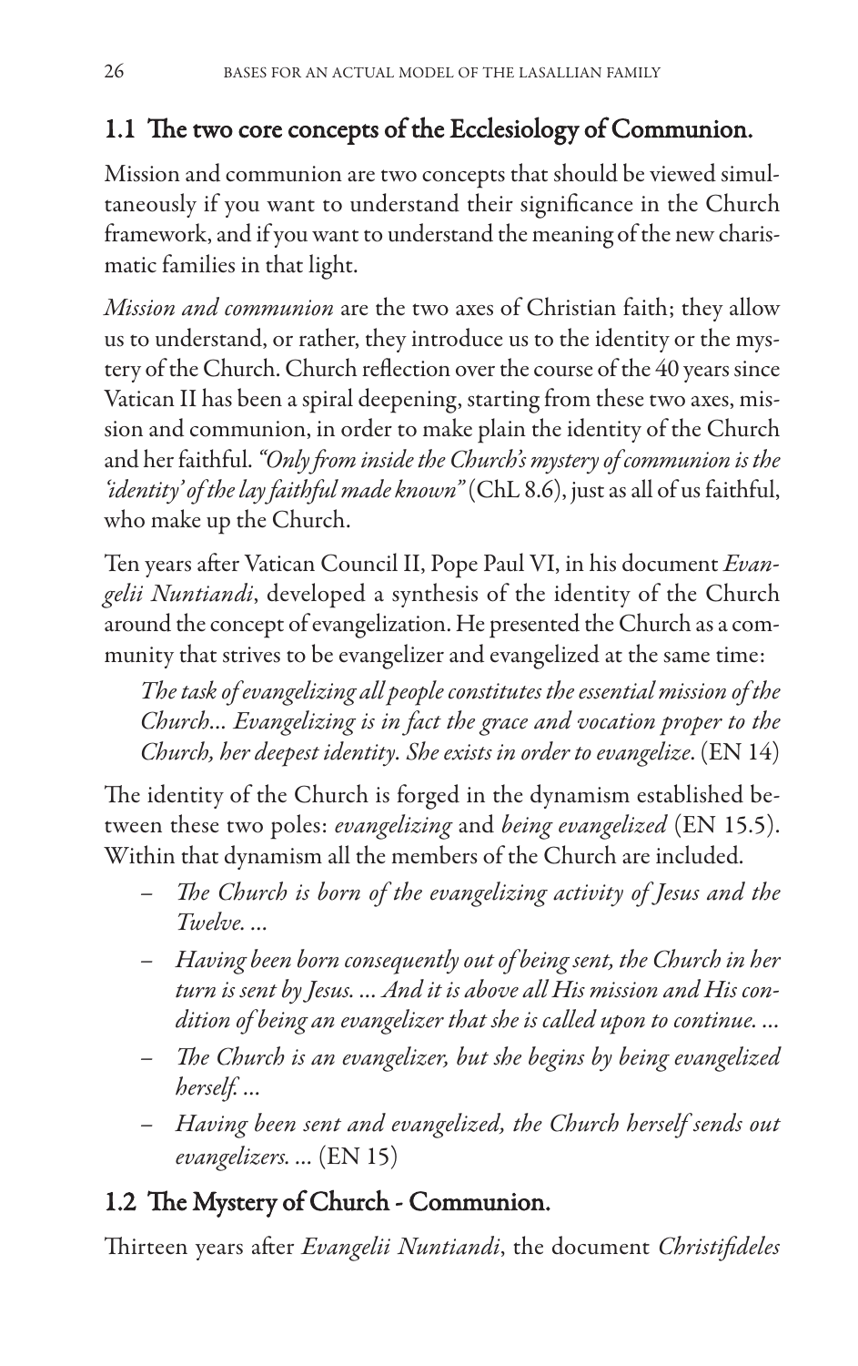## 1.1 The two core concepts of the Ecclesiology of Communion.

Mission and communion are two concepts that should be viewed simultaneously if you want to understand their significance in the Church framework, and if you want to understand the meaning of the new charismatic families in that light.

*Mission and communion* are the two axes of Christian faith; they allow us to understand, or rather, they introduce us to the identity or the mystery of the Church. Church reflection over the course of the 40 years since Vatican II has been a spiral deepening, starting from these two axes, mission and communion, in order to make plain the identity of the Church and her faithful. *"Only from inside the Church's mystery of communion is the 'identity' of the lay faithful made known"* (ChL 8.6), just as all of us faithful, who make up the Church.

Ten years after Vatican Council II, Pope Paul VI, in his document *Evangelii Nuntiandi*, developed a synthesis of the identity of the Church around the concept of evangelization. He presented the Church as a community that strives to be evangelizer and evangelized at the same time:

> *The task of evangelizing all people constitutes the essential mission of the Church... Evangelizing is in fact the grace and vocation proper to the Church, her deepest identity. She exists in order to evangelize*. (EN 14)

The identity of the Church is forged in the dynamism established between these two poles: *evangelizing* and *being evangelized* (EN 15.5). Within that dynamism all the members of the Church are included.

- *The Church is born of the evangelizing activity of Jesus and the Twelve. ...*
- *Having been born consequently out of being sent, the Church in her turn is sent by Jesus. ... And it is above all His mission and His condition of being an evangelizer that she is called upon to continue. ...*
- *The Church is an evangelizer, but she begins by being evangelized herself. ...*
- *Having been sent and evangelized, the Church herself sends out evangelizers. ...* (EN 15)

## 1.2 The Mystery of Church - Communion.

Thirteen years after *Evangelii Nuntiandi*, the document *Christifideles*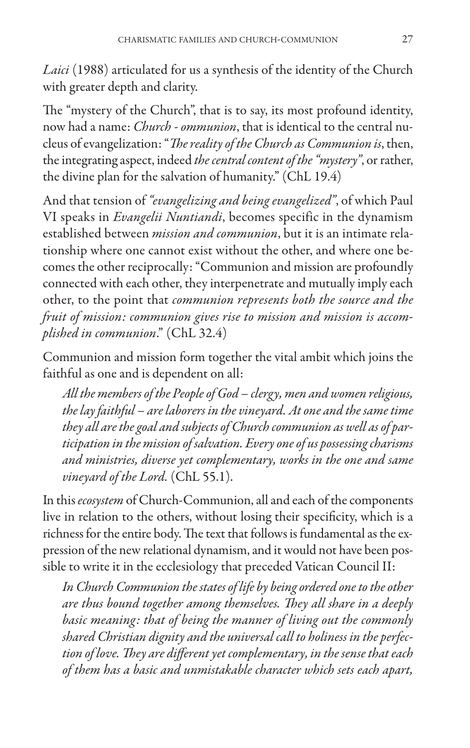*Laici* (1988) articulated for us a synthesis of the identity of the Church with greater depth and clarity.

The "mystery of the Church", that is to say, its most profound identity, now had a name: *Church - ommunion*, that is identical to the central nucleus of evangelization: "*The reality of the Church as Communion is*, then, the integrating aspect, indeed *the central content of the "mystery"*, or rather, the divine plan for the salvation of humanity." (ChL 19.4)

And that tension of *"evangelizing and being evangelized"*, of which Paul VI speaks in *Evangelii Nuntiandi*, becomes specific in the dynamism established between *mission and communion*, but it is an intimate relationship where one cannot exist without the other, and where one becomes the other reciprocally: "Communion and mission are profoundly connected with each other, they interpenetrate and mutually imply each other, to the point that *communion represents both the source and the fruit of mission: communion gives rise to mission and mission is accomplished in communion*." (ChL 32.4)

Communion and mission form together the vital ambit which joins the faithful as one and is dependent on all:

> *All the members of the People of God – clergy, men and women religious, the lay faithful – are laborers in the vineyard. At one and the same time they all are the goal and subjects of Church communion as well as of participation in the mission of salvation. Every one of us possessing charisms and ministries, diverse yet complementary, works in the one and same vineyard of the Lord.* (ChL 55.1).

In this *ecosystem* of Church-Communion, all and each of the components live in relation to the others, without losing their specificity, which is a richness for the entire body. The text that follows is fundamental as the expression of the new relational dynamism, and it would not have been possible to write it in the ecclesiology that preceded Vatican Council II:

> *In Church Communion the states of life by being ordered one to the other are thus bound together among themselves. They all share in a deeply basic meaning: that of being the manner of living out the commonly shared Christian dignity and the universal call to holiness in the perfection of love. They are different yet complementary, in the sense that each of them has a basic and unmistakable character which sets each apart,*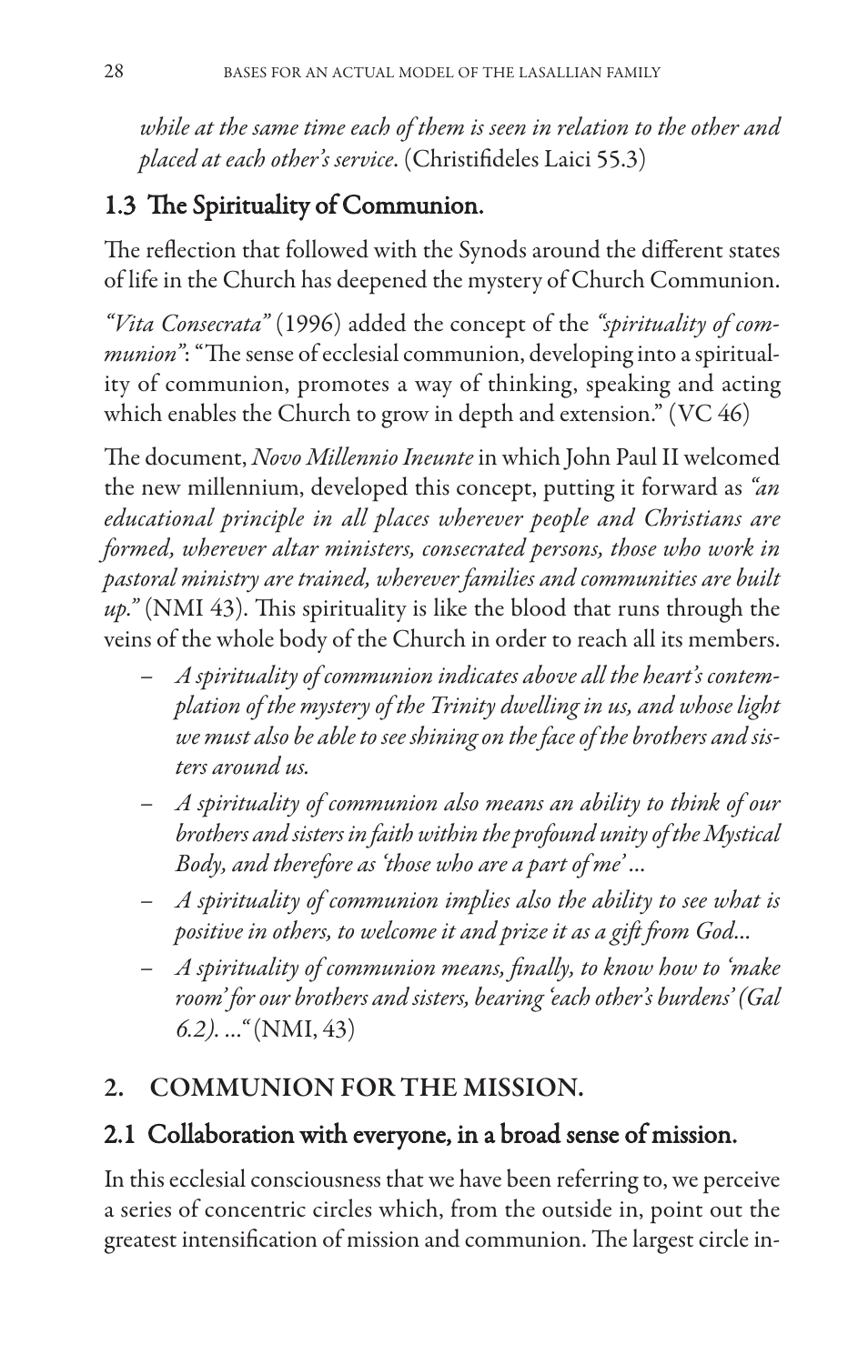*while at the same time each of them is seen in relation to the other and placed at each other's service*. (Christifideles Laici 55.3)

### 1.3 The Spirituality of Communion.

The reflection that followed with the Synods around the different states of life in the Church has deepened the mystery of Church Communion.

*"Vita Consecrata"* (1996) added the concept of the *"spirituality of communion"*: "The sense of ecclesial communion, developing into a spirituality of communion, promotes a way of thinking, speaking and acting which enables the Church to grow in depth and extension." (VC 46)

The document, *Novo Millennio Ineunte* in which John Paul II welcomed the new millennium, developed this concept, putting it forward as *"an educational principle in all places wherever people and Christians are formed, wherever altar ministers, consecrated persons, those who work in pastoral ministry are trained, wherever families and communities are built up."* (NMI 43). This spirituality is like the blood that runs through the veins of the whole body of the Church in order to reach all its members.

- *A spirituality of communion indicates above all the heart's contemplation of the mystery of the Trinity dwelling in us, and whose light we must also be able to see shining on the face of the brothers and sisters around us.*
- *A spirituality of communion also means an ability to think of our brothers and sisters in faith within the profound unity of the Mystical Body, and therefore as 'those who are a part of me' ...*
- *A spirituality of communion implies also the ability to see what is positive in others, to welcome it and prize it as a gift from God...*
- *A spirituality of communion means, finally, to know how to 'make room' for our brothers and sisters, bearing 'each other's burdens' (Gal 6.2). ..."* (NMI, 43)

## 2. COMMUNION FOR THE MISSION.

### 2.1 Collaboration with everyone, in a broad sense of mission.

In this ecclesial consciousness that we have been referring to, we perceive a series of concentric circles which, from the outside in, point out the greatest intensification of mission and communion. The largest circle in-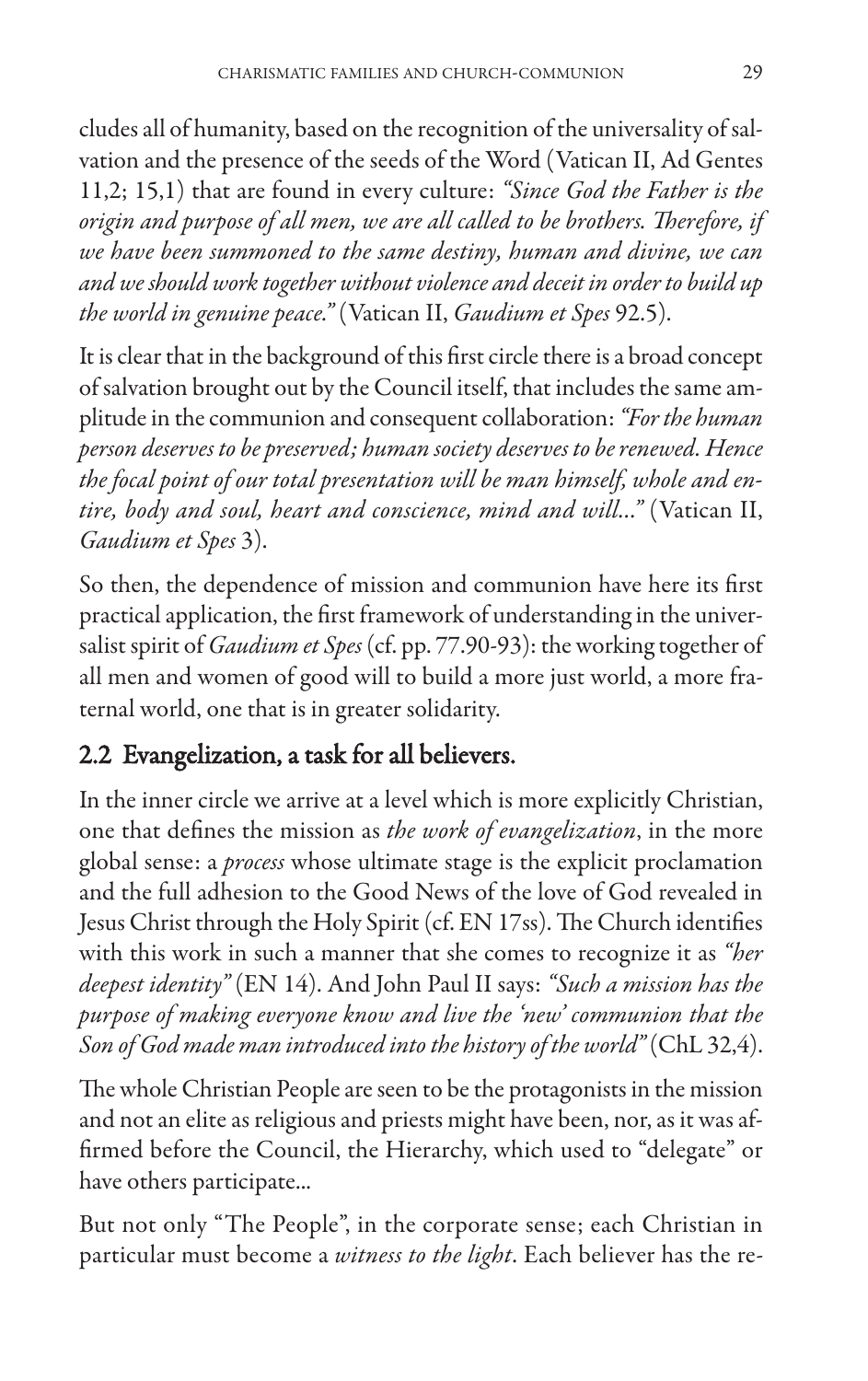cludes all of humanity, based on the recognition of the universality of salvation and the presence of the seeds of the Word (Vatican II, Ad Gentes 11,2; 15,1) that are found in every culture: *"Since God the Father is the origin and purpose of all men, we are all called to be brothers. Therefore, if we have been summoned to the same destiny, human and divine, we can and we should work together without violence and deceit in order to build up the world in genuine peace."* (Vatican II, *Gaudium et Spes* 92.5).

It is clear that in the background of this first circle there is a broad concept of salvation brought out by the Council itself, that includes the same amplitude in the communion and consequent collaboration: *"For the human person deserves to be preserved; human society deserves to be renewed. Hence the focal point of our total presentation will be man himself, whole and entire, body and soul, heart and conscience, mind and will..."* (Vatican II, *Gaudium et Spes* 3).

So then, the dependence of mission and communion have here its first practical application, the first framework of understanding in the universalist spirit of *Gaudium et Spes* (cf. pp. 77.90-93): the working together of all men and women of good will to build a more just world, a more fraternal world, one that is in greater solidarity.

## 2.2 Evangelization, a task for all believers.

In the inner circle we arrive at a level which is more explicitly Christian, one that defines the mission as *the work of evangelization*, in the more global sense: a *process* whose ultimate stage is the explicit proclamation and the full adhesion to the Good News of the love of God revealed in Jesus Christ through the Holy Spirit (cf. EN 17ss). The Church identifies with this work in such a manner that she comes to recognize it as *"her deepest identity"* (EN 14). And John Paul II says: *"Such a mission has the purpose of making everyone know and live the 'new' communion that the Son of God made man introduced into the history of the world"* (ChL 32,4).

The whole Christian People are seen to be the protagonists in the mission and not an elite as religious and priests might have been, nor, as it was affirmed before the Council, the Hierarchy, which used to "delegate" or have others participate...

But not only "The People", in the corporate sense; each Christian in particular must become a *witness to the light*. Each believer has the re-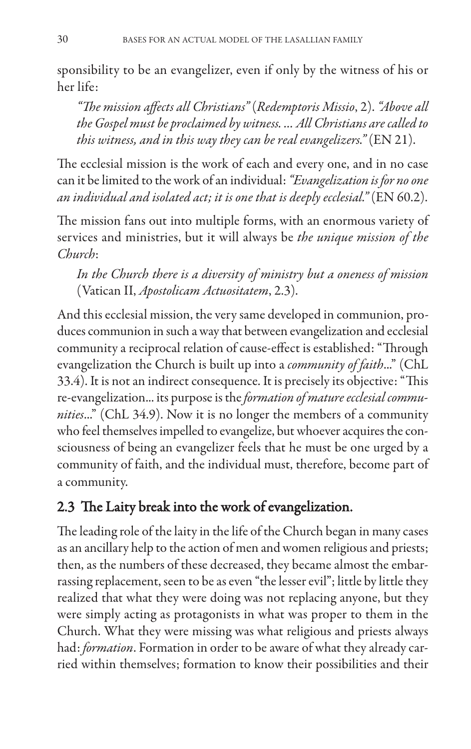sponsibility to be an evangelizer, even if only by the witness of his or her life:

> *"The mission affects all Christians"* (*Redemptoris Missio*, 2). *"Above all the Gospel must be proclaimed by witness. ... All Christians are called to this witness, and in this way they can be real evangelizers."* (EN 21).

The ecclesial mission is the work of each and every one, and in no case can it be limited to the work of an individual: *"Evangelization is for no one an individual and isolated act; it is one that is deeply ecclesial."* (EN 60.2).

The mission fans out into multiple forms, with an enormous variety of services and ministries, but it will always be *the unique mission of the Church*:

> *In the Church there is a diversity of ministry but a oneness of mission* (Vatican II, *Apostolicam Actuositatem*, 2.3).

And this ecclesial mission, the very same developed in communion, produces communion in such a way that between evangelization and ecclesial community a reciprocal relation of cause-effect is established: "Through evangelization the Church is built up into a *community of faith*..." (ChL 33.4). It is not an indirect consequence. It is precisely its objective: "This re-evangelization... its purpose is the *formation of mature ecclesial communities*..." (ChL 34.9). Now it is no longer the members of a community who feel themselves impelled to evangelize, but whoever acquires the consciousness of being an evangelizer feels that he must be one urged by a community of faith, and the individual must, therefore, become part of a community.

## 2.3 The Laity break into the work of evangelization.

The leading role of the laity in the life of the Church began in many cases as an ancillary help to the action of men and women religious and priests; then, as the numbers of these decreased, they became almost the embarrassing replacement, seen to be as even "the lesser evil"; little by little they realized that what they were doing was not replacing anyone, but they were simply acting as protagonists in what was proper to them in the Church. What they were missing was what religious and priests always had: *formation*. Formation in order to be aware of what they already carried within themselves; formation to know their possibilities and their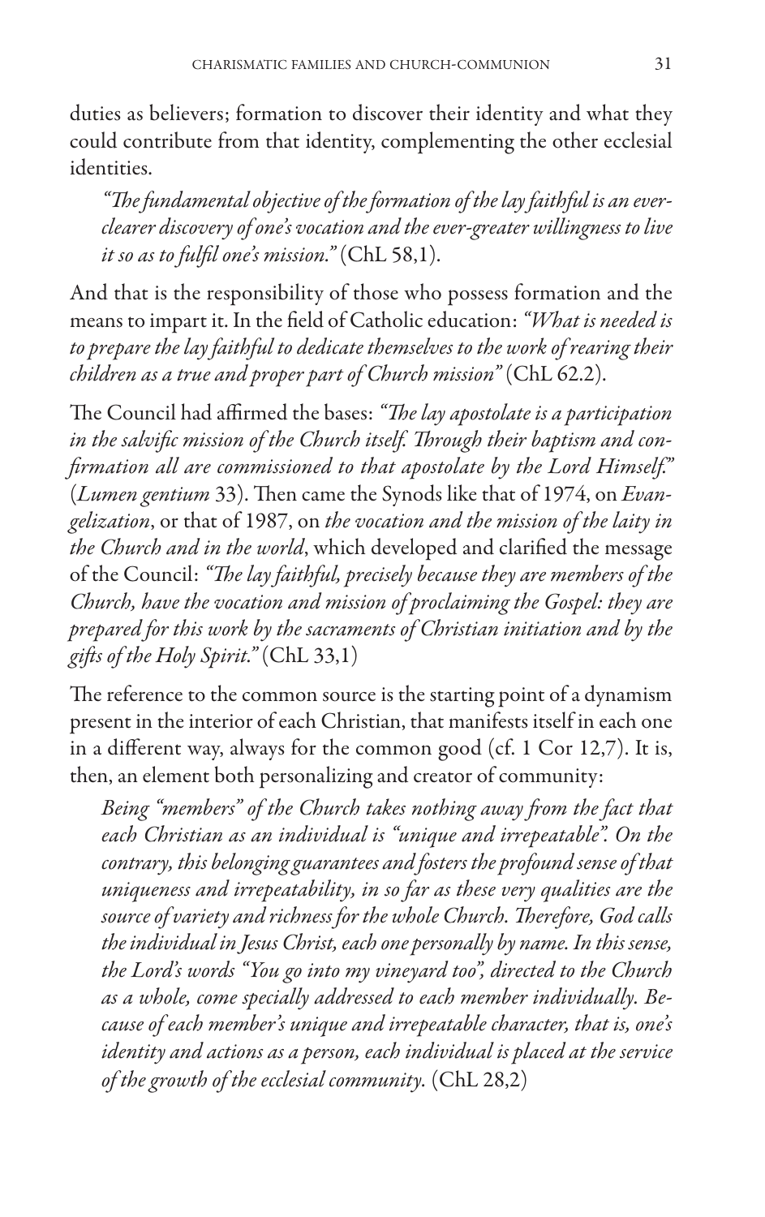duties as believers; formation to discover their identity and what they could contribute from that identity, complementing the other ecclesial identities.

> *"The fundamental objective of the formation of the lay faithful is an ever-clearer discovery of one's vocation and the ever-greater willingness to live it so as to fulfil one's mission."* (ChL 58,1).

And that is the responsibility of those who possess formation and the means to impart it. In the field of Catholic education: *"What is needed is to prepare the lay faithful to dedicate themselves to the work of rearing their children as a true and proper part of Church mission"* (ChL 62.2).

The Council had affirmed the bases: *"The lay apostolate is a participation in the salvific mission of the Church itself. Through their baptism and confirmation all are commissioned to that apostolate by the Lord Himself."* (*Lumen gentium* 33). Then came the Synods like that of 1974, on *Evangelization*, or that of 1987, on *the vocation and the mission of the laity in the Church and in the world*, which developed and clarified the message of the Council: *"The lay faithful, precisely because they are members of the Church, have the vocation and mission of proclaiming the Gospel: they are prepared for this work by the sacraments of Christian initiation and by the gifts of the Holy Spirit."* (ChL 33,1)

The reference to the common source is the starting point of a dynamism present in the interior of each Christian, that manifests itself in each one in a different way, always for the common good (cf. 1 Cor 12,7). It is, then, an element both personalizing and creator of community:

> *Being "members" of the Church takes nothing away from the fact that each Christian as an individual is "unique and irrepeatable". On the contrary, this belonging guarantees and fosters the profound sense of that uniqueness and irrepeatability, in so far as these very qualities are the source of variety and richness for the whole Church. Therefore, God calls the individual in Jesus Christ, each one personally by name. In this sense, the Lord's words "You go into my vineyard too", directed to the Church as a whole, come specially addressed to each member individually. Because of each member's unique and irrepeatable character, that is, one's identity and actions as a person, each individual is placed at the service of the growth of the ecclesial community.* (ChL 28,2)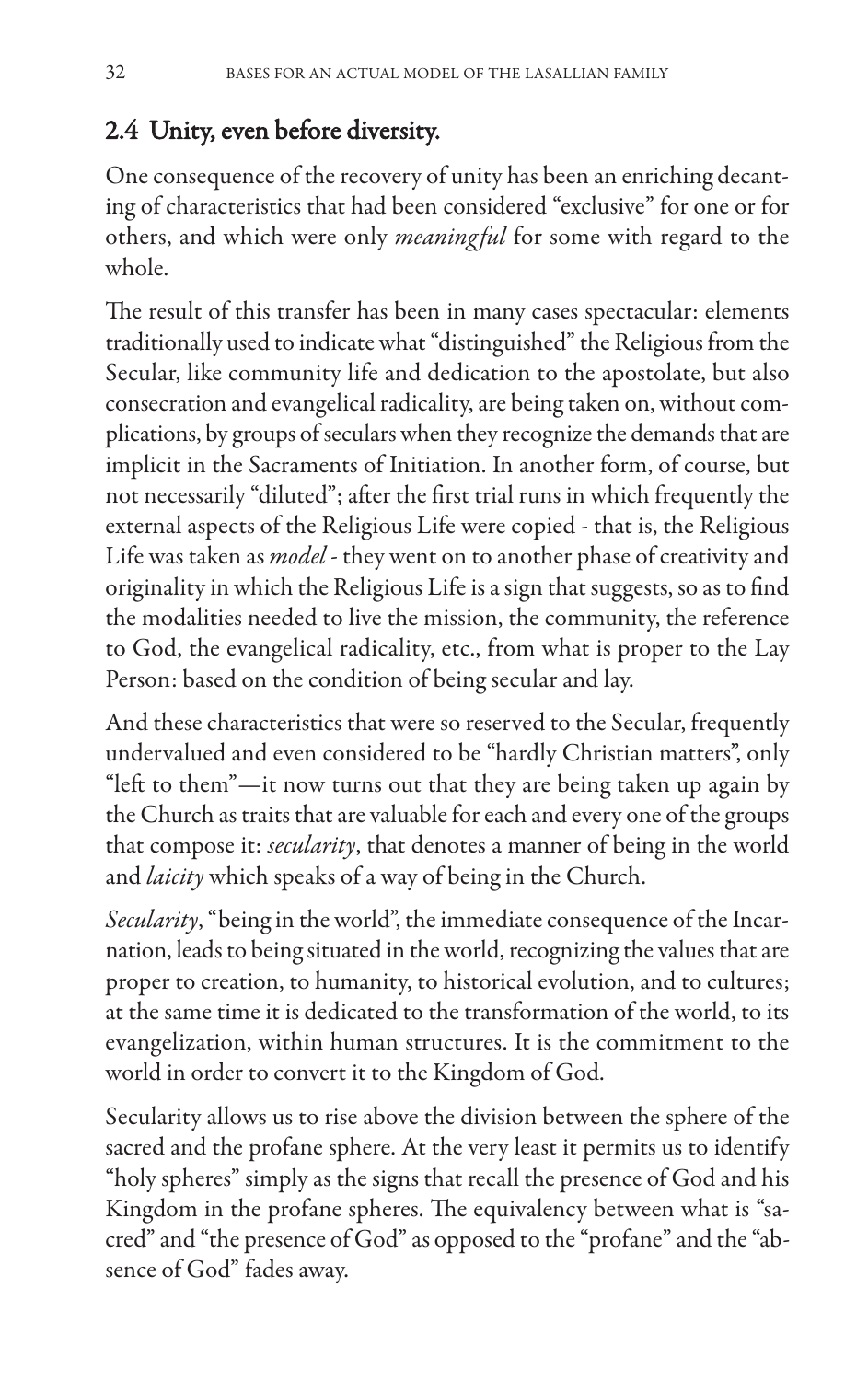## 2.4 Unity, even before diversity.

One consequence of the recovery of unity has been an enriching decanting of characteristics that had been considered "exclusive" for one or for others, and which were only *meaningful* for some with regard to the whole.

The result of this transfer has been in many cases spectacular: elements traditionally used to indicate what "distinguished" the Religious from the Secular, like community life and dedication to the apostolate, but also consecration and evangelical radicality, are being taken on, without complications, by groups of seculars when they recognize the demands that are implicit in the Sacraments of Initiation. In another form, of course, but not necessarily "diluted"; after the first trial runs in which frequently the external aspects of the Religious Life were copied - that is, the Religious Life was taken as *model* - they went on to another phase of creativity and originality in which the Religious Life is a sign that suggests, so as to find the modalities needed to live the mission, the community, the reference to God, the evangelical radicality, etc., from what is proper to the Lay Person: based on the condition of being secular and lay.

And these characteristics that were so reserved to the Secular, frequently undervalued and even considered to be "hardly Christian matters", only "left to them"—it now turns out that they are being taken up again by the Church as traits that are valuable for each and every one of the groups that compose it: *secularity*, that denotes a manner of being in the world and *laicity* which speaks of a way of being in the Church.

*Secularity*, "being in the world", the immediate consequence of the Incarnation, leads to being situated in the world, recognizing the values that are proper to creation, to humanity, to historical evolution, and to cultures; at the same time it is dedicated to the transformation of the world, to its evangelization, within human structures. It is the commitment to the world in order to convert it to the Kingdom of God.

Secularity allows us to rise above the division between the sphere of the sacred and the profane sphere. At the very least it permits us to identify "holy spheres" simply as the signs that recall the presence of God and his Kingdom in the profane spheres. The equivalency between what is "sacred" and "the presence of God" as opposed to the "profane" and the "absence of God" fades away.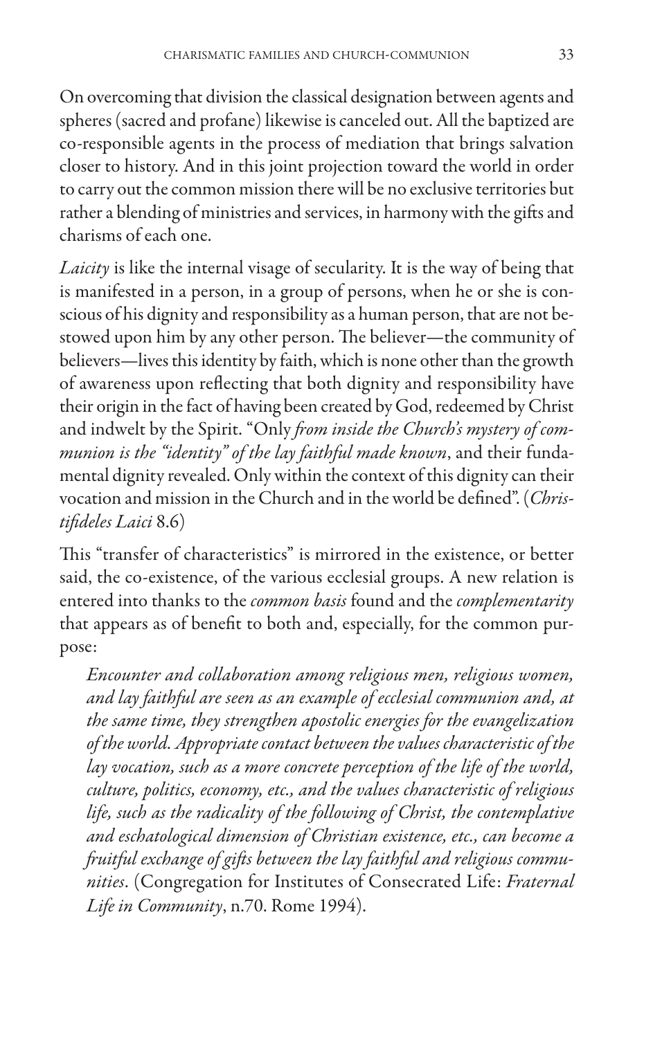On overcoming that division the classical designation between agents and spheres (sacred and profane) likewise is canceled out. All the baptized are co-responsible agents in the process of mediation that brings salvation closer to history. And in this joint projection toward the world in order to carry out the common mission there will be no exclusive territories but rather a blending of ministries and services, in harmony with the gifts and charisms of each one.

*Laicity* is like the internal visage of secularity. It is the way of being that is manifested in a person, in a group of persons, when he or she is conscious of his dignity and responsibility as a human person, that are not bestowed upon him by any other person. The believer—the community of believers—lives this identity by faith, which is none other than the growth of awareness upon reflecting that both dignity and responsibility have their origin in the fact of having been created by God, redeemed by Christ and indwelt by the Spirit. "Only *from inside the Church's mystery of communion is the "identity" of the lay faithful made known*, and their fundamental dignity revealed. Only within the context of this dignity can their vocation and mission in the Church and in the world be defined". (*Christifideles Laici* 8.6)

This "transfer of characteristics" is mirrored in the existence, or better said, the co-existence, of the various ecclesial groups. A new relation is entered into thanks to the *common basis* found and the *complementarity* that appears as of benefit to both and, especially, for the common purpose:

> *Encounter and collaboration among religious men, religious women, and lay faithful are seen as an example of ecclesial communion and, at the same time, they strengthen apostolic energies for the evangelization of the world. Appropriate contact between the values characteristic of the lay vocation, such as a more concrete perception of the life of the world, culture, politics, economy, etc., and the values characteristic of religious life, such as the radicality of the following of Christ, the contemplative and eschatological dimension of Christian existence, etc., can become a fruitful exchange of gifts between the lay faithful and religious communities*. (Congregation for Institutes of Consecrated Life: *Fraternal Life in Community*, n.70. Rome 1994).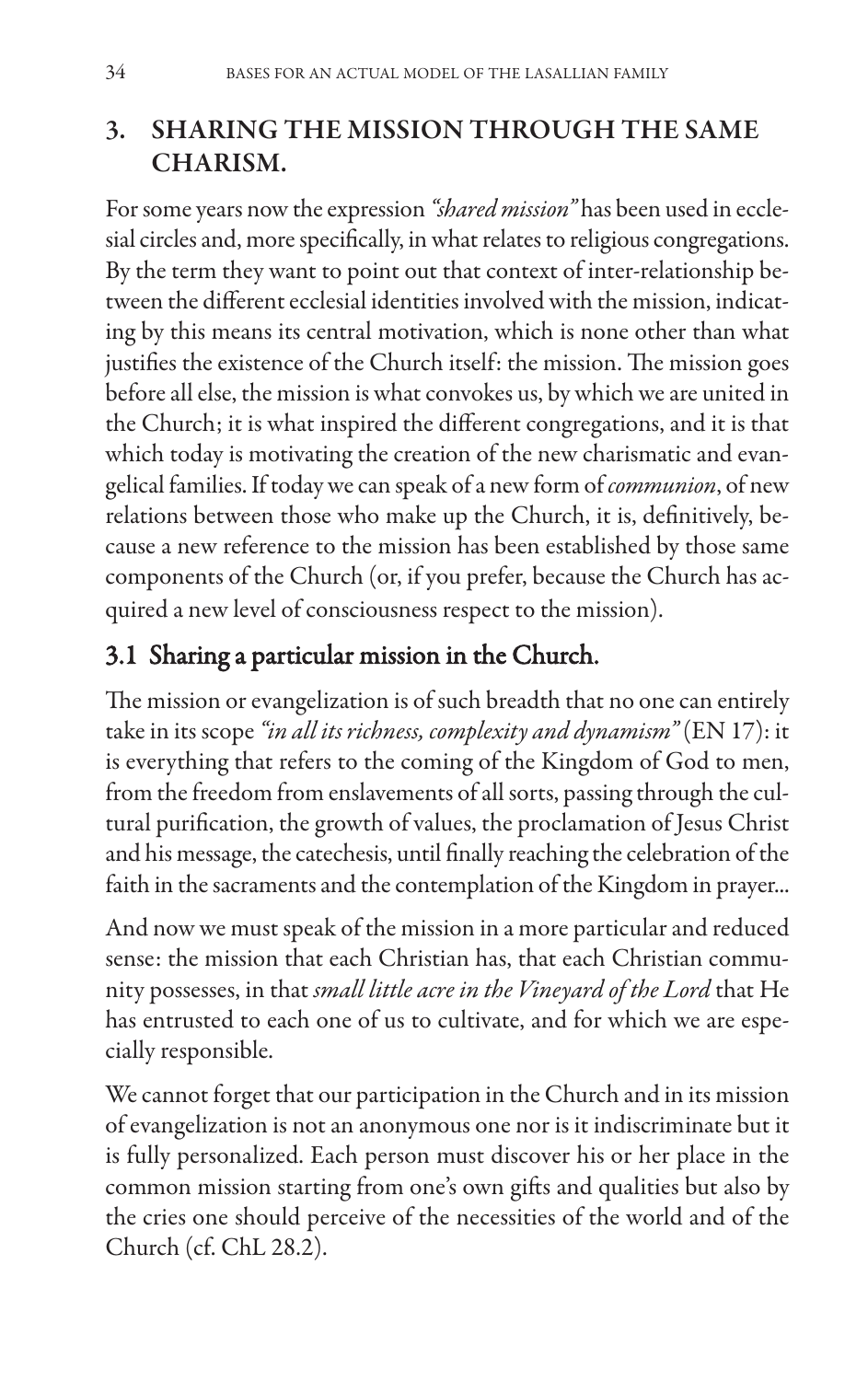## 3. SHARING THE MISSION THROUGH THE SAME CHARISM.

For some years now the expression *"shared mission"* has been used in ecclesial circles and, more specifically, in what relates to religious congregations. By the term they want to point out that context of inter-relationship between the different ecclesial identities involved with the mission, indicating by this means its central motivation, which is none other than what justifies the existence of the Church itself: the mission. The mission goes before all else, the mission is what convokes us, by which we are united in the Church; it is what inspired the different congregations, and it is that which today is motivating the creation of the new charismatic and evangelical families. If today we can speak of a new form of *communion*, of new relations between those who make up the Church, it is, definitively, because a new reference to the mission has been established by those same components of the Church (or, if you prefer, because the Church has acquired a new level of consciousness respect to the mission).

### 3.1 Sharing a particular mission in the Church.

The mission or evangelization is of such breadth that no one can entirely take in its scope *"in all its richness, complexity and dynamism"* (EN 17): it is everything that refers to the coming of the Kingdom of God to men, from the freedom from enslavements of all sorts, passing through the cultural purification, the growth of values, the proclamation of Jesus Christ and his message, the catechesis, until finally reaching the celebration of the faith in the sacraments and the contemplation of the Kingdom in prayer...

And now we must speak of the mission in a more particular and reduced sense: the mission that each Christian has, that each Christian community possesses, in that *small little acre in the Vineyard of the Lord* that He has entrusted to each one of us to cultivate, and for which we are especially responsible.

We cannot forget that our participation in the Church and in its mission of evangelization is not an anonymous one nor is it indiscriminate but it is fully personalized. Each person must discover his or her place in the common mission starting from one's own gifts and qualities but also by the cries one should perceive of the necessities of the world and of the Church (cf. ChL 28.2).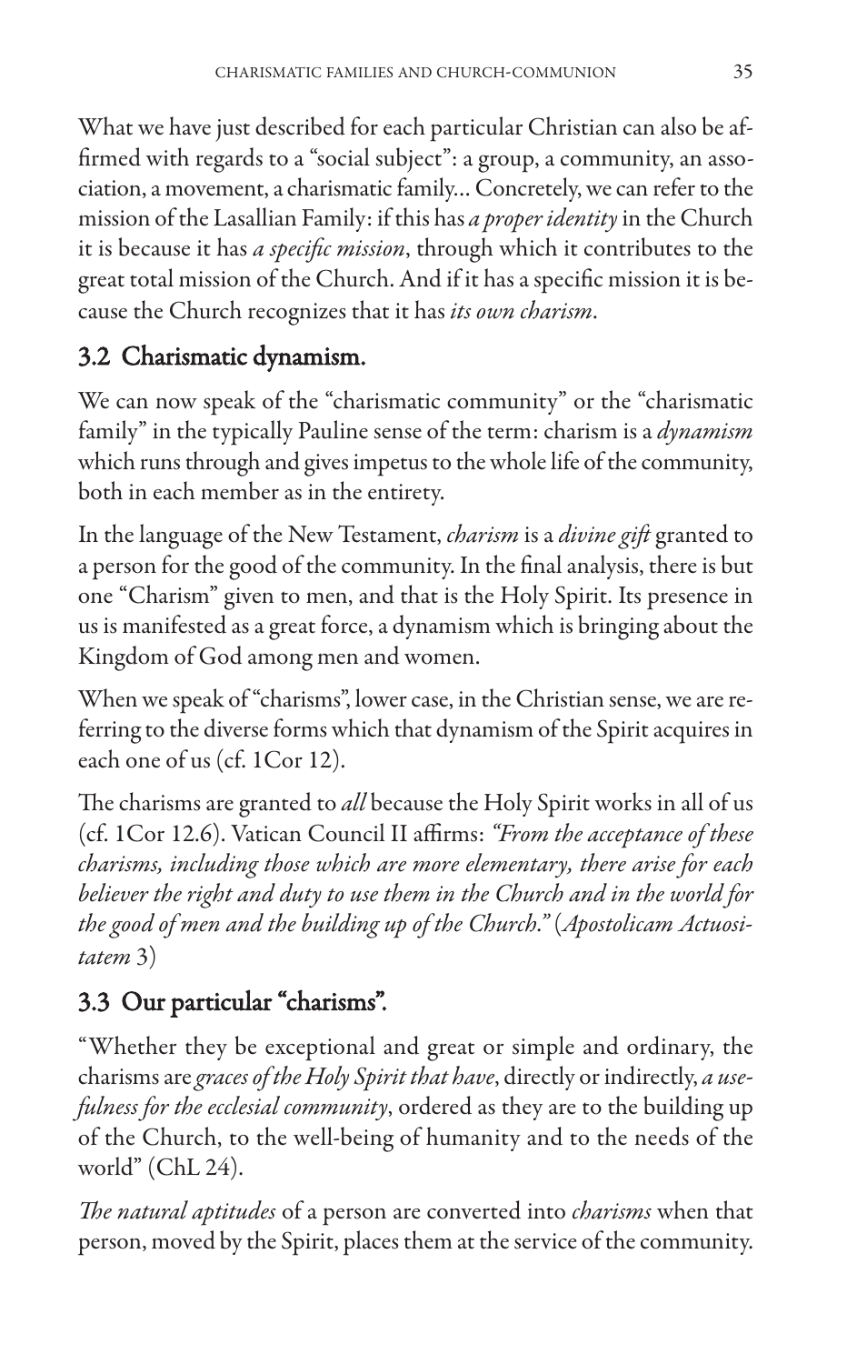What we have just described for each particular Christian can also be affirmed with regards to a "social subject": a group, a community, an association, a movement, a charismatic family... Concretely, we can refer to the mission of the Lasallian Family: if this has *a proper identity* in the Church it is because it has *a specific mission*, through which it contributes to the great total mission of the Church. And if it has a specific mission it is because the Church recognizes that it has *its own charism*.

## 3.2 Charismatic dynamism.

We can now speak of the "charismatic community" or the "charismatic family" in the typically Pauline sense of the term: charism is a *dynamism* which runs through and gives impetus to the whole life of the community, both in each member as in the entirety.

In the language of the New Testament, *charism* is a *divine gift* granted to a person for the good of the community. In the final analysis, there is but one "Charism" given to men, and that is the Holy Spirit. Its presence in us is manifested as a great force, a dynamism which is bringing about the Kingdom of God among men and women.

When we speak of "charisms", lower case, in the Christian sense, we are referring to the diverse forms which that dynamism of the Spirit acquires in each one of us (cf. 1Cor 12).

The charisms are granted to *all* because the Holy Spirit works in all of us (cf. 1Cor 12.6). Vatican Council II affirms: *"From the acceptance of these charisms, including those which are more elementary, there arise for each believer the right and duty to use them in the Church and in the world for the good of men and the building up of the Church."* (*Apostolicam Actuositatem* 3)

## 3.3 Our particular "charisms".

"Whether they be exceptional and great or simple and ordinary, the charisms are *graces of the Holy Spirit that have*, directly or indirectly, *a usefulness for the ecclesial community*, ordered as they are to the building up of the Church, to the well-being of humanity and to the needs of the world" (ChL 24).

*The natural aptitudes* of a person are converted into *charisms* when that person, moved by the Spirit, places them at the service of the community.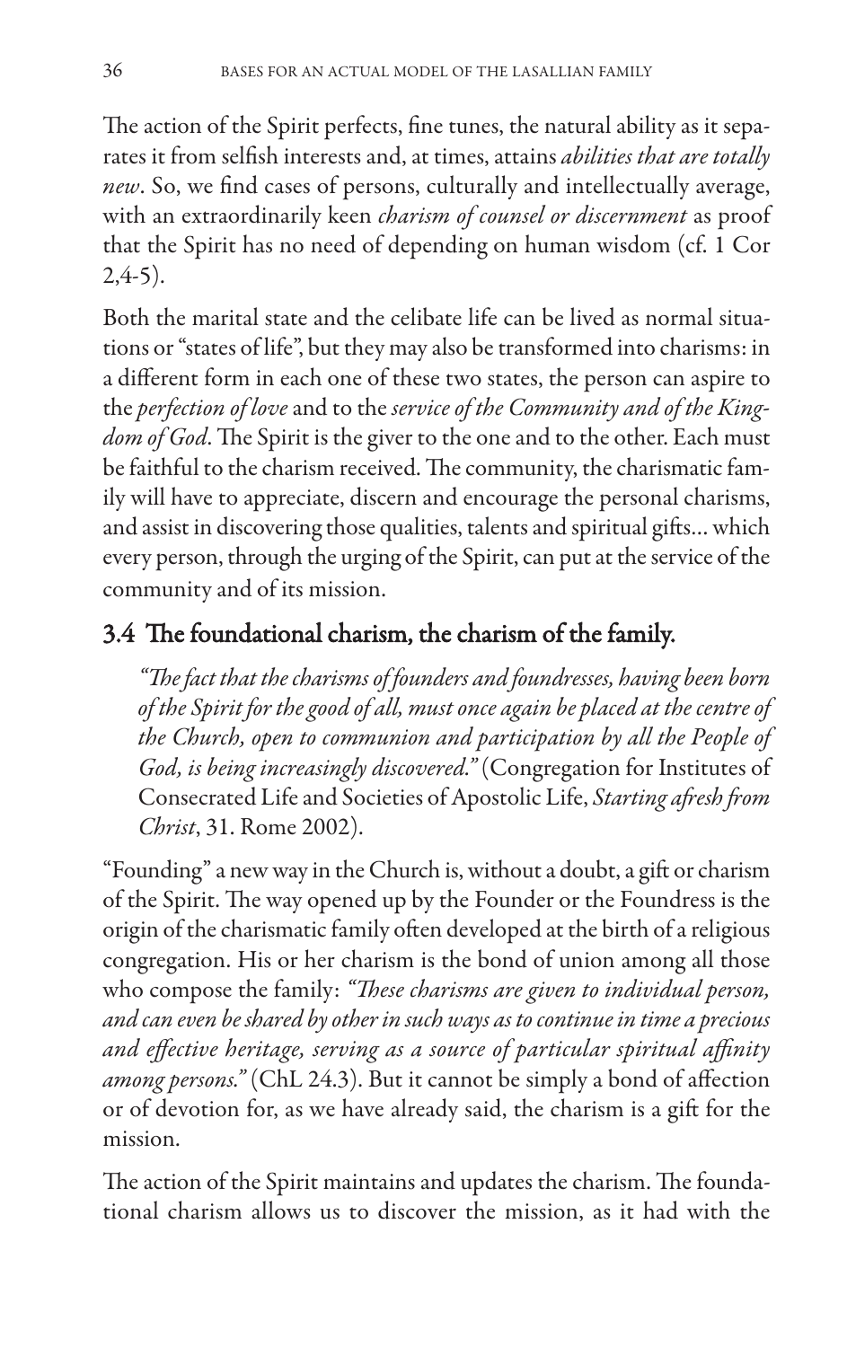The action of the Spirit perfects, fine tunes, the natural ability as it separates it from selfish interests and, at times, attains *abilities that are totally new*. So, we find cases of persons, culturally and intellectually average, with an extraordinarily keen *charism of counsel or discernment* as proof that the Spirit has no need of depending on human wisdom (cf. 1 Cor 2,4-5).

Both the marital state and the celibate life can be lived as normal situations or "states of life", but they may also be transformed into charisms: in a different form in each one of these two states, the person can aspire to the *perfection of love* and to the *service of the Community and of the Kingdom of God*. The Spirit is the giver to the one and to the other. Each must be faithful to the charism received. The community, the charismatic family will have to appreciate, discern and encourage the personal charisms, and assist in discovering those qualities, talents and spiritual gifts… which every person, through the urging of the Spirit, can put at the service of the community and of its mission.

## 3.4 The foundational charism, the charism of the family.

> *"The fact that the charisms of founders and foundresses, having been born of the Spirit for the good of all, must once again be placed at the centre of the Church, open to communion and participation by all the People of God, is being increasingly discovered."* (Congregation for Institutes of Consecrated Life and Societies of Apostolic Life, *Starting afresh from Christ*, 31. Rome 2002).

"Founding" a new way in the Church is, without a doubt, a gift or charism of the Spirit. The way opened up by the Founder or the Foundress is the origin of the charismatic family often developed at the birth of a religious congregation. His or her charism is the bond of union among all those who compose the family: *"These charisms are given to individual person, and can even be shared by other in such ways as to continue in time a precious and effective heritage, serving as a source of particular spiritual affinity among persons."* (ChL 24.3). But it cannot be simply a bond of affection or of devotion for, as we have already said, the charism is a gift for the mission.

The action of the Spirit maintains and updates the charism. The foundational charism allows us to discover the mission, as it had with the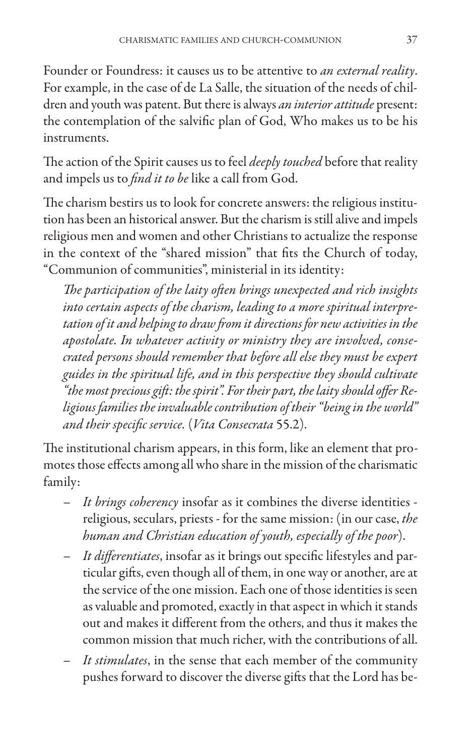Founder or Foundress: it causes us to be attentive to *an external reality*. For example, in the case of de La Salle, the situation of the needs of children and youth was patent. But there is always *an interior attitude* present: the contemplation of the salvific plan of God, Who makes us to be his instruments.

The action of the Spirit causes us to feel *deeply touched* before that reality and impels us to *find it to be* like a call from God.

The charism bestirs us to look for concrete answers: the religious institution has been an historical answer. But the charism is still alive and impels religious men and women and other Christians to actualize the response in the context of the "shared mission" that fits the Church of today, "Communion of communities", ministerial in its identity:

> *The participation of the laity often brings unexpected and rich insights into certain aspects of the charism, leading to a more spiritual interpretation of it and helping to draw from it directions for new activities in the apostolate. In whatever activity or ministry they are involved, consecrated persons should remember that before all else they must be expert guides in the spiritual life, and in this perspective they should cultivate "the most precious gift: the spirit". For their part, the laity should offer Religious families the invaluable contribution of their "being in the world" and their specific service.* (*Vita Consecrata* 55.2).

The institutional charism appears, in this form, like an element that promotes those effects among all who share in the mission of the charismatic family:

- *It brings coherency* insofar as it combines the diverse identities - religious, seculars, priests - for the same mission: (in our case, *the human and Christian education of youth, especially of the poor*).
- *It differentiates*, insofar as it brings out specific lifestyles and particular gifts, even though all of them, in one way or another, are at the service of the one mission. Each one of those identities is seen as valuable and promoted, exactly in that aspect in which it stands out and makes it different from the others, and thus it makes the common mission that much richer, with the contributions of all.
- *It stimulates*, in the sense that each member of the community pushes forward to discover the diverse gifts that the Lord has be-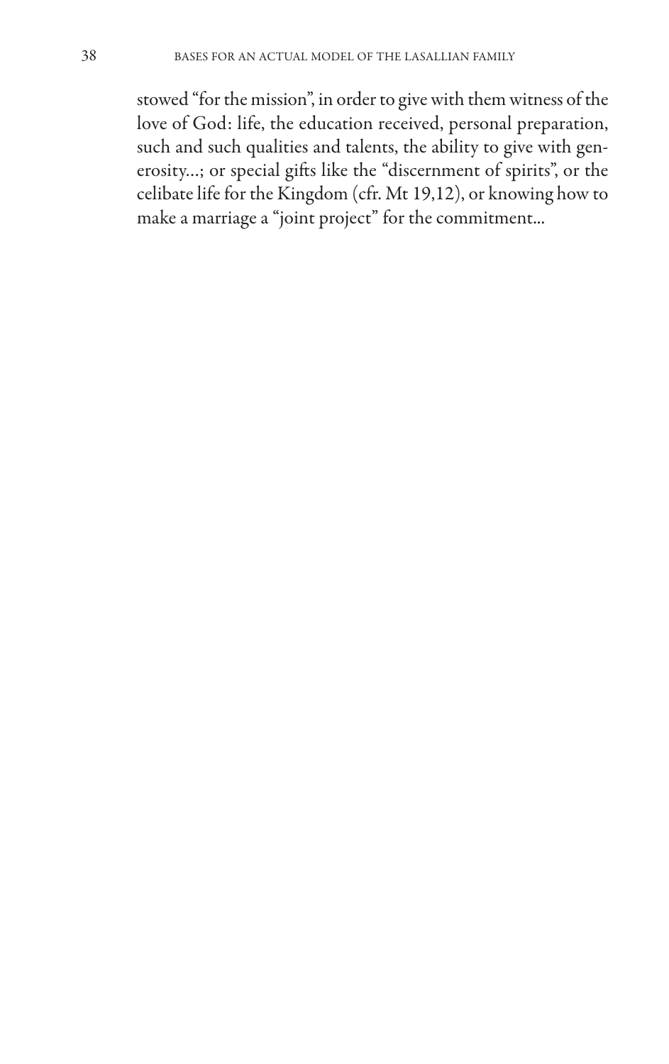stowed "for the mission", in order to give with them witness of the love of God: life, the education received, personal preparation, such and such qualities and talents, the ability to give with generosity...; or special gifts like the "discernment of spirits", or the celibate life for the Kingdom (cfr. Mt 19,12), or knowing how to make a marriage a "joint project" for the commitment...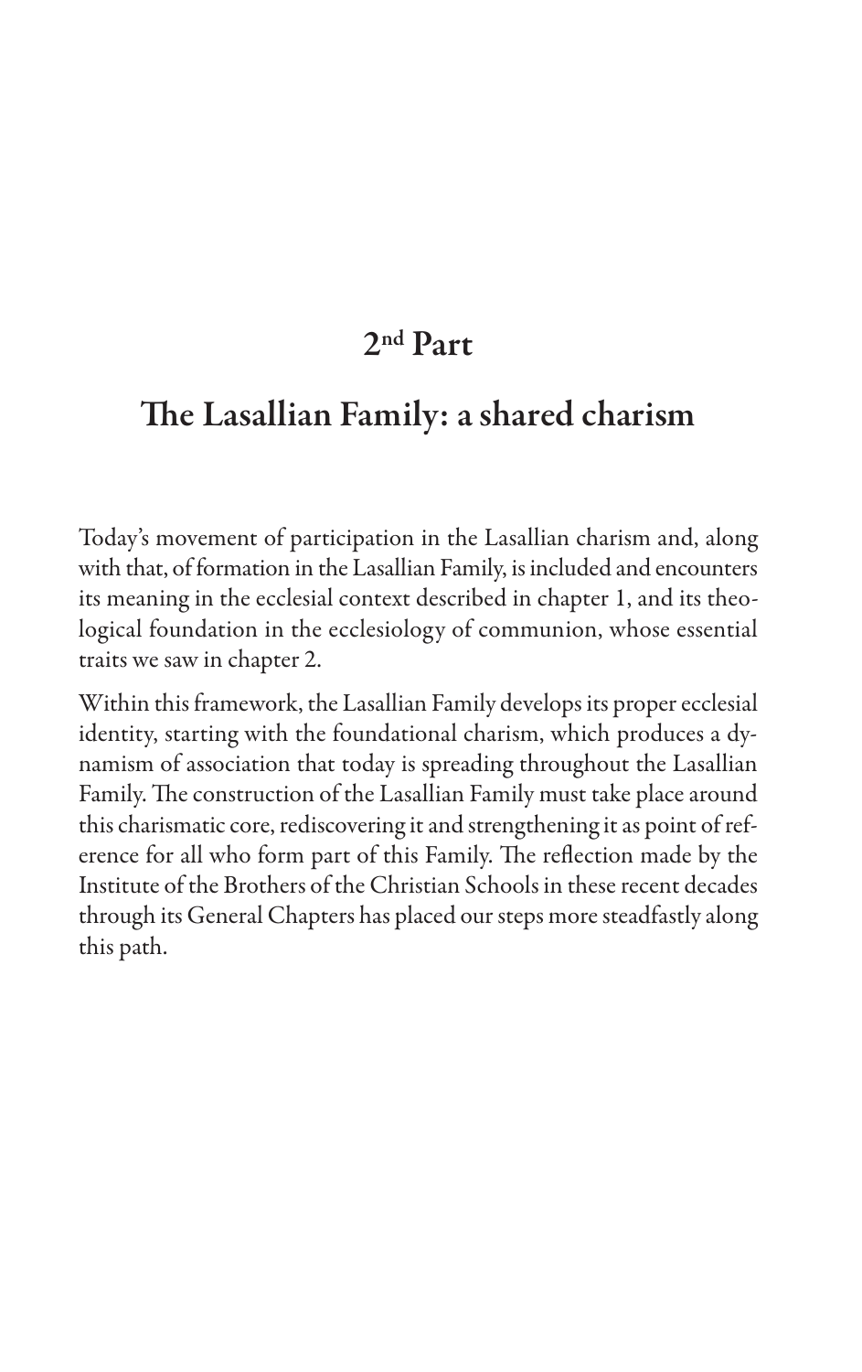# 2nd Part

# The Lasallian Family: a shared charism

Today's movement of participation in the Lasallian charism and, along with that, of formation in the Lasallian Family, is included and encounters its meaning in the ecclesial context described in chapter 1, and its theological foundation in the ecclesiology of communion, whose essential traits we saw in chapter 2.

Within this framework, the Lasallian Family develops its proper ecclesial identity, starting with the foundational charism, which produces a dynamism of association that today is spreading throughout the Lasallian Family. The construction of the Lasallian Family must take place around this charismatic core, rediscovering it and strengthening it as point of reference for all who form part of this Family. The reflection made by the Institute of the Brothers of the Christian Schools in these recent decades through its General Chapters has placed our steps more steadfastly along this path.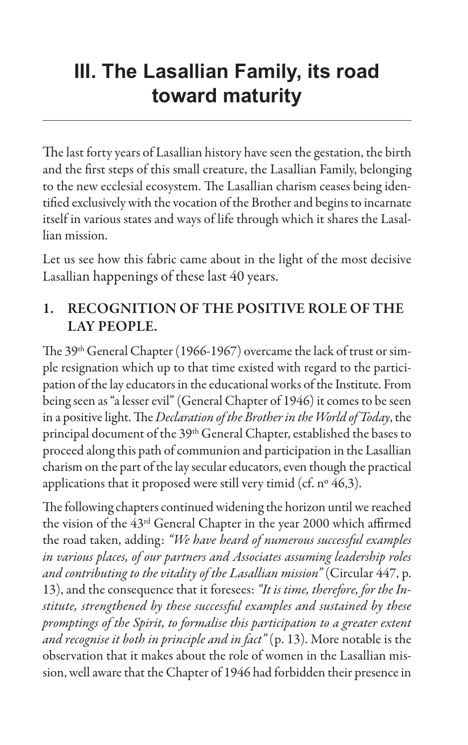# III. The Lasallian Family, its road toward maturity

The last forty years of Lasallian history have seen the gestation, the birth and the first steps of this small creature, the Lasallian Family, belonging to the new ecclesial ecosystem. The Lasallian charism ceases being identified exclusively with the vocation of the Brother and begins to incarnate itself in various states and ways of life through which it shares the Lasallian mission.

Let us see how this fabric came about in the light of the most decisive Lasallian happenings of these last 40 years.

## 1. RECOGNITION OF THE POSITIVE ROLE OF THE LAY PEOPLE.

The 39th General Chapter (1966-1967) overcame the lack of trust or simple resignation which up to that time existed with regard to the participation of the lay educators in the educational works of the Institute. From being seen as "a lesser evil" (General Chapter of 1946) it comes to be seen in a positive light. The *Declaration of the Brother in the World of Today*, the principal document of the 39th General Chapter, established the bases to proceed along this path of communion and participation in the Lasallian charism on the part of the lay secular educators, even though the practical applications that it proposed were still very timid (cf. nº 46,3).

The following chapters continued widening the horizon until we reached the vision of the 43rd General Chapter in the year 2000 which affirmed the road taken, adding: *"We have heard of numerous successful examples in various places, of our partners and Associates assuming leadership roles and contributing to the vitality of the Lasallian mission"* (Circular 447, p. 13), and the consequence that it foresees: *"It is time, therefore, for the Institute, strengthened by these successful examples and sustained by these promptings of the Spirit, to formalise this participation to a greater extent and recognise it both in principle and in fact"* (p. 13). More notable is the observation that it makes about the role of women in the Lasallian mission, well aware that the Chapter of 1946 had forbidden their presence in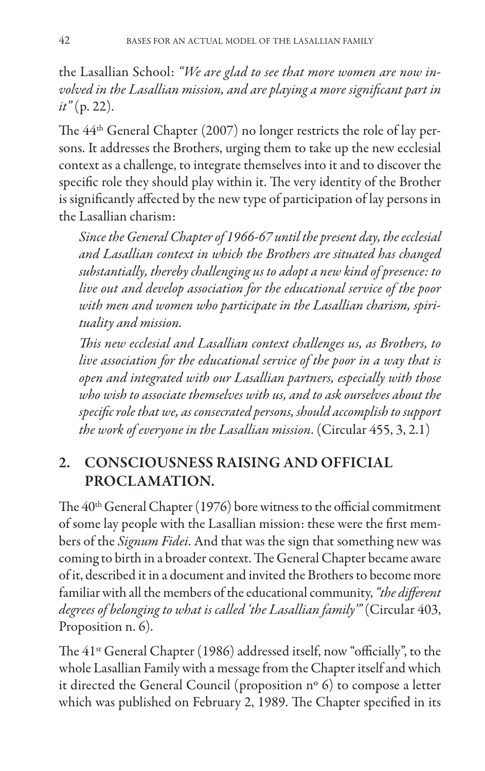the Lasallian School: *"We are glad to see that more women are now involved in the Lasallian mission, and are playing a more significant part in it"* (p. 22).

The 44th General Chapter (2007) no longer restricts the role of lay persons. It addresses the Brothers, urging them to take up the new ecclesial context as a challenge, to integrate themselves into it and to discover the specific role they should play within it. The very identity of the Brother is significantly affected by the new type of participation of lay persons in the Lasallian charism:

> *Since the General Chapter of 1966-67 until the present day, the ecclesial and Lasallian context in which the Brothers are situated has changed substantially, thereby challenging us to adopt a new kind of presence: to live out and develop association for the educational service of the poor with men and women who participate in the Lasallian charism, spirituality and mission.*
>
> *This new ecclesial and Lasallian context challenges us, as Brothers, to live association for the educational service of the poor in a way that is open and integrated with our Lasallian partners, especially with those who wish to associate themselves with us, and to ask ourselves about the specific role that we, as consecrated persons, should accomplish to support the work of everyone in the Lasallian mission*. (Circular 455, 3, 2.1)

## 2. CONSCIOUSNESS RAISING AND OFFICIAL PROCLAMATION.

The 40th General Chapter (1976) bore witness to the official commitment of some lay people with the Lasallian mission: these were the first members of the *Signum Fidei*. And that was the sign that something new was coming to birth in a broader context. The General Chapter became aware of it, described it in a document and invited the Brothers to become more familiar with all the members of the educational community, *"the different degrees of belonging to what is called 'the Lasallian family'"* (Circular 403, Proposition n. 6).

The 41st General Chapter (1986) addressed itself, now "officially", to the whole Lasallian Family with a message from the Chapter itself and which it directed the General Council (proposition nº 6) to compose a letter which was published on February 2, 1989. The Chapter specified in its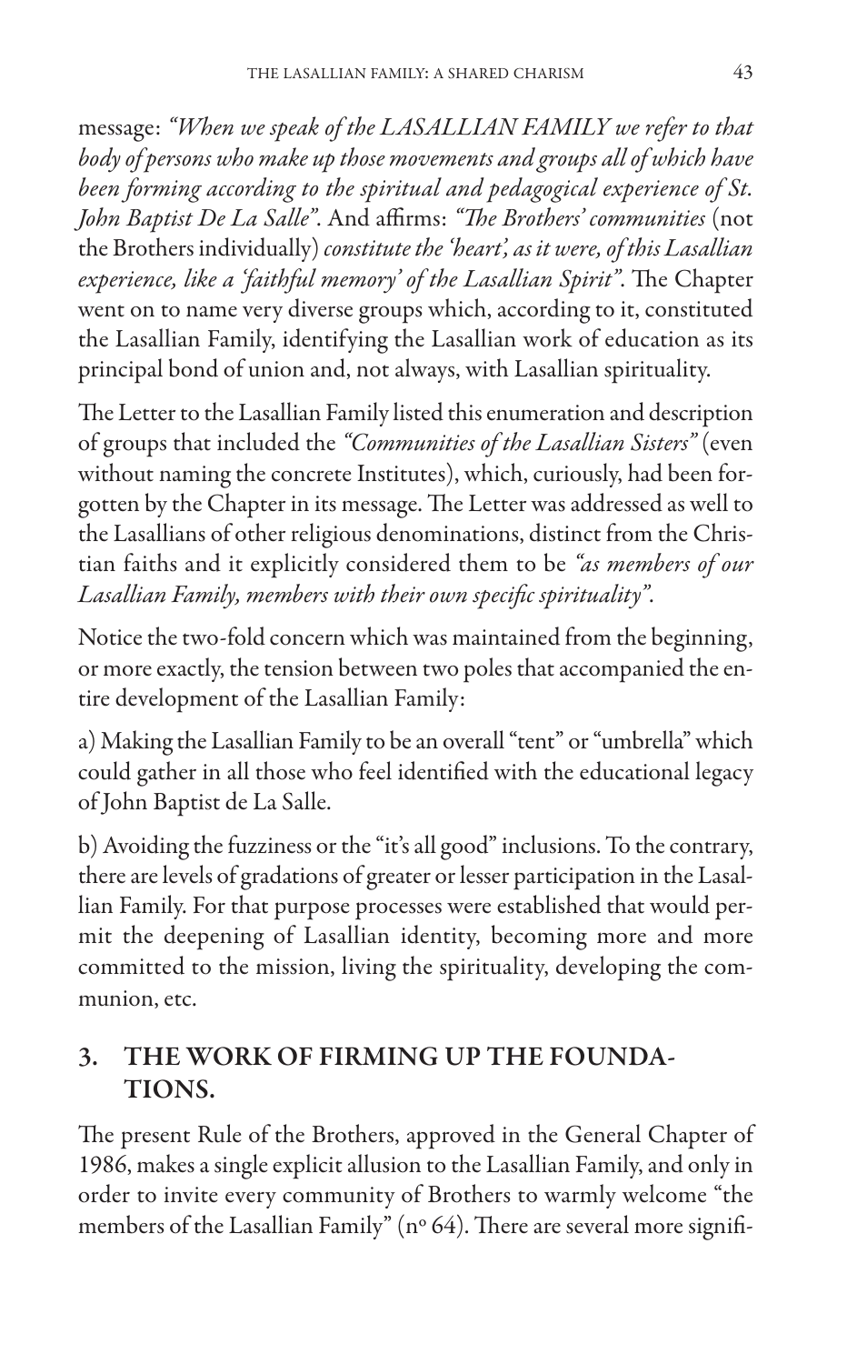message: *"When we speak of the LASALLIAN FAMILY we refer to that body of persons who make up those movements and groups all of which have been forming according to the spiritual and pedagogical experience of St. John Baptist De La Salle"*. And affirms: *"The Brothers' communities* (not the Brothers individually) *constitute the 'heart', as it were, of this Lasallian experience, like a 'faithful memory' of the Lasallian Spirit"*. The Chapter went on to name very diverse groups which, according to it, constituted the Lasallian Family, identifying the Lasallian work of education as its principal bond of union and, not always, with Lasallian spirituality.

The Letter to the Lasallian Family listed this enumeration and description of groups that included the *"Communities of the Lasallian Sisters"* (even without naming the concrete Institutes), which, curiously, had been forgotten by the Chapter in its message. The Letter was addressed as well to the Lasallians of other religious denominations, distinct from the Christian faiths and it explicitly considered them to be *"as members of our Lasallian Family, members with their own specific spirituality"*.

Notice the two-fold concern which was maintained from the beginning, or more exactly, the tension between two poles that accompanied the entire development of the Lasallian Family:

a) Making the Lasallian Family to be an overall "tent" or "umbrella" which could gather in all those who feel identified with the educational legacy of John Baptist de La Salle.

b) Avoiding the fuzziness or the "it's all good" inclusions. To the contrary, there are levels of gradations of greater or lesser participation in the Lasallian Family. For that purpose processes were established that would permit the deepening of Lasallian identity, becoming more and more committed to the mission, living the spirituality, developing the communion, etc.

## 3. THE WORK OF FIRMING UP THE FOUNDATIONS.

The present Rule of the Brothers, approved in the General Chapter of 1986, makes a single explicit allusion to the Lasallian Family, and only in order to invite every community of Brothers to warmly welcome "the members of the Lasallian Family" (nº 64). There are several more signifi-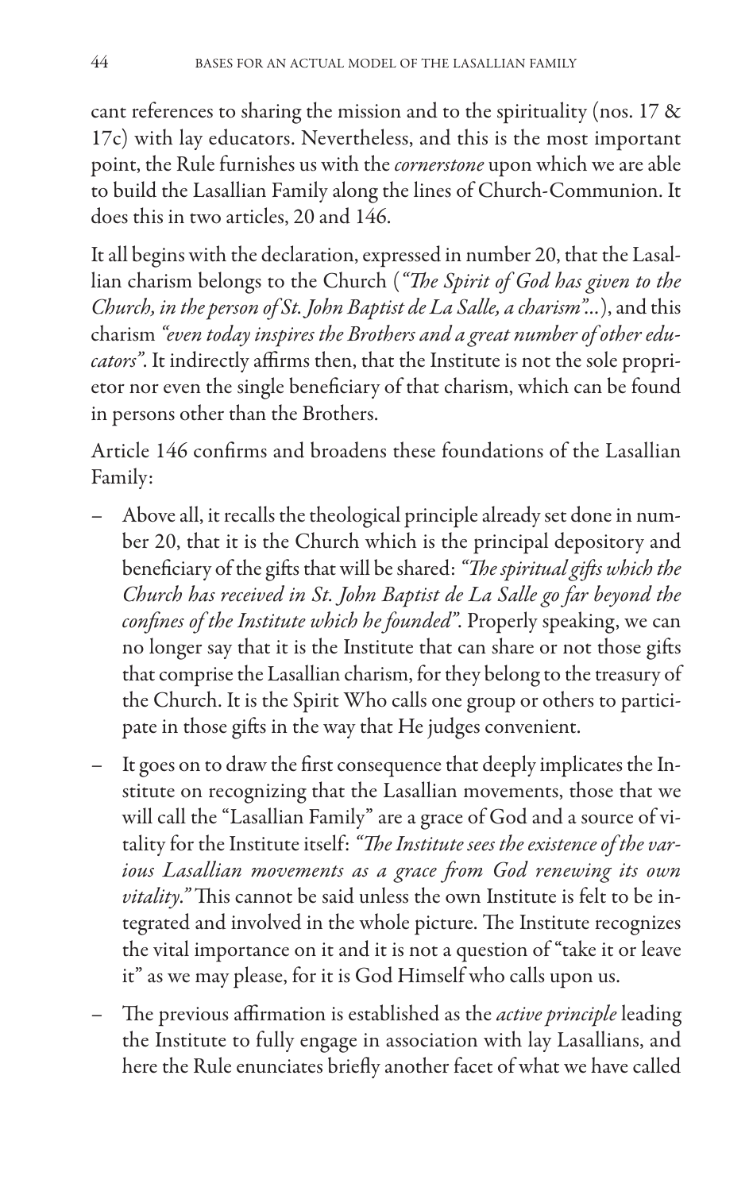cant references to sharing the mission and to the spirituality (nos. 17 & 17c) with lay educators. Nevertheless, and this is the most important point, the Rule furnishes us with the *cornerstone* upon which we are able to build the Lasallian Family along the lines of Church-Communion. It does this in two articles, 20 and 146.

It all begins with the declaration, expressed in number 20, that the Lasallian charism belongs to the Church (*"The Spirit of God has given to the Church, in the person of St. John Baptist de La Salle, a charism"...*), and this charism *"even today inspires the Brothers and a great number of other educators"*. It indirectly affirms then, that the Institute is not the sole proprietor nor even the single beneficiary of that charism, which can be found in persons other than the Brothers.

Article 146 confirms and broadens these foundations of the Lasallian Family:

- Above all, it recalls the theological principle already set done in number 20, that it is the Church which is the principal depository and beneficiary of the gifts that will be shared: *"The spiritual gifts which the Church has received in St. John Baptist de La Salle go far beyond the confines of the Institute which he founded"*. Properly speaking, we can no longer say that it is the Institute that can share or not those gifts that comprise the Lasallian charism, for they belong to the treasury of the Church. It is the Spirit Who calls one group or others to participate in those gifts in the way that He judges convenient.
- It goes on to draw the first consequence that deeply implicates the Institute on recognizing that the Lasallian movements, those that we will call the "Lasallian Family" are a grace of God and a source of vitality for the Institute itself: *"The Institute sees the existence of the various Lasallian movements as a grace from God renewing its own vitality."* This cannot be said unless the own Institute is felt to be integrated and involved in the whole picture. The Institute recognizes the vital importance on it and it is not a question of "take it or leave it" as we may please, for it is God Himself who calls upon us.
- The previous affirmation is established as the *active principle* leading the Institute to fully engage in association with lay Lasallians, and here the Rule enunciates briefly another facet of what we have called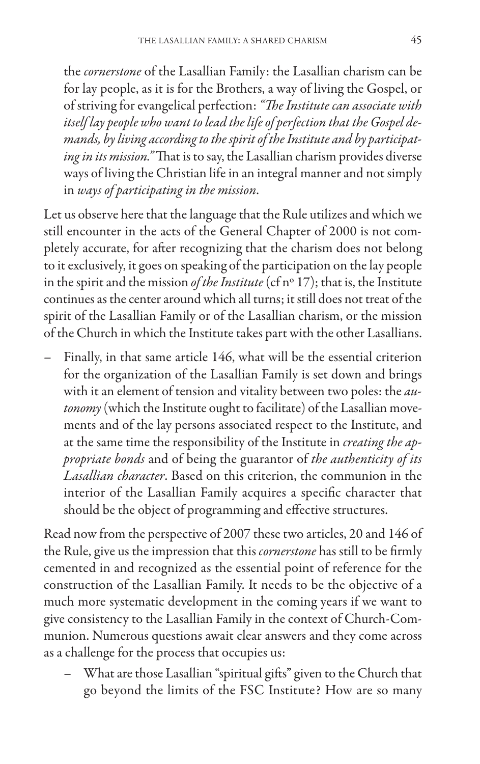the *cornerstone* of the Lasallian Family: the Lasallian charism can be for lay people, as it is for the Brothers, a way of living the Gospel, or of striving for evangelical perfection: *"The Institute can associate with itself lay people who want to lead the life of perfection that the Gospel demands, by living according to the spirit of the Institute and by participating in its mission."* That is to say, the Lasallian charism provides diverse ways of living the Christian life in an integral manner and not simply in *ways of participating in the mission*.

Let us observe here that the language that the Rule utilizes and which we still encounter in the acts of the General Chapter of 2000 is not completely accurate, for after recognizing that the charism does not belong to it exclusively, it goes on speaking of the participation on the lay people in the spirit and the mission *of the Institute* (cf nº 17); that is, the Institute continues as the center around which all turns; it still does not treat of the spirit of the Lasallian Family or of the Lasallian charism, or the mission of the Church in which the Institute takes part with the other Lasallians.

– Finally, in that same article 146, what will be the essential criterion for the organization of the Lasallian Family is set down and brings with it an element of tension and vitality between two poles: the *autonomy* (which the Institute ought to facilitate) of the Lasallian movements and of the lay persons associated respect to the Institute, and at the same time the responsibility of the Institute in *creating the appropriate bonds* and of being the guarantor of *the authenticity of its Lasallian character*. Based on this criterion, the communion in the interior of the Lasallian Family acquires a specific character that should be the object of programming and effective structures.

Read now from the perspective of 2007 these two articles, 20 and 146 of the Rule, give us the impression that this *cornerstone* has still to be firmly cemented in and recognized as the essential point of reference for the construction of the Lasallian Family. It needs to be the objective of a much more systematic development in the coming years if we want to give consistency to the Lasallian Family in the context of Church-Communion. Numerous questions await clear answers and they come across as a challenge for the process that occupies us:

– What are those Lasallian "spiritual gifts" given to the Church that go beyond the limits of the FSC Institute? How are so many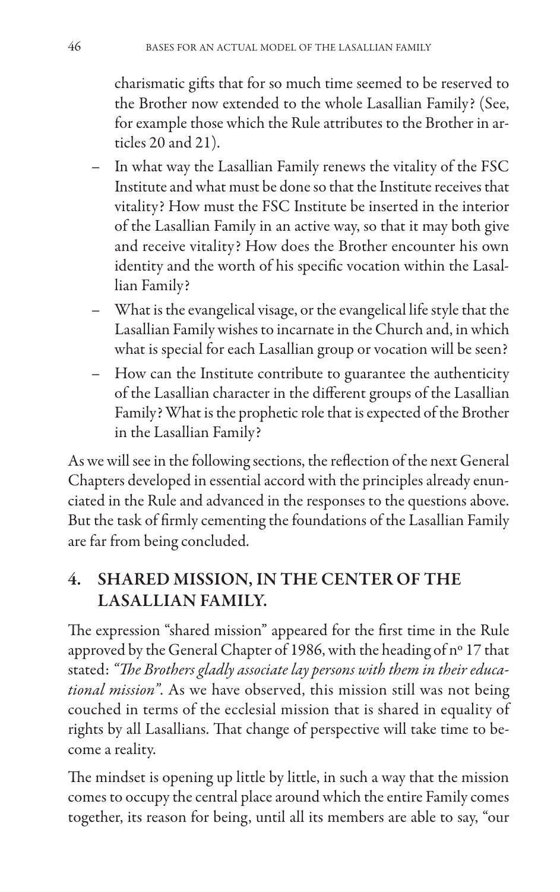charismatic gifts that for so much time seemed to be reserved to the Brother now extended to the whole Lasallian Family? (See, for example those which the Rule attributes to the Brother in articles 20 and 21).

- In what way the Lasallian Family renews the vitality of the FSC Institute and what must be done so that the Institute receives that vitality? How must the FSC Institute be inserted in the interior of the Lasallian Family in an active way, so that it may both give and receive vitality? How does the Brother encounter his own identity and the worth of his specific vocation within the Lasallian Family?
- What is the evangelical visage, or the evangelical life style that the Lasallian Family wishes to incarnate in the Church and, in which what is special for each Lasallian group or vocation will be seen?
- How can the Institute contribute to guarantee the authenticity of the Lasallian character in the different groups of the Lasallian Family? What is the prophetic role that is expected of the Brother in the Lasallian Family?

As we will see in the following sections, the reflection of the next General Chapters developed in essential accord with the principles already enunciated in the Rule and advanced in the responses to the questions above. But the task of firmly cementing the foundations of the Lasallian Family are far from being concluded.

## 4. SHARED MISSION, IN THE CENTER OF THE LASALLIAN FAMILY.

The expression "shared mission" appeared for the first time in the Rule approved by the General Chapter of 1986, with the heading of nº 17 that stated: *"The Brothers gladly associate lay persons with them in their educational mission"*. As we have observed, this mission still was not being couched in terms of the ecclesial mission that is shared in equality of rights by all Lasallians. That change of perspective will take time to become a reality.

The mindset is opening up little by little, in such a way that the mission comes to occupy the central place around which the entire Family comes together, its reason for being, until all its members are able to say, "our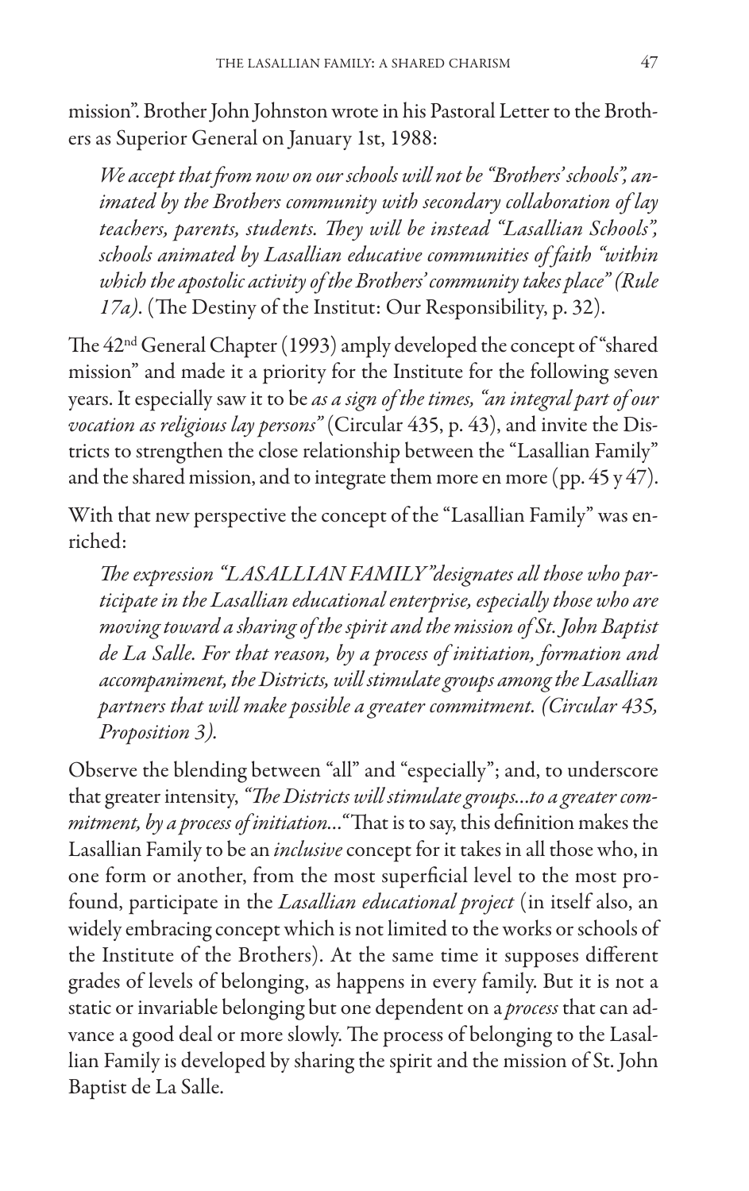mission". Brother John Johnston wrote in his Pastoral Letter to the Brothers as Superior General on January 1st, 1988:

> *We accept that from now on our schools will not be "Brothers' schools", animated by the Brothers community with secondary collaboration of lay teachers, parents, students. They will be instead "Lasallian Schools", schools animated by Lasallian educative communities of faith "within which the apostolic activity of the Brothers' community takes place" (Rule 17a).* (The Destiny of the Institut: Our Responsibility, p. 32).

The 42nd General Chapter (1993) amply developed the concept of "shared mission" and made it a priority for the Institute for the following seven years. It especially saw it to be *as a sign of the times, "an integral part of our vocation as religious lay persons"* (Circular 435, p. 43), and invite the Districts to strengthen the close relationship between the "Lasallian Family" and the shared mission, and to integrate them more en more (pp. 45 y 47).

With that new perspective the concept of the "Lasallian Family" was enriched:

> *The expression "LASALLIAN FAMILY" designates all those who participate in the Lasallian educational enterprise, especially those who are moving toward a sharing of the spirit and the mission of St. John Baptist de La Salle. For that reason, by a process of initiation, formation and accompaniment, the Districts, will stimulate groups among the Lasallian partners that will make possible a greater commitment. (Circular 435, Proposition 3).*

Observe the blending between "all" and "especially"; and, to underscore that greater intensity, *"The Districts will stimulate groups...to a greater commitment, by a process of initiation..."* That is to say, this definition makes the Lasallian Family to be an *inclusive* concept for it takes in all those who, in one form or another, from the most superficial level to the most profound, participate in the *Lasallian educational project* (in itself also, an widely embracing concept which is not limited to the works or schools of the Institute of the Brothers). At the same time it supposes different grades of levels of belonging, as happens in every family. But it is not a static or invariable belonging but one dependent on a *process* that can advance a good deal or more slowly. The process of belonging to the Lasallian Family is developed by sharing the spirit and the mission of St. John Baptist de La Salle.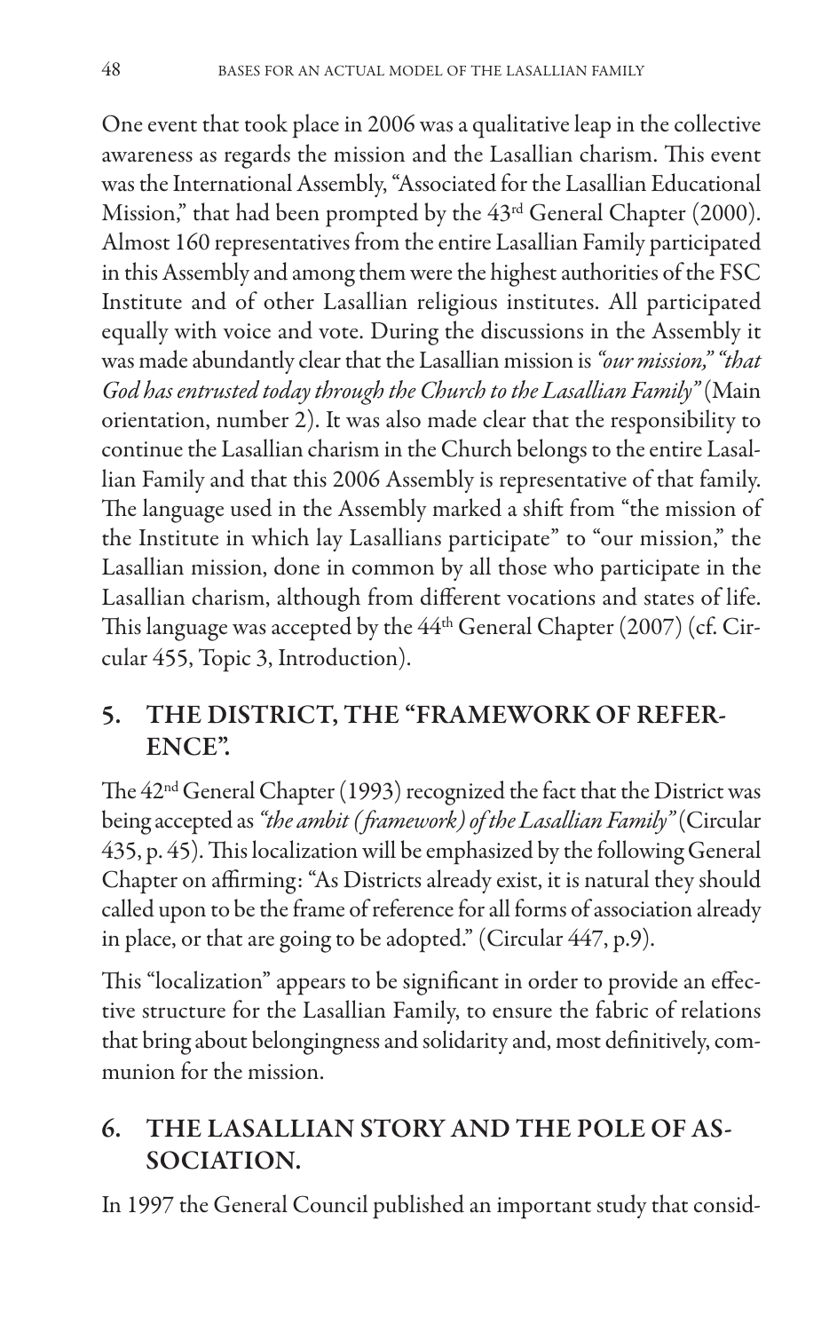One event that took place in 2006 was a qualitative leap in the collective awareness as regards the mission and the Lasallian charism. This event was the International Assembly, "Associated for the Lasallian Educational Mission," that had been prompted by the 43rd General Chapter (2000). Almost 160 representatives from the entire Lasallian Family participated in this Assembly and among them were the highest authorities of the FSC Institute and of other Lasallian religious institutes. All participated equally with voice and vote. During the discussions in the Assembly it was made abundantly clear that the Lasallian mission is *"our mission," "that God has entrusted today through the Church to the Lasallian Family"* (Main orientation, number 2). It was also made clear that the responsibility to continue the Lasallian charism in the Church belongs to the entire Lasallian Family and that this 2006 Assembly is representative of that family. The language used in the Assembly marked a shift from "the mission of the Institute in which lay Lasallians participate" to "our mission," the Lasallian mission, done in common by all those who participate in the Lasallian charism, although from different vocations and states of life. This language was accepted by the 44th General Chapter (2007) (cf. Circular 455, Topic 3, Introduction).

## 5. THE DISTRICT, THE "FRAMEWORK OF REFERENCE".

The 42nd General Chapter (1993) recognized the fact that the District was being accepted as *"the ambit (framework) of the Lasallian Family"* (Circular 435, p. 45). This localization will be emphasized by the following General Chapter on affirming: "As Districts already exist, it is natural they should called upon to be the frame of reference for all forms of association already in place, or that are going to be adopted." (Circular 447, p.9).

This "localization" appears to be significant in order to provide an effective structure for the Lasallian Family, to ensure the fabric of relations that bring about belongingness and solidarity and, most definitively, communion for the mission.

## 6. THE LASALLIAN STORY AND THE POLE OF ASSOCIATION.

In 1997 the General Council published an important study that consid-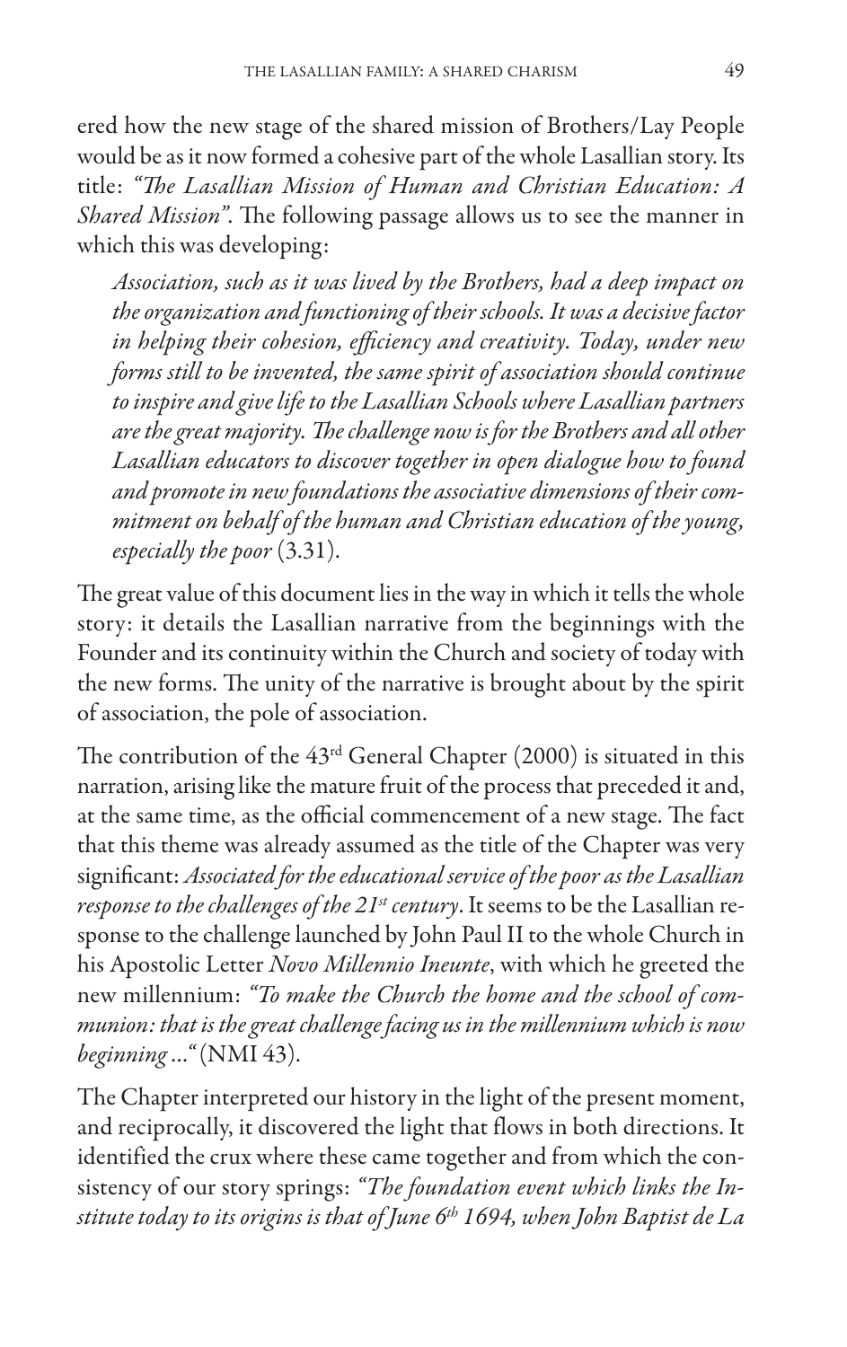ered how the new stage of the shared mission of Brothers/Lay People would be as it now formed a cohesive part of the whole Lasallian story. Its title: *"The Lasallian Mission of Human and Christian Education: A Shared Mission"*. The following passage allows us to see the manner in which this was developing:

> *Association, such as it was lived by the Brothers, had a deep impact on the organization and functioning of their schools. It was a decisive factor in helping their cohesion, efficiency and creativity. Today, under new forms still to be invented, the same spirit of association should continue to inspire and give life to the Lasallian Schools where Lasallian partners are the great majority. The challenge now is for the Brothers and all other Lasallian educators to discover together in open dialogue how to found and promote in new foundations the associative dimensions of their commitment on behalf of the human and Christian education of the young, especially the poor* (3.31).

The great value of this document lies in the way in which it tells the whole story: it details the Lasallian narrative from the beginnings with the Founder and its continuity within the Church and society of today with the new forms. The unity of the narrative is brought about by the spirit of association, the pole of association.

The contribution of the 43rd General Chapter (2000) is situated in this narration, arising like the mature fruit of the process that preceded it and, at the same time, as the official commencement of a new stage. The fact that this theme was already assumed as the title of the Chapter was very significant: *Associated for the educational service of the poor as the Lasallian response to the challenges of the 21st century*. It seems to be the Lasallian response to the challenge launched by John Paul II to the whole Church in his Apostolic Letter *Novo Millennio Ineunte*, with which he greeted the new millennium: *"To make the Church the home and the school of communion: that is the great challenge facing us in the millennium which is now beginning ..."* (NMI 43).

The Chapter interpreted our history in the light of the present moment, and reciprocally, it discovered the light that flows in both directions. It identified the crux where these came together and from which the consistency of our story springs: *"The foundation event which links the Institute today to its origins is that of June 6th 1694, when John Baptist de La*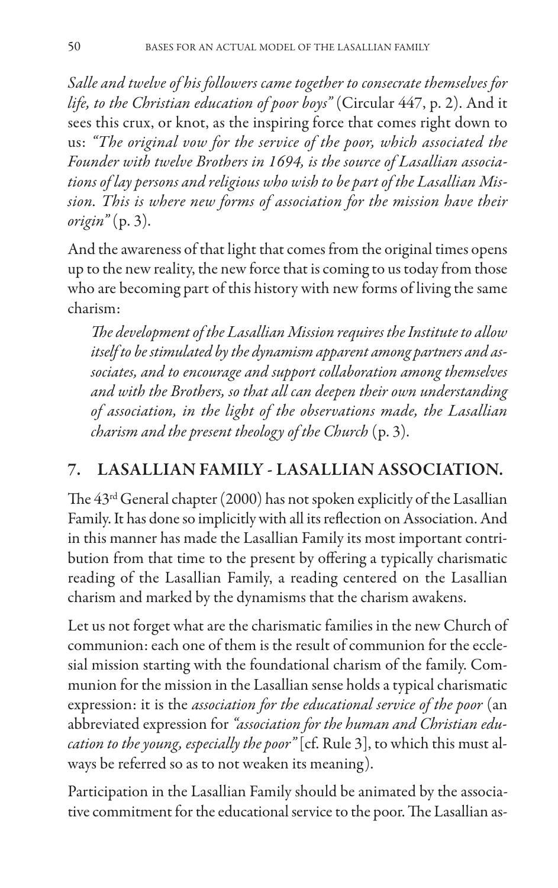*Salle and twelve of his followers came together to consecrate themselves for life, to the Christian education of poor boys"* (Circular 447, p. 2). And it sees this crux, or knot, as the inspiring force that comes right down to us: *"The original vow for the service of the poor, which associated the Founder with twelve Brothers in 1694, is the source of Lasallian associations of lay persons and religious who wish to be part of the Lasallian Mission. This is where new forms of association for the mission have their origin"* (p. 3).

And the awareness of that light that comes from the original times opens up to the new reality, the new force that is coming to us today from those who are becoming part of this history with new forms of living the same charism:

> *The development of the Lasallian Mission requires the Institute to allow itself to be stimulated by the dynamism apparent among partners and associates, and to encourage and support collaboration among themselves and with the Brothers, so that all can deepen their own understanding of association, in the light of the observations made, the Lasallian charism and the present theology of the Church* (p. 3).

## 7. LASALLIAN FAMILY - LASALLIAN ASSOCIATION.

The 43rd General chapter (2000) has not spoken explicitly of the Lasallian Family. It has done so implicitly with all its reflection on Association. And in this manner has made the Lasallian Family its most important contribution from that time to the present by offering a typically charismatic reading of the Lasallian Family, a reading centered on the Lasallian charism and marked by the dynamisms that the charism awakens.

Let us not forget what are the charismatic families in the new Church of communion: each one of them is the result of communion for the ecclesial mission starting with the foundational charism of the family. Communion for the mission in the Lasallian sense holds a typical charismatic expression: it is the *association for the educational service of the poor* (an abbreviated expression for *"association for the human and Christian education to the young, especially the poor"* [cf. Rule 3], to which this must always be referred so as to not weaken its meaning).

Participation in the Lasallian Family should be animated by the associative commitment for the educational service to the poor. The Lasallian as-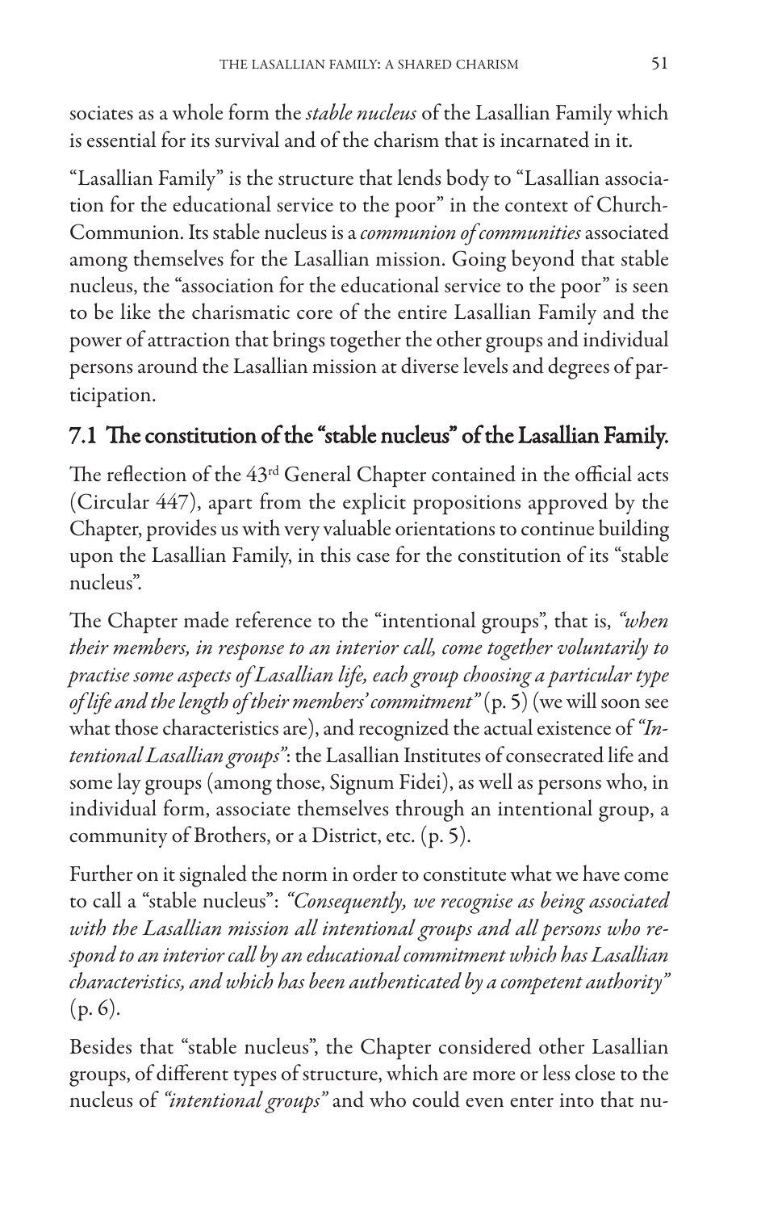sociates as a whole form the *stable nucleus* of the Lasallian Family which is essential for its survival and of the charism that is incarnated in it.

"Lasallian Family" is the structure that lends body to "Lasallian association for the educational service to the poor" in the context of Church-Communion. Its stable nucleus is a *communion of communities* associated among themselves for the Lasallian mission. Going beyond that stable nucleus, the "association for the educational service to the poor" is seen to be like the charismatic core of the entire Lasallian Family and the power of attraction that brings together the other groups and individual persons around the Lasallian mission at diverse levels and degrees of participation.

## 7.1 The constitution of the "stable nucleus" of the Lasallian Family.

The reflection of the 43rd General Chapter contained in the official acts (Circular 447), apart from the explicit propositions approved by the Chapter, provides us with very valuable orientations to continue building upon the Lasallian Family, in this case for the constitution of its "stable nucleus".

The Chapter made reference to the "intentional groups", that is, *"when their members, in response to an interior call, come together voluntarily to practise some aspects of Lasallian life, each group choosing a particular type of life and the length of their members' commitment"* (p. 5) (we will soon see what those characteristics are), and recognized the actual existence of *"Intentional Lasallian groups"*: the Lasallian Institutes of consecrated life and some lay groups (among those, Signum Fidei), as well as persons who, in individual form, associate themselves through an intentional group, a community of Brothers, or a District, etc. (p. 5).

Further on it signaled the norm in order to constitute what we have come to call a "stable nucleus": *"Consequently, we recognise as being associated with the Lasallian mission all intentional groups and all persons who respond to an interior call by an educational commitment which has Lasallian characteristics, and which has been authenticated by a competent authority"* (p. 6).

Besides that "stable nucleus", the Chapter considered other Lasallian groups, of different types of structure, which are more or less close to the nucleus of *"intentional groups"* and who could even enter into that nu-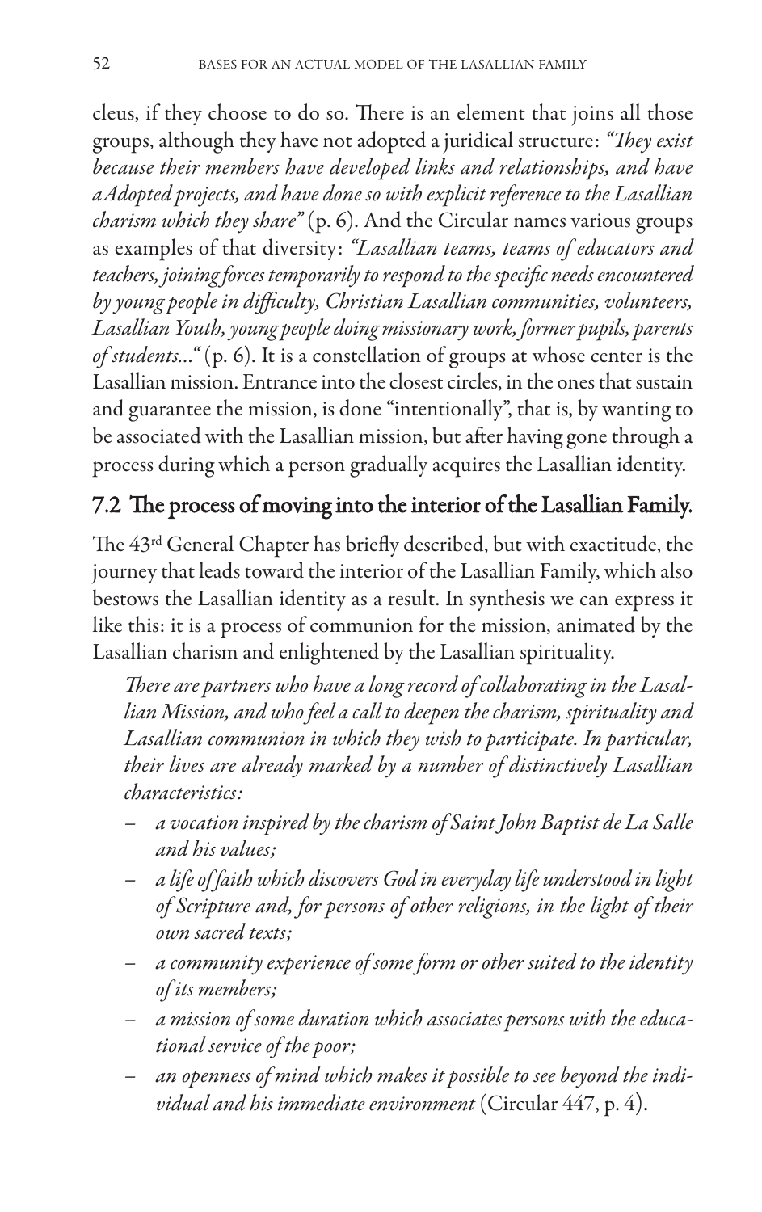cleus, if they choose to do so. There is an element that joins all those groups, although they have not adopted a juridical structure: *"They exist because their members have developed links and relationships, and have aAdopted projects, and have done so with explicit reference to the Lasallian charism which they share"* (p. 6). And the Circular names various groups as examples of that diversity: *"Lasallian teams, teams of educators and teachers, joining forces temporarily to respond to the specific needs encountered by young people in difficulty, Christian Lasallian communities, volunteers, Lasallian Youth, young people doing missionary work, former pupils, parents of students..."* (p. 6). It is a constellation of groups at whose center is the Lasallian mission. Entrance into the closest circles, in the ones that sustain and guarantee the mission, is done "intentionally", that is, by wanting to be associated with the Lasallian mission, but after having gone through a process during which a person gradually acquires the Lasallian identity.

## 7.2 The process of moving into the interior of the Lasallian Family.

The 43rd General Chapter has briefly described, but with exactitude, the journey that leads toward the interior of the Lasallian Family, which also bestows the Lasallian identity as a result. In synthesis we can express it like this: it is a process of communion for the mission, animated by the Lasallian charism and enlightened by the Lasallian spirituality.

> *There are partners who have a long record of collaborating in the Lasallian Mission, and who feel a call to deepen the charism, spirituality and Lasallian communion in which they wish to participate. In particular, their lives are already marked by a number of distinctively Lasallian characteristics:*
>
> – *a vocation inspired by the charism of Saint John Baptist de La Salle and his values;*
> – *a life of faith which discovers God in everyday life understood in light of Scripture and, for persons of other religions, in the light of their own sacred texts;*
> – *a community experience of some form or other suited to the identity of its members;*
> – *a mission of some duration which associates persons with the educational service of the poor;*
> – *an openness of mind which makes it possible to see beyond the individual and his immediate environment* (Circular 447, p. 4).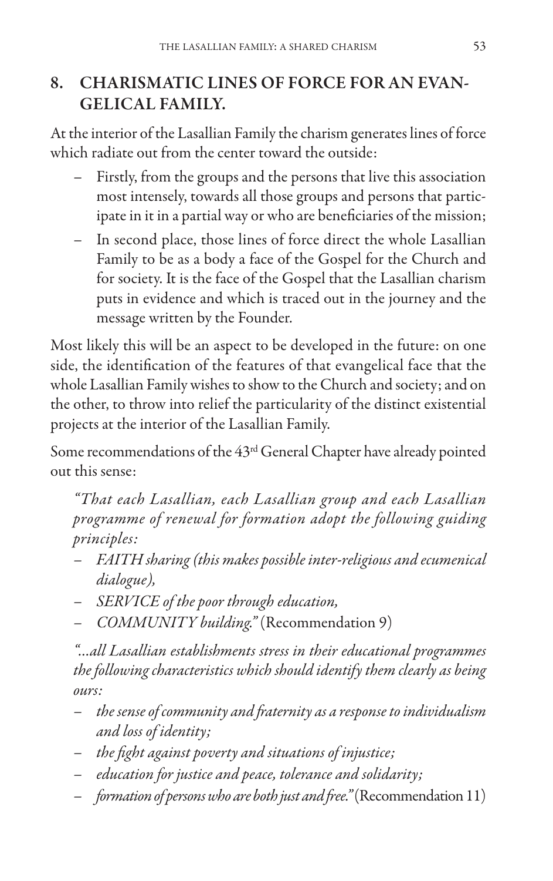## 8. CHARISMATIC LINES OF FORCE FOR AN EVANGELICAL FAMILY.

At the interior of the Lasallian Family the charism generates lines of force which radiate out from the center toward the outside:

- Firstly, from the groups and the persons that live this association most intensely, towards all those groups and persons that participate in it in a partial way or who are beneficiaries of the mission;
- In second place, those lines of force direct the whole Lasallian Family to be as a body a face of the Gospel for the Church and for society. It is the face of the Gospel that the Lasallian charism puts in evidence and which is traced out in the journey and the message written by the Founder.

Most likely this will be an aspect to be developed in the future: on one side, the identification of the features of that evangelical face that the whole Lasallian Family wishes to show to the Church and society; and on the other, to throw into relief the particularity of the distinct existential projects at the interior of the Lasallian Family.

Some recommendations of the 43rd General Chapter have already pointed out this sense:

> *"That each Lasallian, each Lasallian group and each Lasallian programme of renewal for formation adopt the following guiding principles:*
>
> - *FAITH sharing (this makes possible inter-religious and ecumenical dialogue),*
> - *SERVICE of the poor through education,*
> - *COMMUNITY building."* (Recommendation 9)
>
> *"...all Lasallian establishments stress in their educational programmes the following characteristics which should identify them clearly as being ours:*
>
> - *the sense of community and fraternity as a response to individualism and loss of identity;*
> - *the fight against poverty and situations of injustice;*
> - *education for justice and peace, tolerance and solidarity;*
> - *formation of persons who are both just and free."* (Recommendation 11)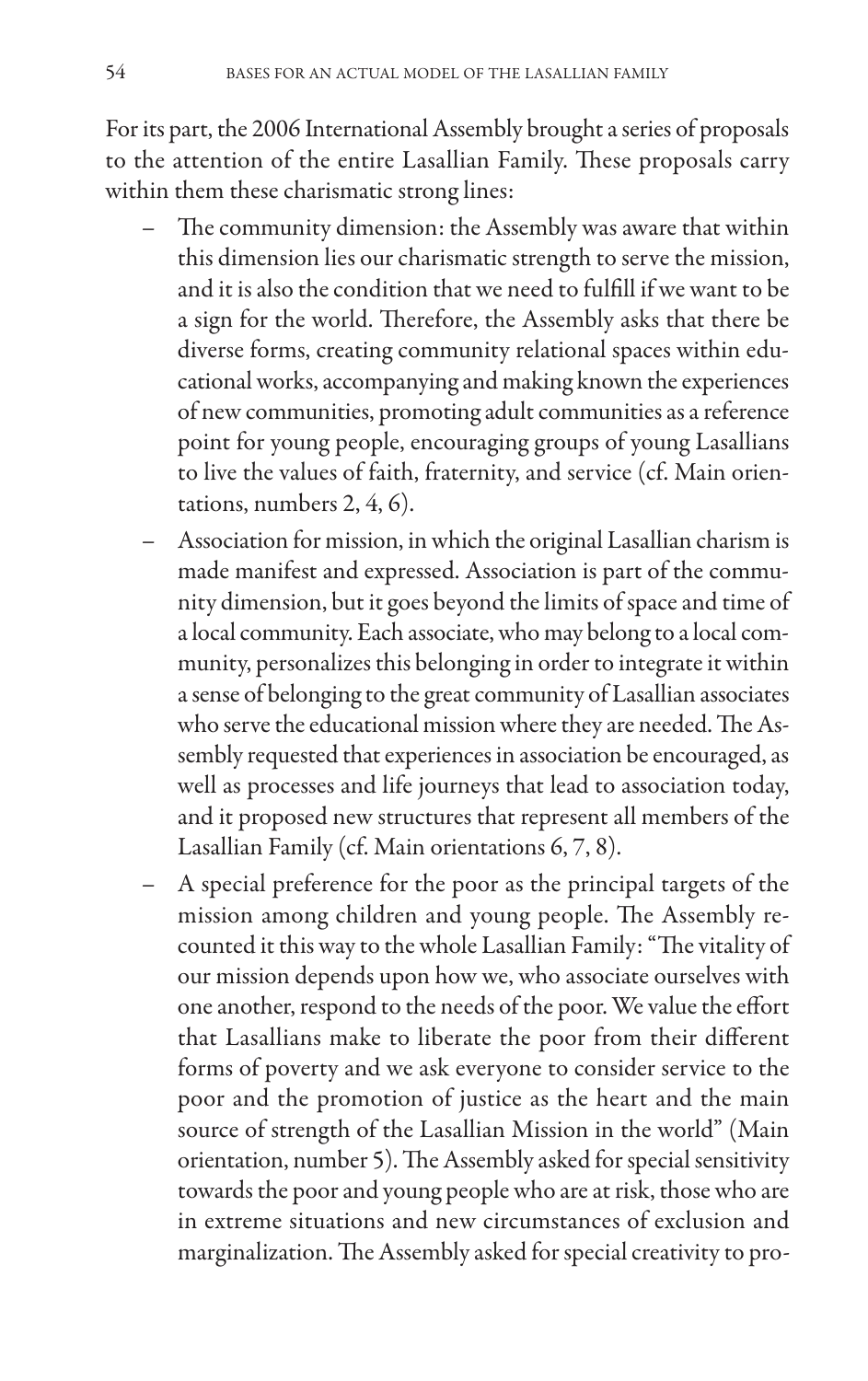For its part, the 2006 International Assembly brought a series of proposals to the attention of the entire Lasallian Family. These proposals carry within them these charismatic strong lines:

- The community dimension: the Assembly was aware that within this dimension lies our charismatic strength to serve the mission, and it is also the condition that we need to fulfill if we want to be a sign for the world. Therefore, the Assembly asks that there be diverse forms, creating community relational spaces within educational works, accompanying and making known the experiences of new communities, promoting adult communities as a reference point for young people, encouraging groups of young Lasallians to live the values of faith, fraternity, and service (cf. Main orientations, numbers 2, 4, 6).
- Association for mission, in which the original Lasallian charism is made manifest and expressed. Association is part of the community dimension, but it goes beyond the limits of space and time of a local community. Each associate, who may belong to a local community, personalizes this belonging in order to integrate it within a sense of belonging to the great community of Lasallian associates who serve the educational mission where they are needed. The Assembly requested that experiences in association be encouraged, as well as processes and life journeys that lead to association today, and it proposed new structures that represent all members of the Lasallian Family (cf. Main orientations 6, 7, 8).
- A special preference for the poor as the principal targets of the mission among children and young people. The Assembly recounted it this way to the whole Lasallian Family: "The vitality of our mission depends upon how we, who associate ourselves with one another, respond to the needs of the poor. We value the effort that Lasallians make to liberate the poor from their different forms of poverty and we ask everyone to consider service to the poor and the promotion of justice as the heart and the main source of strength of the Lasallian Mission in the world" (Main orientation, number 5). The Assembly asked for special sensitivity towards the poor and young people who are at risk, those who are in extreme situations and new circumstances of exclusion and marginalization. The Assembly asked for special creativity to pro-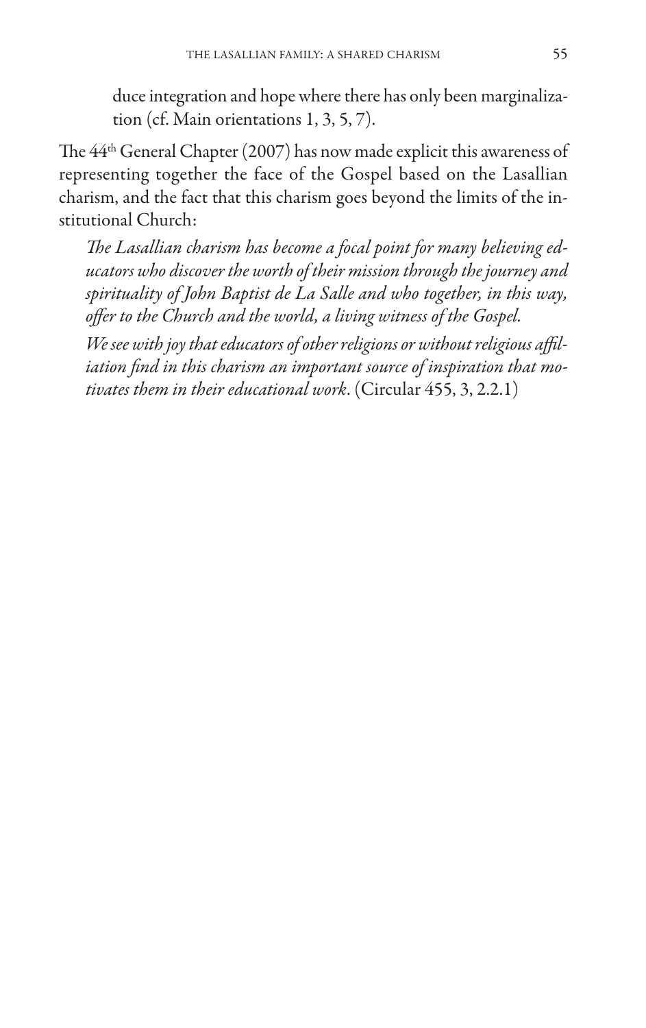duce integration and hope where there has only been marginalization (cf. Main orientations 1, 3, 5, 7).

The 44th General Chapter (2007) has now made explicit this awareness of representing together the face of the Gospel based on the Lasallian charism, and the fact that this charism goes beyond the limits of the institutional Church:

> *The Lasallian charism has become a focal point for many believing educators who discover the worth of their mission through the journey and spirituality of John Baptist de La Salle and who together, in this way, offer to the Church and the world, a living witness of the Gospel.*
>
> *We see with joy that educators of other religions or without religious affiliation find in this charism an important source of inspiration that motivates them in their educational work*. (Circular 455, 3, 2.2.1)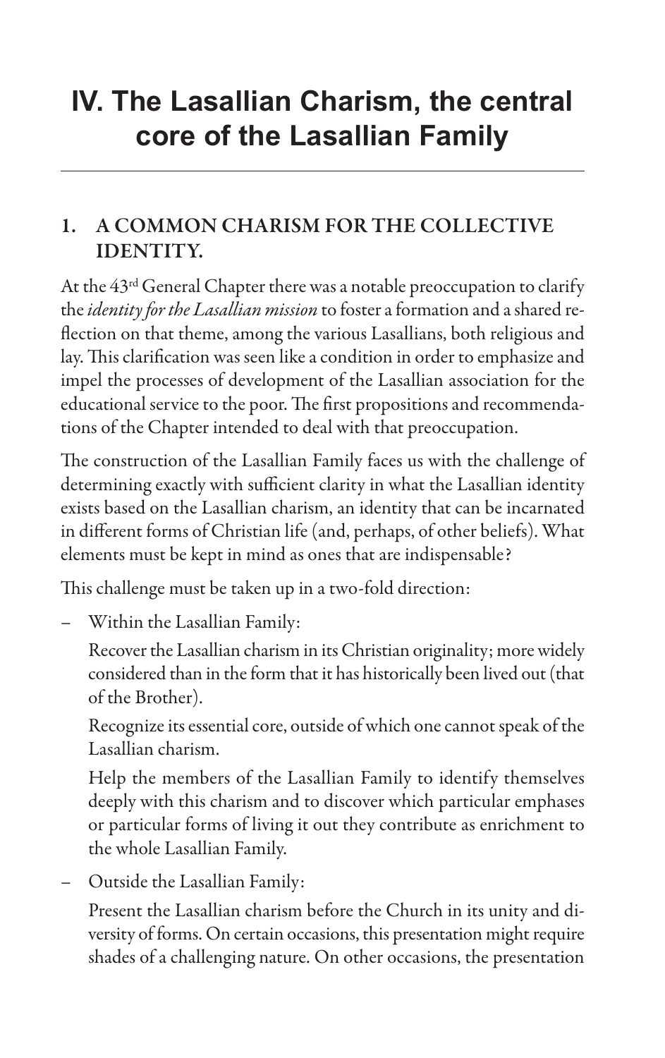# IV. The Lasallian Charism, the central core of the Lasallian Family

## 1. A COMMON CHARISM FOR THE COLLECTIVE IDENTITY.

At the 43rd General Chapter there was a notable preoccupation to clarify the *identity for the Lasallian mission* to foster a formation and a shared reflection on that theme, among the various Lasallians, both religious and lay. This clarification was seen like a condition in order to emphasize and impel the processes of development of the Lasallian association for the educational service to the poor. The first propositions and recommendations of the Chapter intended to deal with that preoccupation.

The construction of the Lasallian Family faces us with the challenge of determining exactly with sufficient clarity in what the Lasallian identity exists based on the Lasallian charism, an identity that can be incarnated in different forms of Christian life (and, perhaps, of other beliefs). What elements must be kept in mind as ones that are indispensable?

This challenge must be taken up in a two-fold direction:

– Within the Lasallian Family:

  Recover the Lasallian charism in its Christian originality; more widely considered than in the form that it has historically been lived out (that of the Brother).

  Recognize its essential core, outside of which one cannot speak of the Lasallian charism.

  Help the members of the Lasallian Family to identify themselves deeply with this charism and to discover which particular emphases or particular forms of living it out they contribute as enrichment to the whole Lasallian Family.

– Outside the Lasallian Family:

  Present the Lasallian charism before the Church in its unity and diversity of forms. On certain occasions, this presentation might require shades of a challenging nature. On other occasions, the presentation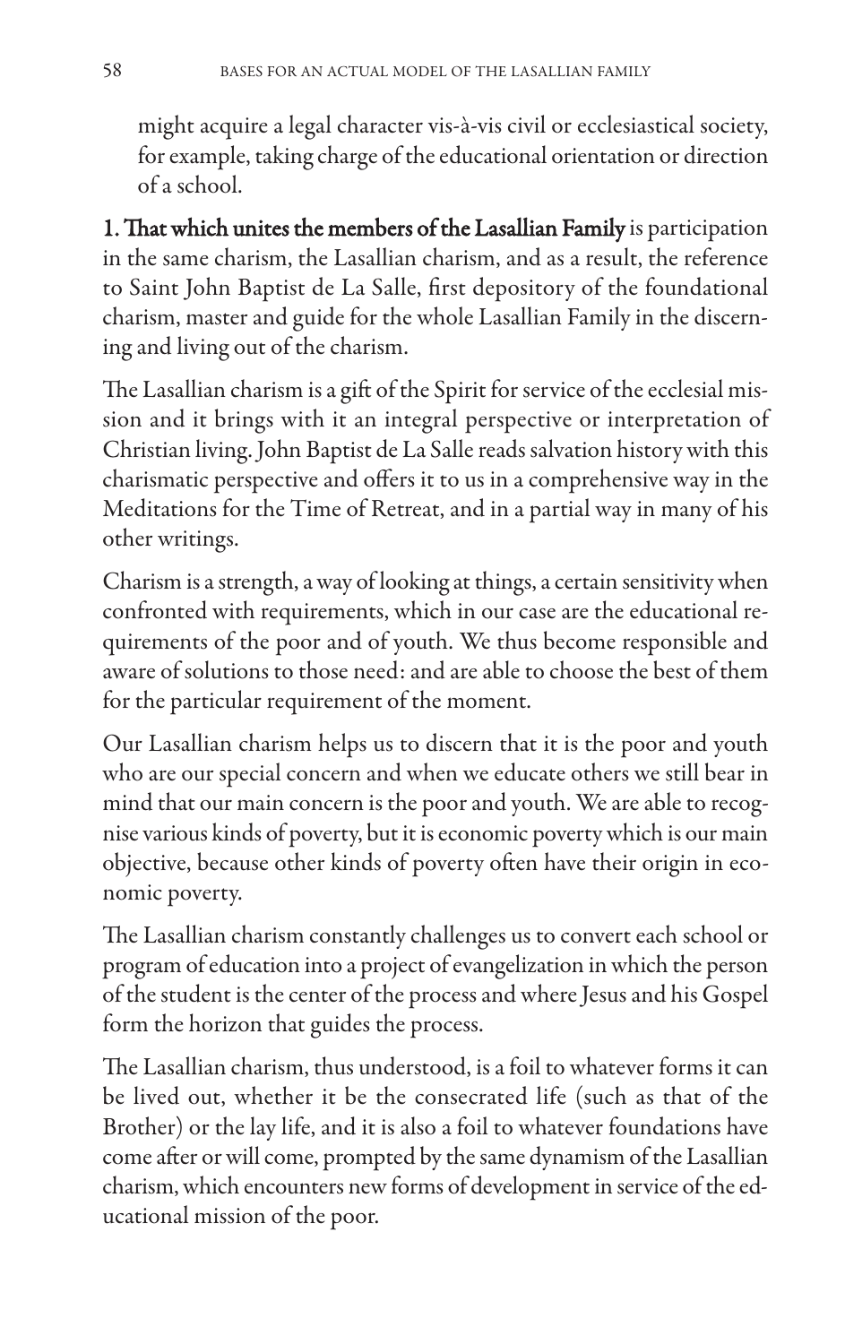might acquire a legal character vis-à-vis civil or ecclesiastical society, for example, taking charge of the educational orientation or direction of a school.

**1. That which unites the members of the Lasallian Family** is participation in the same charism, the Lasallian charism, and as a result, the reference to Saint John Baptist de La Salle, first depository of the foundational charism, master and guide for the whole Lasallian Family in the discerning and living out of the charism.

The Lasallian charism is a gift of the Spirit for service of the ecclesial mission and it brings with it an integral perspective or interpretation of Christian living. John Baptist de La Salle reads salvation history with this charismatic perspective and offers it to us in a comprehensive way in the Meditations for the Time of Retreat, and in a partial way in many of his other writings.

Charism is a strength, a way of looking at things, a certain sensitivity when confronted with requirements, which in our case are the educational requirements of the poor and of youth. We thus become responsible and aware of solutions to those need: and are able to choose the best of them for the particular requirement of the moment.

Our Lasallian charism helps us to discern that it is the poor and youth who are our special concern and when we educate others we still bear in mind that our main concern is the poor and youth. We are able to recognise various kinds of poverty, but it is economic poverty which is our main objective, because other kinds of poverty often have their origin in economic poverty.

The Lasallian charism constantly challenges us to convert each school or program of education into a project of evangelization in which the person of the student is the center of the process and where Jesus and his Gospel form the horizon that guides the process.

The Lasallian charism, thus understood, is a foil to whatever forms it can be lived out, whether it be the consecrated life (such as that of the Brother) or the lay life, and it is also a foil to whatever foundations have come after or will come, prompted by the same dynamism of the Lasallian charism, which encounters new forms of development in service of the educational mission of the poor.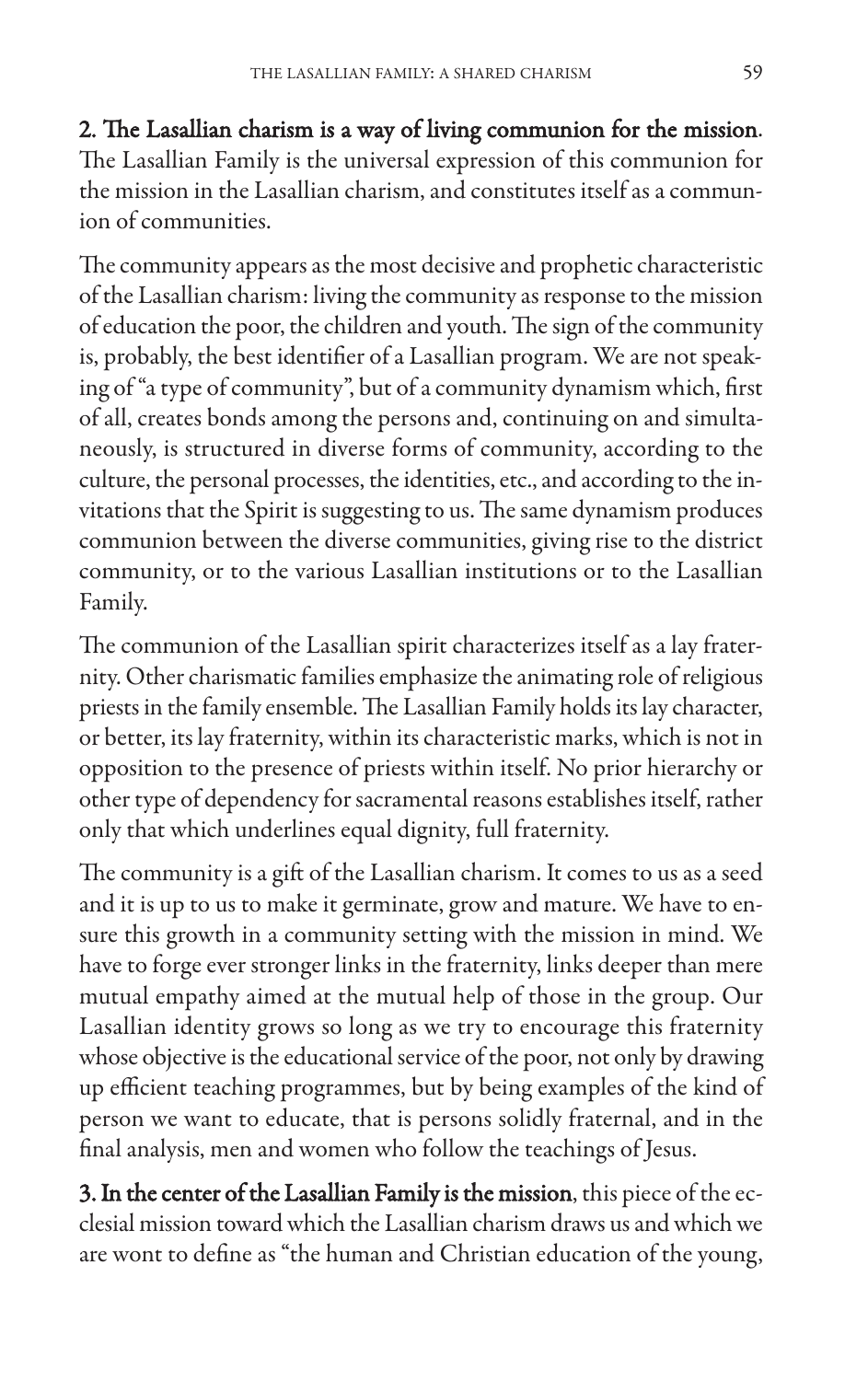**2. The Lasallian charism is a way of living communion for the mission.** The Lasallian Family is the universal expression of this communion for the mission in the Lasallian charism, and constitutes itself as a communion of communities.

The community appears as the most decisive and prophetic characteristic of the Lasallian charism: living the community as response to the mission of education the poor, the children and youth. The sign of the community is, probably, the best identifier of a Lasallian program. We are not speaking of "a type of community", but of a community dynamism which, first of all, creates bonds among the persons and, continuing on and simultaneously, is structured in diverse forms of community, according to the culture, the personal processes, the identities, etc., and according to the invitations that the Spirit is suggesting to us. The same dynamism produces communion between the diverse communities, giving rise to the district community, or to the various Lasallian institutions or to the Lasallian Family.

The communion of the Lasallian spirit characterizes itself as a lay fraternity. Other charismatic families emphasize the animating role of religious priests in the family ensemble. The Lasallian Family holds its lay character, or better, its lay fraternity, within its characteristic marks, which is not in opposition to the presence of priests within itself. No prior hierarchy or other type of dependency for sacramental reasons establishes itself, rather only that which underlines equal dignity, full fraternity.

The community is a gift of the Lasallian charism. It comes to us as a seed and it is up to us to make it germinate, grow and mature. We have to ensure this growth in a community setting with the mission in mind. We have to forge ever stronger links in the fraternity, links deeper than mere mutual empathy aimed at the mutual help of those in the group. Our Lasallian identity grows so long as we try to encourage this fraternity whose objective is the educational service of the poor, not only by drawing up efficient teaching programmes, but by being examples of the kind of person we want to educate, that is persons solidly fraternal, and in the final analysis, men and women who follow the teachings of Jesus.

**3. In the center of the Lasallian Family is the mission**, this piece of the ecclesial mission toward which the Lasallian charism draws us and which we are wont to define as "the human and Christian education of the young,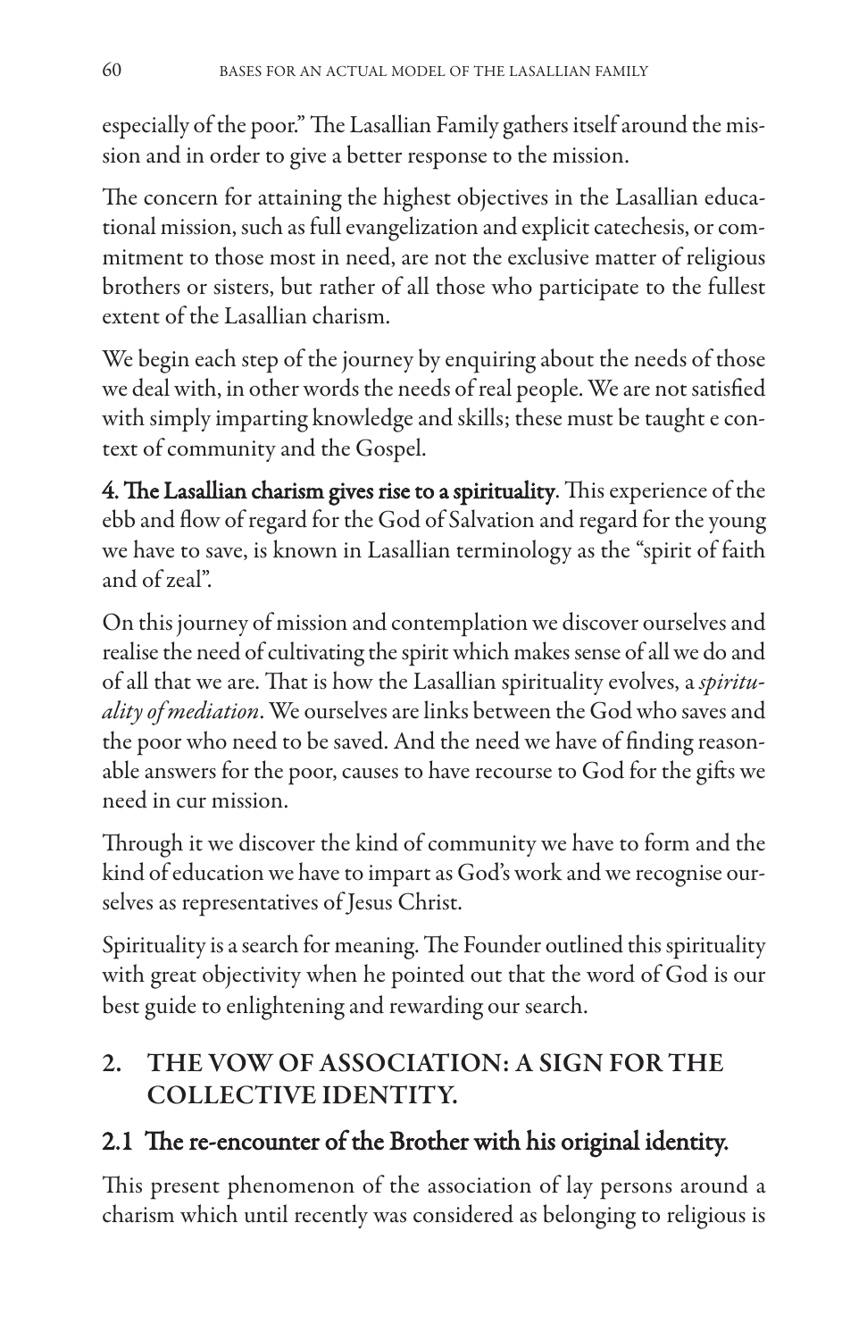especially of the poor." The Lasallian Family gathers itself around the mission and in order to give a better response to the mission.

The concern for attaining the highest objectives in the Lasallian educational mission, such as full evangelization and explicit catechesis, or commitment to those most in need, are not the exclusive matter of religious brothers or sisters, but rather of all those who participate to the fullest extent of the Lasallian charism.

We begin each step of the journey by enquiring about the needs of those we deal with, in other words the needs of real people. We are not satisfied with simply imparting knowledge and skills; these must be taught e context of community and the Gospel.

**4. The Lasallian charism gives rise to a spirituality**. This experience of the ebb and flow of regard for the God of Salvation and regard for the young we have to save, is known in Lasallian terminology as the "spirit of faith and of zeal".

On this journey of mission and contemplation we discover ourselves and realise the need of cultivating the spirit which makes sense of all we do and of all that we are. That is how the Lasallian spirituality evolves, a *spirituality of mediation*. We ourselves are links between the God who saves and the poor who need to be saved. And the need we have of finding reasonable answers for the poor, causes to have recourse to God for the gifts we need in cur mission.

Through it we discover the kind of community we have to form and the kind of education we have to impart as God's work and we recognise ourselves as representatives of Jesus Christ.

Spirituality is a search for meaning. The Founder outlined this spirituality with great objectivity when he pointed out that the word of God is our best guide to enlightening and rewarding our search.

## 2. THE VOW OF ASSOCIATION: A SIGN FOR THE COLLECTIVE IDENTITY.

### 2.1 The re-encounter of the Brother with his original identity.

This present phenomenon of the association of lay persons around a charism which until recently was considered as belonging to religious is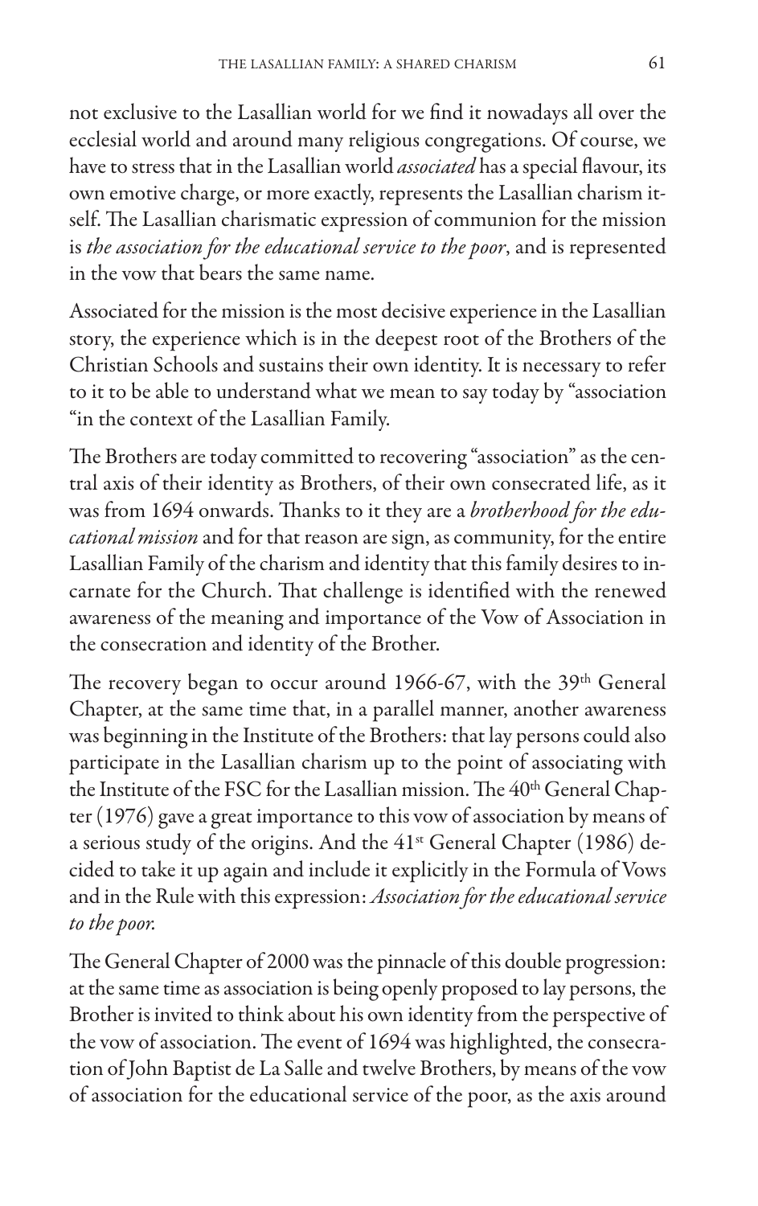not exclusive to the Lasallian world for we find it nowadays all over the ecclesial world and around many religious congregations. Of course, we have to stress that in the Lasallian world *associated* has a special flavour, its own emotive charge, or more exactly, represents the Lasallian charism itself. The Lasallian charismatic expression of communion for the mission is *the association for the educational service to the poor*, and is represented in the vow that bears the same name.

Associated for the mission is the most decisive experience in the Lasallian story, the experience which is in the deepest root of the Brothers of the Christian Schools and sustains their own identity. It is necessary to refer to it to be able to understand what we mean to say today by "association "in the context of the Lasallian Family.

The Brothers are today committed to recovering "association" as the central axis of their identity as Brothers, of their own consecrated life, as it was from 1694 onwards. Thanks to it they are a *brotherhood for the educational mission* and for that reason are sign, as community, for the entire Lasallian Family of the charism and identity that this family desires to incarnate for the Church. That challenge is identified with the renewed awareness of the meaning and importance of the Vow of Association in the consecration and identity of the Brother.

The recovery began to occur around 1966-67, with the 39th General Chapter, at the same time that, in a parallel manner, another awareness was beginning in the Institute of the Brothers: that lay persons could also participate in the Lasallian charism up to the point of associating with the Institute of the FSC for the Lasallian mission. The 40th General Chapter (1976) gave a great importance to this vow of association by means of a serious study of the origins. And the 41st General Chapter (1986) decided to take it up again and include it explicitly in the Formula of Vows and in the Rule with this expression: *Association for the educational service to the poor.*

The General Chapter of 2000 was the pinnacle of this double progression: at the same time as association is being openly proposed to lay persons, the Brother is invited to think about his own identity from the perspective of the vow of association. The event of 1694 was highlighted, the consecration of John Baptist de La Salle and twelve Brothers, by means of the vow of association for the educational service of the poor, as the axis around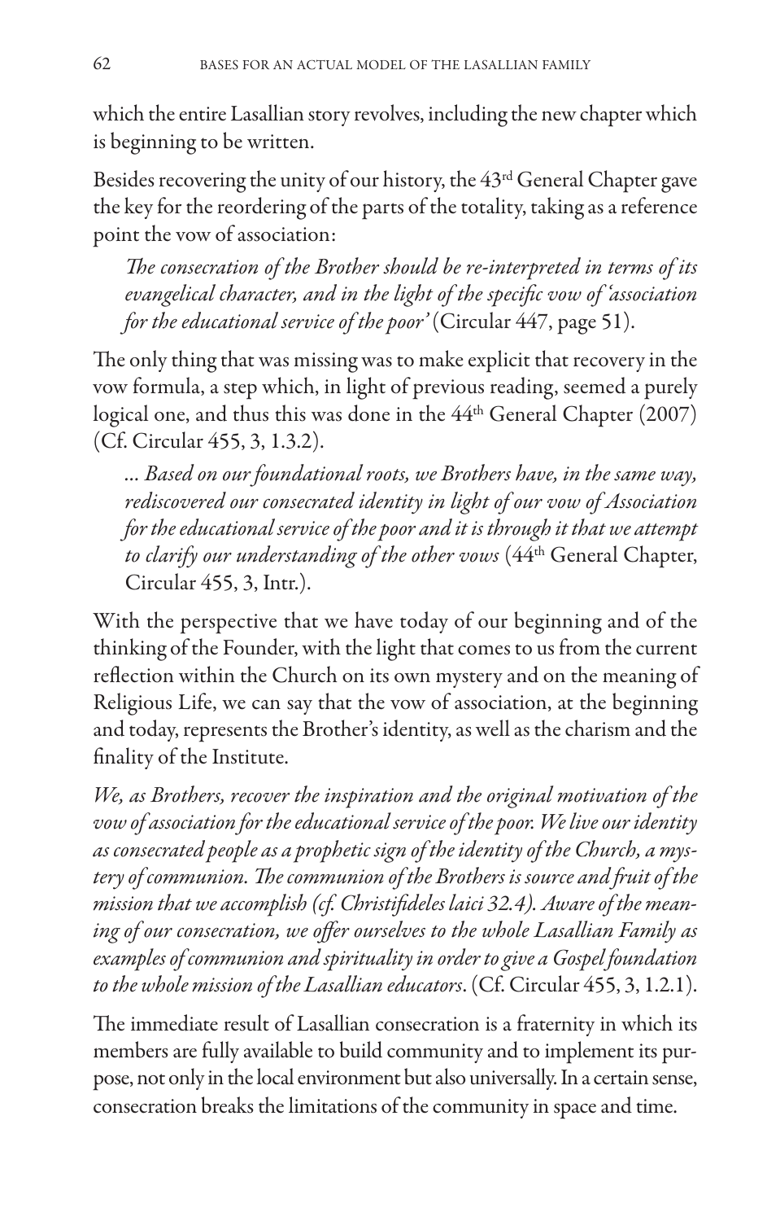which the entire Lasallian story revolves, including the new chapter which is beginning to be written.

Besides recovering the unity of our history, the 43rd General Chapter gave the key for the reordering of the parts of the totality, taking as a reference point the vow of association:

> *The consecration of the Brother should be re-interpreted in terms of its evangelical character, and in the light of the specific vow of 'association for the educational service of the poor'* (Circular 447, page 51).

The only thing that was missing was to make explicit that recovery in the vow formula, a step which, in light of previous reading, seemed a purely logical one, and thus this was done in the 44th General Chapter (2007) (Cf. Circular 455, 3, 1.3.2).

> *... Based on our foundational roots, we Brothers have, in the same way, rediscovered our consecrated identity in light of our vow of Association for the educational service of the poor and it is through it that we attempt to clarify our understanding of the other vows* (44th General Chapter, Circular 455, 3, Intr.).

With the perspective that we have today of our beginning and of the thinking of the Founder, with the light that comes to us from the current reflection within the Church on its own mystery and on the meaning of Religious Life, we can say that the vow of association, at the beginning and today, represents the Brother's identity, as well as the charism and the finality of the Institute.

*We, as Brothers, recover the inspiration and the original motivation of the vow of association for the educational service of the poor. We live our identity as consecrated people as a prophetic sign of the identity of the Church, a mystery of communion. The communion of the Brothers is source and fruit of the mission that we accomplish (cf. Christifideles laici 32.4). Aware of the meaning of our consecration, we offer ourselves to the whole Lasallian Family as examples of communion and spirituality in order to give a Gospel foundation to the whole mission of the Lasallian educators*. (Cf. Circular 455, 3, 1.2.1).

The immediate result of Lasallian consecration is a fraternity in which its members are fully available to build community and to implement its purpose, not only in the local environment but also universally. In a certain sense, consecration breaks the limitations of the community in space and time.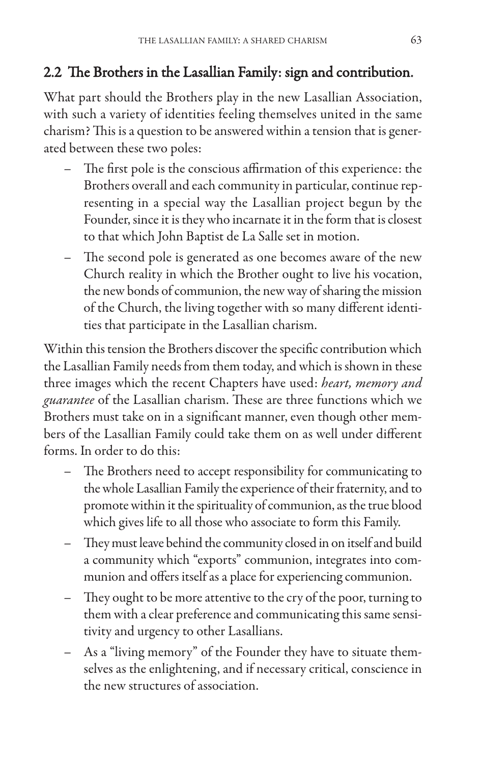## 2.2 The Brothers in the Lasallian Family: sign and contribution.

What part should the Brothers play in the new Lasallian Association, with such a variety of identities feeling themselves united in the same charism? This is a question to be answered within a tension that is generated between these two poles:

- The first pole is the conscious affirmation of this experience: the Brothers overall and each community in particular, continue representing in a special way the Lasallian project begun by the Founder, since it is they who incarnate it in the form that is closest to that which John Baptist de La Salle set in motion.
- The second pole is generated as one becomes aware of the new Church reality in which the Brother ought to live his vocation, the new bonds of communion, the new way of sharing the mission of the Church, the living together with so many different identities that participate in the Lasallian charism.

Within this tension the Brothers discover the specific contribution which the Lasallian Family needs from them today, and which is shown in these three images which the recent Chapters have used: *heart, memory and guarantee* of the Lasallian charism. These are three functions which we Brothers must take on in a significant manner, even though other members of the Lasallian Family could take them on as well under different forms. In order to do this:

- The Brothers need to accept responsibility for communicating to the whole Lasallian Family the experience of their fraternity, and to promote within it the spirituality of communion, as the true blood which gives life to all those who associate to form this Family.
- They must leave behind the community closed in on itself and build a community which "exports" communion, integrates into communion and offers itself as a place for experiencing communion.
- They ought to be more attentive to the cry of the poor, turning to them with a clear preference and communicating this same sensitivity and urgency to other Lasallians.
- As a "living memory" of the Founder they have to situate themselves as the enlightening, and if necessary critical, conscience in the new structures of association.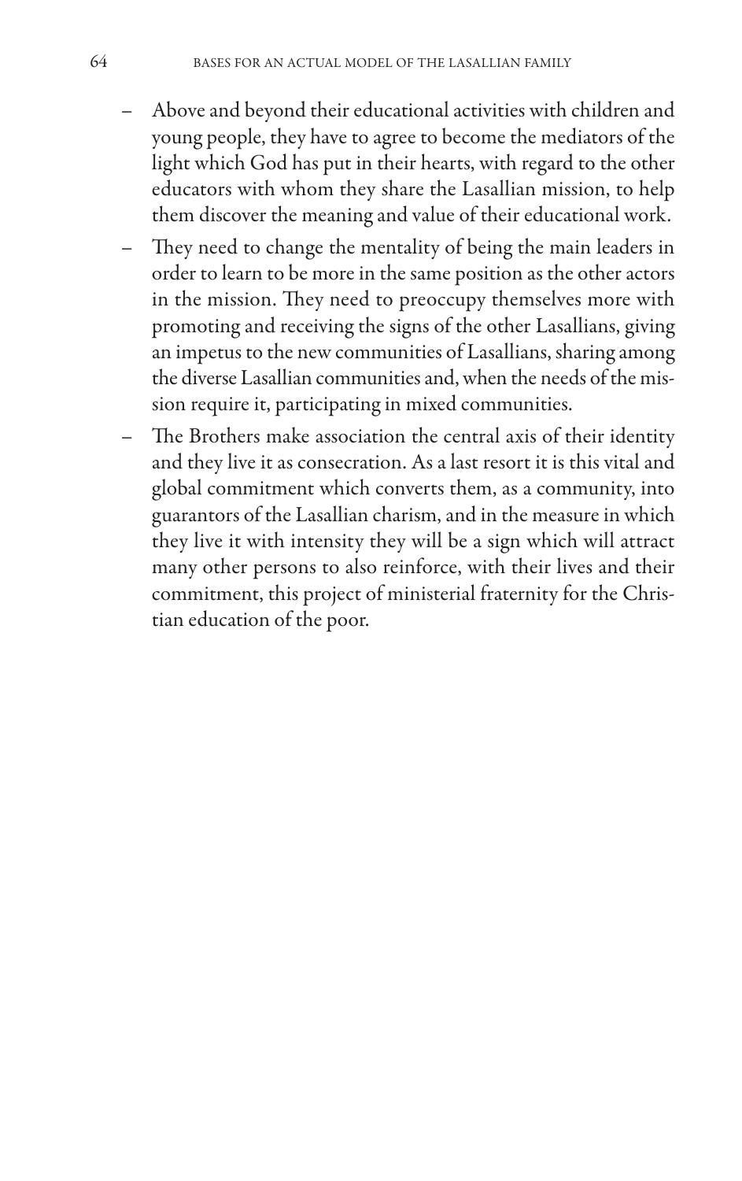- Above and beyond their educational activities with children and young people, they have to agree to become the mediators of the light which God has put in their hearts, with regard to the other educators with whom they share the Lasallian mission, to help them discover the meaning and value of their educational work.
- They need to change the mentality of being the main leaders in order to learn to be more in the same position as the other actors in the mission. They need to preoccupy themselves more with promoting and receiving the signs of the other Lasallians, giving an impetus to the new communities of Lasallians, sharing among the diverse Lasallian communities and, when the needs of the mission require it, participating in mixed communities.
- The Brothers make association the central axis of their identity and they live it as consecration. As a last resort it is this vital and global commitment which converts them, as a community, into guarantors of the Lasallian charism, and in the measure in which they live it with intensity they will be a sign which will attract many other persons to also reinforce, with their lives and their commitment, this project of ministerial fraternity for the Christian education of the poor.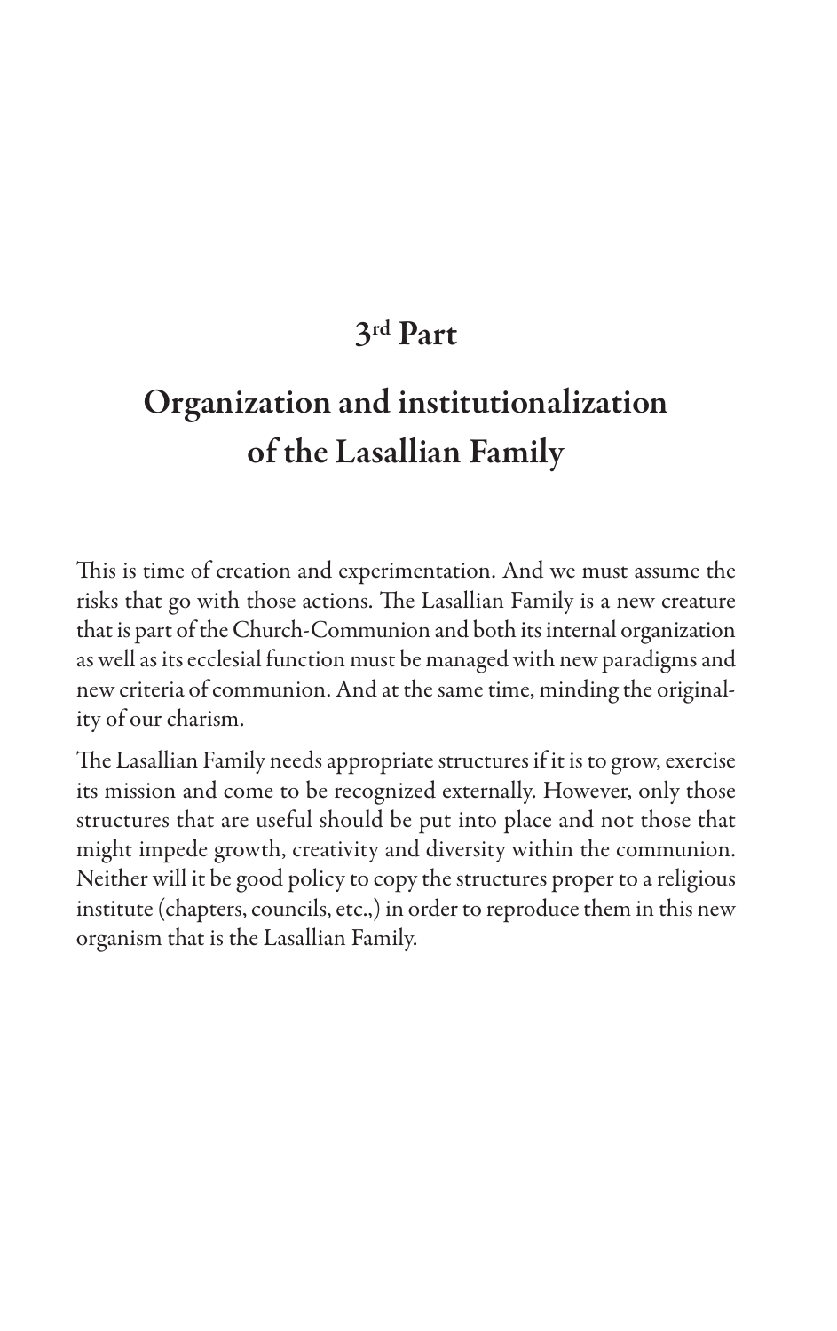# 3rd Part

# Organization and institutionalization of the Lasallian Family

This is time of creation and experimentation. And we must assume the risks that go with those actions. The Lasallian Family is a new creature that is part of the Church-Communion and both its internal organization as well as its ecclesial function must be managed with new paradigms and new criteria of communion. And at the same time, minding the originality of our charism.

The Lasallian Family needs appropriate structures if it is to grow, exercise its mission and come to be recognized externally. However, only those structures that are useful should be put into place and not those that might impede growth, creativity and diversity within the communion. Neither will it be good policy to copy the structures proper to a religious institute (chapters, councils, etc.,) in order to reproduce them in this new organism that is the Lasallian Family.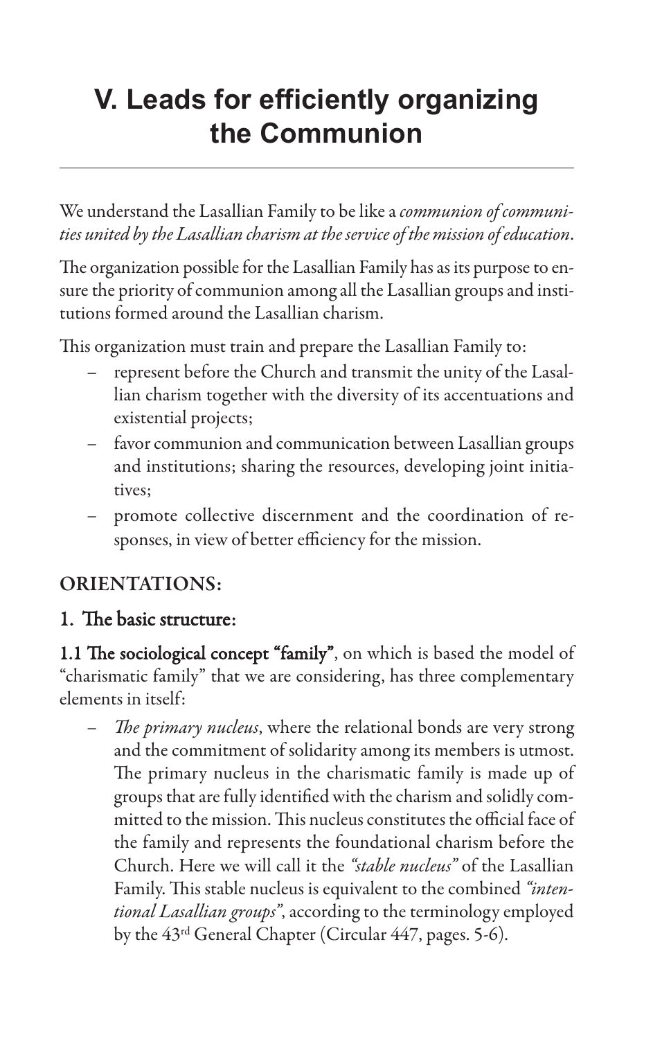# V. Leads for efficiently organizing the Communion

We understand the Lasallian Family to be like a *communion of communities united by the Lasallian charism at the service of the mission of education*.

The organization possible for the Lasallian Family has as its purpose to ensure the priority of communion among all the Lasallian groups and institutions formed around the Lasallian charism.

This organization must train and prepare the Lasallian Family to:

- represent before the Church and transmit the unity of the Lasallian charism together with the diversity of its accentuations and existential projects;
- favor communion and communication between Lasallian groups and institutions; sharing the resources, developing joint initiatives;
- promote collective discernment and the coordination of responses, in view of better efficiency for the mission.

## ORIENTATIONS:

### 1. The basic structure:

**1.1 The sociological concept "family"**, on which is based the model of "charismatic family" that we are considering, has three complementary elements in itself:

- *The primary nucleus*, where the relational bonds are very strong and the commitment of solidarity among its members is utmost. The primary nucleus in the charismatic family is made up of groups that are fully identified with the charism and solidly committed to the mission. This nucleus constitutes the official face of the family and represents the foundational charism before the Church. Here we will call it the *"stable nucleus"* of the Lasallian Family. This stable nucleus is equivalent to the combined *"intentional Lasallian groups"*, according to the terminology employed by the 43rd General Chapter (Circular 447, pages. 5-6).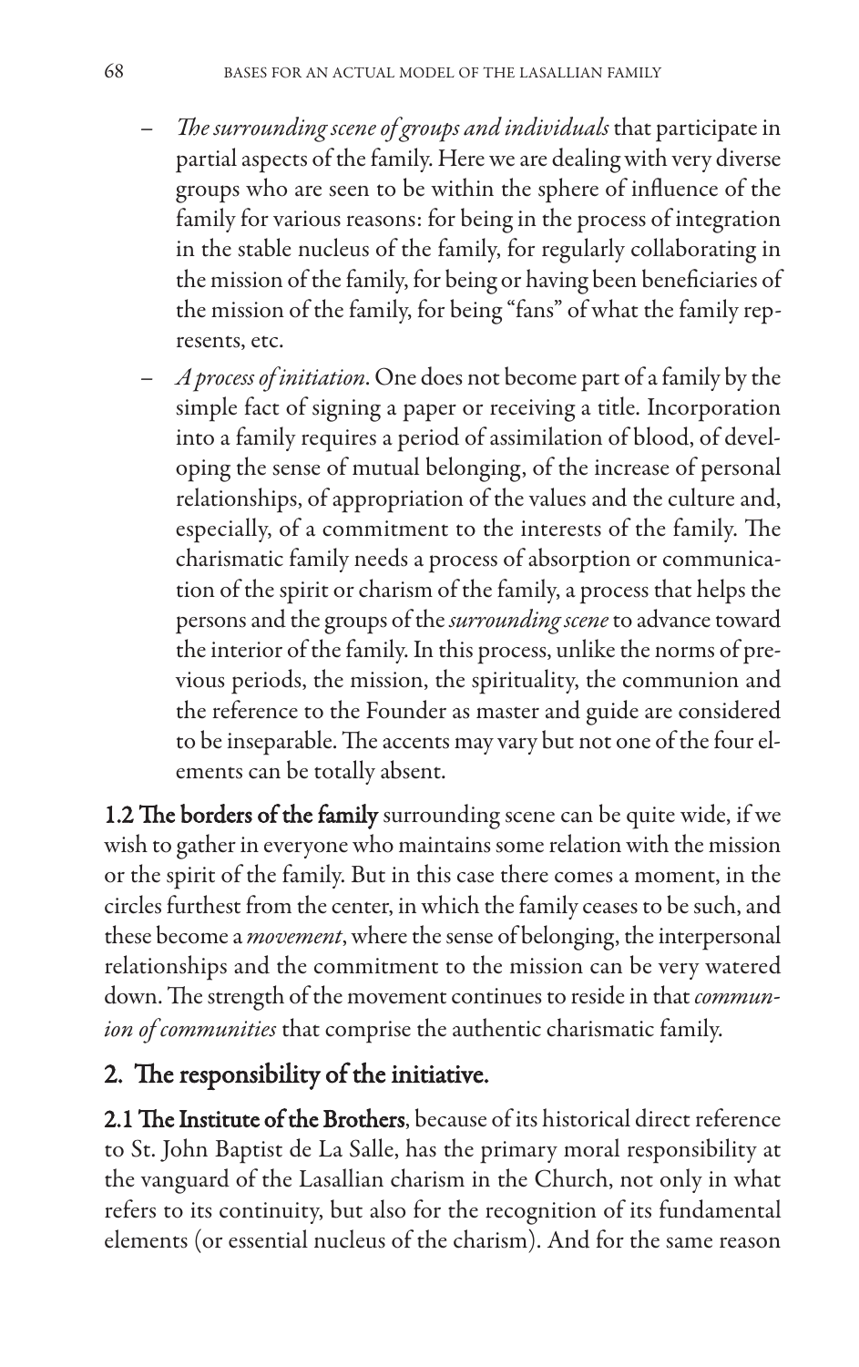- *The surrounding scene of groups and individuals* that participate in partial aspects of the family. Here we are dealing with very diverse groups who are seen to be within the sphere of influence of the family for various reasons: for being in the process of integration in the stable nucleus of the family, for regularly collaborating in the mission of the family, for being or having been beneficiaries of the mission of the family, for being "fans" of what the family represents, etc.
- *A process of initiation*. One does not become part of a family by the simple fact of signing a paper or receiving a title. Incorporation into a family requires a period of assimilation of blood, of developing the sense of mutual belonging, of the increase of personal relationships, of appropriation of the values and the culture and, especially, of a commitment to the interests of the family. The charismatic family needs a process of absorption or communication of the spirit or charism of the family, a process that helps the persons and the groups of the *surrounding scene* to advance toward the interior of the family. In this process, unlike the norms of previous periods, the mission, the spirituality, the communion and the reference to the Founder as master and guide are considered to be inseparable. The accents may vary but not one of the four elements can be totally absent.

**1.2 The borders of the family** surrounding scene can be quite wide, if we wish to gather in everyone who maintains some relation with the mission or the spirit of the family. But in this case there comes a moment, in the circles furthest from the center, in which the family ceases to be such, and these become a *movement*, where the sense of belonging, the interpersonal relationships and the commitment to the mission can be very watered down. The strength of the movement continues to reside in that *communion of communities* that comprise the authentic charismatic family.

## 2. The responsibility of the initiative.

**2.1 The Institute of the Brothers**, because of its historical direct reference to St. John Baptist de La Salle, has the primary moral responsibility at the vanguard of the Lasallian charism in the Church, not only in what refers to its continuity, but also for the recognition of its fundamental elements (or essential nucleus of the charism). And for the same reason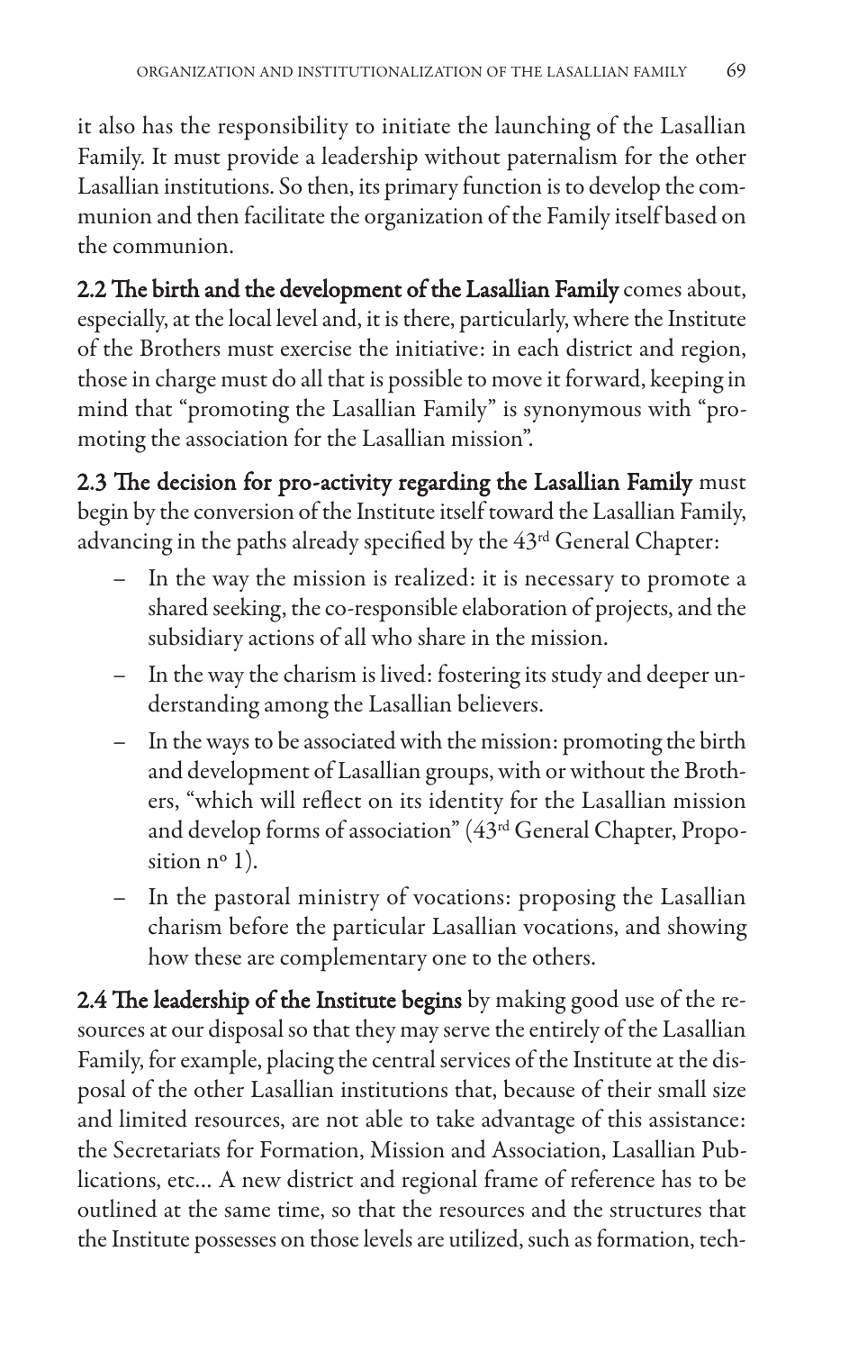it also has the responsibility to initiate the launching of the Lasallian Family. It must provide a leadership without paternalism for the other Lasallian institutions. So then, its primary function is to develop the communion and then facilitate the organization of the Family itself based on the communion.

**2.2 The birth and the development of the Lasallian Family** comes about, especially, at the local level and, it is there, particularly, where the Institute of the Brothers must exercise the initiative: in each district and region, those in charge must do all that is possible to move it forward, keeping in mind that "promoting the Lasallian Family" is synonymous with "promoting the association for the Lasallian mission".

**2.3 The decision for pro-activity regarding the Lasallian Family** must begin by the conversion of the Institute itself toward the Lasallian Family, advancing in the paths already specified by the 43rd General Chapter:

- In the way the mission is realized: it is necessary to promote a shared seeking, the co-responsible elaboration of projects, and the subsidiary actions of all who share in the mission.
- In the way the charism is lived: fostering its study and deeper understanding among the Lasallian believers.
- In the ways to be associated with the mission: promoting the birth and development of Lasallian groups, with or without the Brothers, "which will reflect on its identity for the Lasallian mission and develop forms of association" (43rd General Chapter, Proposition nº 1).
- In the pastoral ministry of vocations: proposing the Lasallian charism before the particular Lasallian vocations, and showing how these are complementary one to the others.

**2.4 The leadership of the Institute begins** by making good use of the resources at our disposal so that they may serve the entirely of the Lasallian Family, for example, placing the central services of the Institute at the disposal of the other Lasallian institutions that, because of their small size and limited resources, are not able to take advantage of this assistance: the Secretariats for Formation, Mission and Association, Lasallian Publications, etc... A new district and regional frame of reference has to be outlined at the same time, so that the resources and the structures that the Institute possesses on those levels are utilized, such as formation, tech-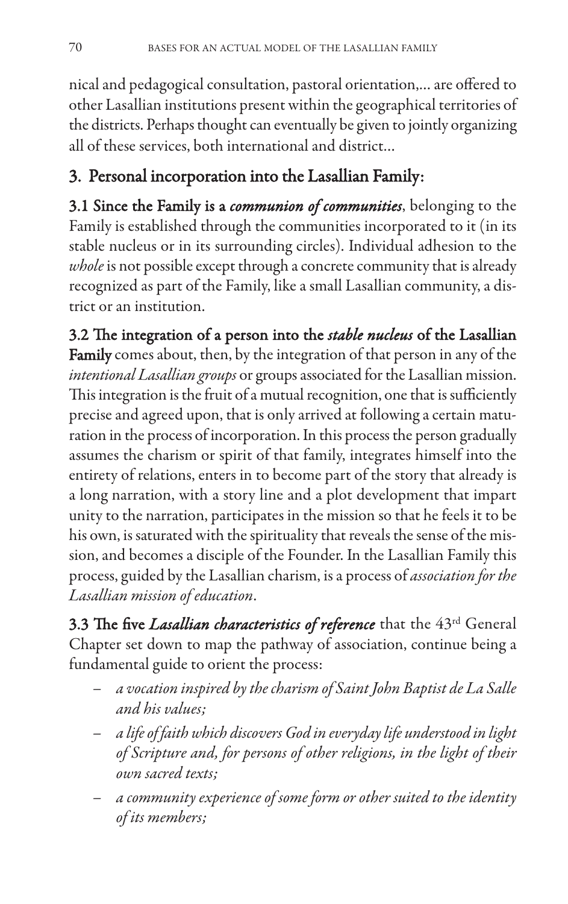nical and pedagogical consultation, pastoral orientation,... are offered to other Lasallian institutions present within the geographical territories of the districts. Perhaps thought can eventually be given to jointly organizing all of these services, both international and district...

## 3. Personal incorporation into the Lasallian Family:

**3.1 Since the Family is a *communion of communities***, belonging to the Family is established through the communities incorporated to it (in its stable nucleus or in its surrounding circles). Individual adhesion to the *whole* is not possible except through a concrete community that is already recognized as part of the Family, like a small Lasallian community, a district or an institution.

**3.2 The integration of a person into the *stable nucleus* of the Lasallian Family** comes about, then, by the integration of that person in any of the *intentional Lasallian groups* or groups associated for the Lasallian mission. This integration is the fruit of a mutual recognition, one that is sufficiently precise and agreed upon, that is only arrived at following a certain maturation in the process of incorporation. In this process the person gradually assumes the charism or spirit of that family, integrates himself into the entirety of relations, enters in to become part of the story that already is a long narration, with a story line and a plot development that impart unity to the narration, participates in the mission so that he feels it to be his own, is saturated with the spirituality that reveals the sense of the mission, and becomes a disciple of the Founder. In the Lasallian Family this process, guided by the Lasallian charism, is a process of *association for the Lasallian mission of education*.

**3.3 The five *Lasallian characteristics of reference*** that the 43rd General Chapter set down to map the pathway of association, continue being a fundamental guide to orient the process:

- *a vocation inspired by the charism of Saint John Baptist de La Salle and his values;*
- *a life of faith which discovers God in everyday life understood in light of Scripture and, for persons of other religions, in the light of their own sacred texts;*
- *a community experience of some form or other suited to the identity of its members;*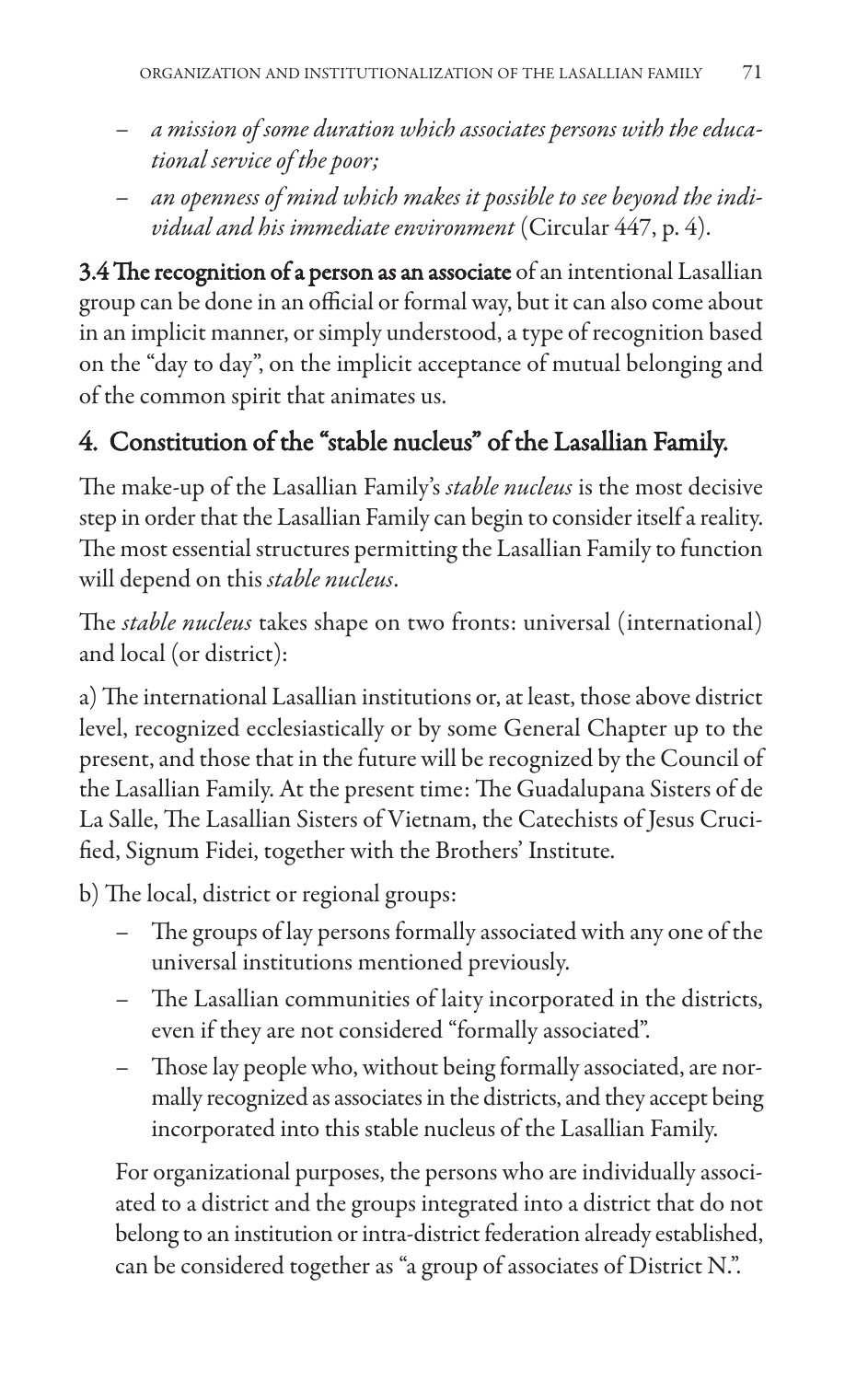- *a mission of some duration which associates persons with the educational service of the poor;*
- *an openness of mind which makes it possible to see beyond the individual and his immediate environment* (Circular 447, p. 4).

**3.4 The recognition of a person as an associate** of an intentional Lasallian group can be done in an official or formal way, but it can also come about in an implicit manner, or simply understood, a type of recognition based on the "day to day", on the implicit acceptance of mutual belonging and of the common spirit that animates us.

## 4. Constitution of the "stable nucleus" of the Lasallian Family.

The make-up of the Lasallian Family's *stable nucleus* is the most decisive step in order that the Lasallian Family can begin to consider itself a reality. The most essential structures permitting the Lasallian Family to function will depend on this *stable nucleus*.

The *stable nucleus* takes shape on two fronts: universal (international) and local (or district):

a) The international Lasallian institutions or, at least, those above district level, recognized ecclesiastically or by some General Chapter up to the present, and those that in the future will be recognized by the Council of the Lasallian Family. At the present time: The Guadalupana Sisters of de La Salle, The Lasallian Sisters of Vietnam, the Catechists of Jesus Crucified, Signum Fidei, together with the Brothers' Institute.

b) The local, district or regional groups:

- The groups of lay persons formally associated with any one of the universal institutions mentioned previously.
- The Lasallian communities of laity incorporated in the districts, even if they are not considered "formally associated".
- Those lay people who, without being formally associated, are normally recognized as associates in the districts, and they accept being incorporated into this stable nucleus of the Lasallian Family.

For organizational purposes, the persons who are individually associated to a district and the groups integrated into a district that do not belong to an institution or intra-district federation already established, can be considered together as "a group of associates of District N.".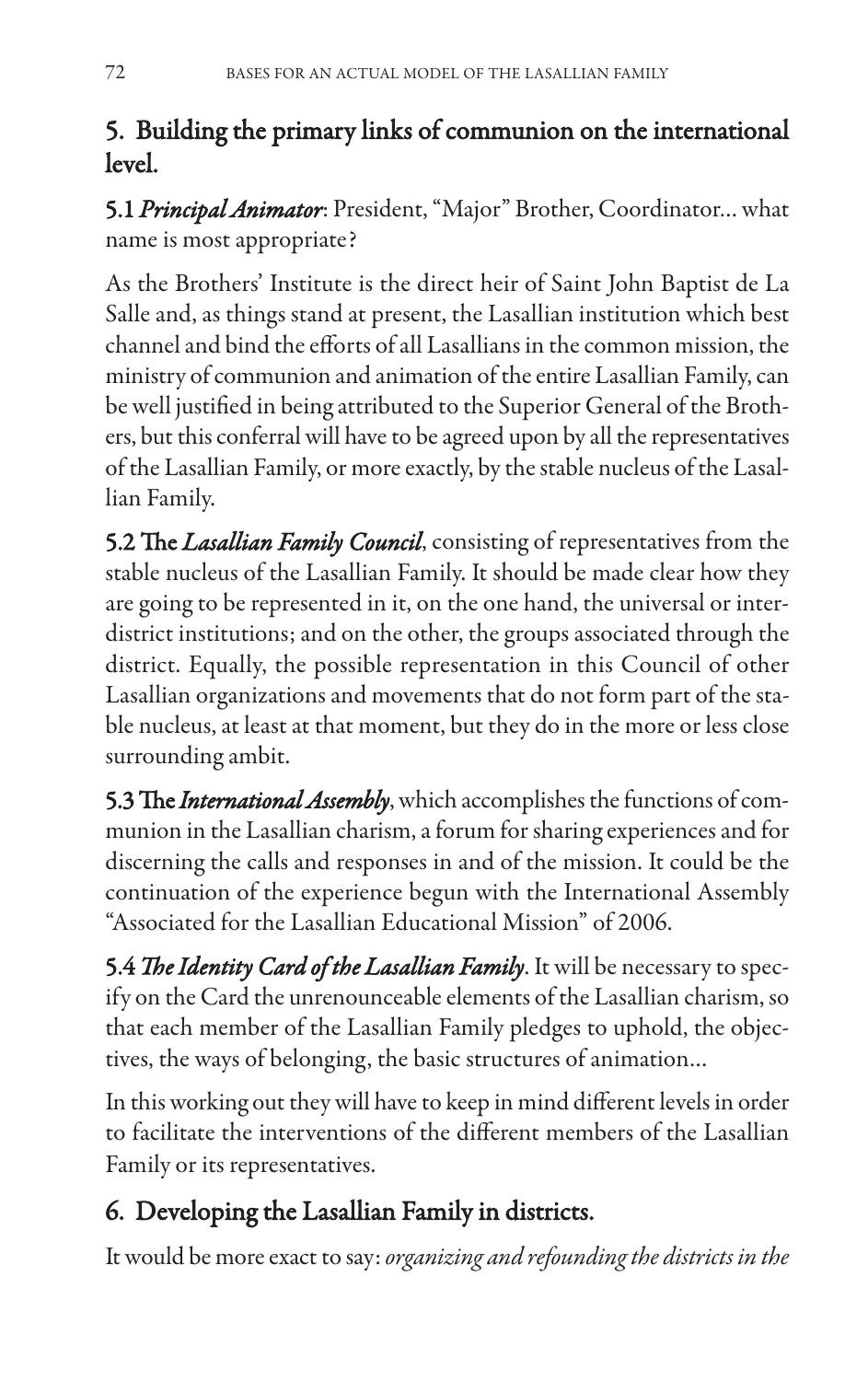## 5. Building the primary links of communion on the international level.

**5.1** ***Principal Animator***: President, "Major" Brother, Coordinator... what name is most appropriate?

As the Brothers' Institute is the direct heir of Saint John Baptist de La Salle and, as things stand at present, the Lasallian institution which best channel and bind the efforts of all Lasallians in the common mission, the ministry of communion and animation of the entire Lasallian Family, can be well justified in being attributed to the Superior General of the Brothers, but this conferral will have to be agreed upon by all the representatives of the Lasallian Family, or more exactly, by the stable nucleus of the Lasallian Family.

**5.2 The** ***Lasallian Family Council***, consisting of representatives from the stable nucleus of the Lasallian Family. It should be made clear how they are going to be represented in it, on the one hand, the universal or inter-district institutions; and on the other, the groups associated through the district. Equally, the possible representation in this Council of other Lasallian organizations and movements that do not form part of the stable nucleus, at least at that moment, but they do in the more or less close surrounding ambit.

**5.3 The** ***International Assembly***, which accomplishes the functions of communion in the Lasallian charism, a forum for sharing experiences and for discerning the calls and responses in and of the mission. It could be the continuation of the experience begun with the International Assembly "Associated for the Lasallian Educational Mission" of 2006.

**5.4** ***The Identity Card of the Lasallian Family***. It will be necessary to specify on the Card the unrenounceable elements of the Lasallian charism, so that each member of the Lasallian Family pledges to uphold, the objectives, the ways of belonging, the basic structures of animation...

In this working out they will have to keep in mind different levels in order to facilitate the interventions of the different members of the Lasallian Family or its representatives.

## 6. Developing the Lasallian Family in districts.

It would be more exact to say: *organizing and refounding the districts in the*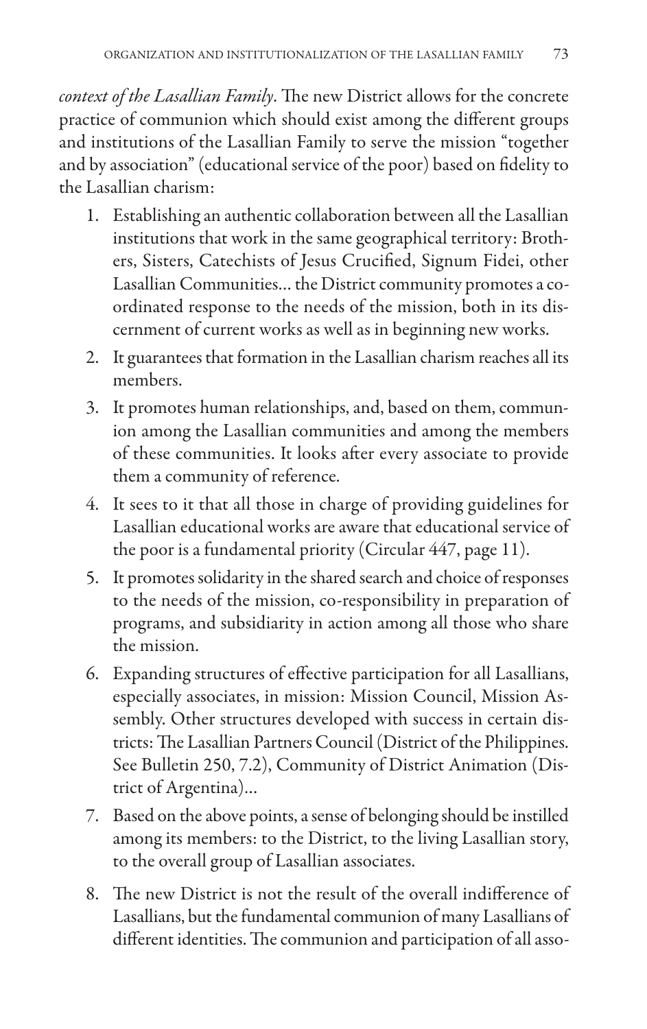*context of the Lasallian Family*. The new District allows for the concrete practice of communion which should exist among the different groups and institutions of the Lasallian Family to serve the mission "together and by association" (educational service of the poor) based on fidelity to the Lasallian charism:

1. Establishing an authentic collaboration between all the Lasallian institutions that work in the same geographical territory: Brothers, Sisters, Catechists of Jesus Crucified, Signum Fidei, other Lasallian Communities… the District community promotes a coordinated response to the needs of the mission, both in its discernment of current works as well as in beginning new works.
2. It guarantees that formation in the Lasallian charism reaches all its members.
3. It promotes human relationships, and, based on them, communion among the Lasallian communities and among the members of these communities. It looks after every associate to provide them a community of reference.
4. It sees to it that all those in charge of providing guidelines for Lasallian educational works are aware that educational service of the poor is a fundamental priority (Circular 447, page 11).
5. It promotes solidarity in the shared search and choice of responses to the needs of the mission, co-responsibility in preparation of programs, and subsidiarity in action among all those who share the mission.
6. Expanding structures of effective participation for all Lasallians, especially associates, in mission: Mission Council, Mission Assembly. Other structures developed with success in certain districts: The Lasallian Partners Council (District of the Philippines. See Bulletin 250, 7.2), Community of District Animation (District of Argentina)…
7. Based on the above points, a sense of belonging should be instilled among its members: to the District, to the living Lasallian story, to the overall group of Lasallian associates.
8. The new District is not the result of the overall indifference of Lasallians, but the fundamental communion of many Lasallians of different identities. The communion and participation of all asso-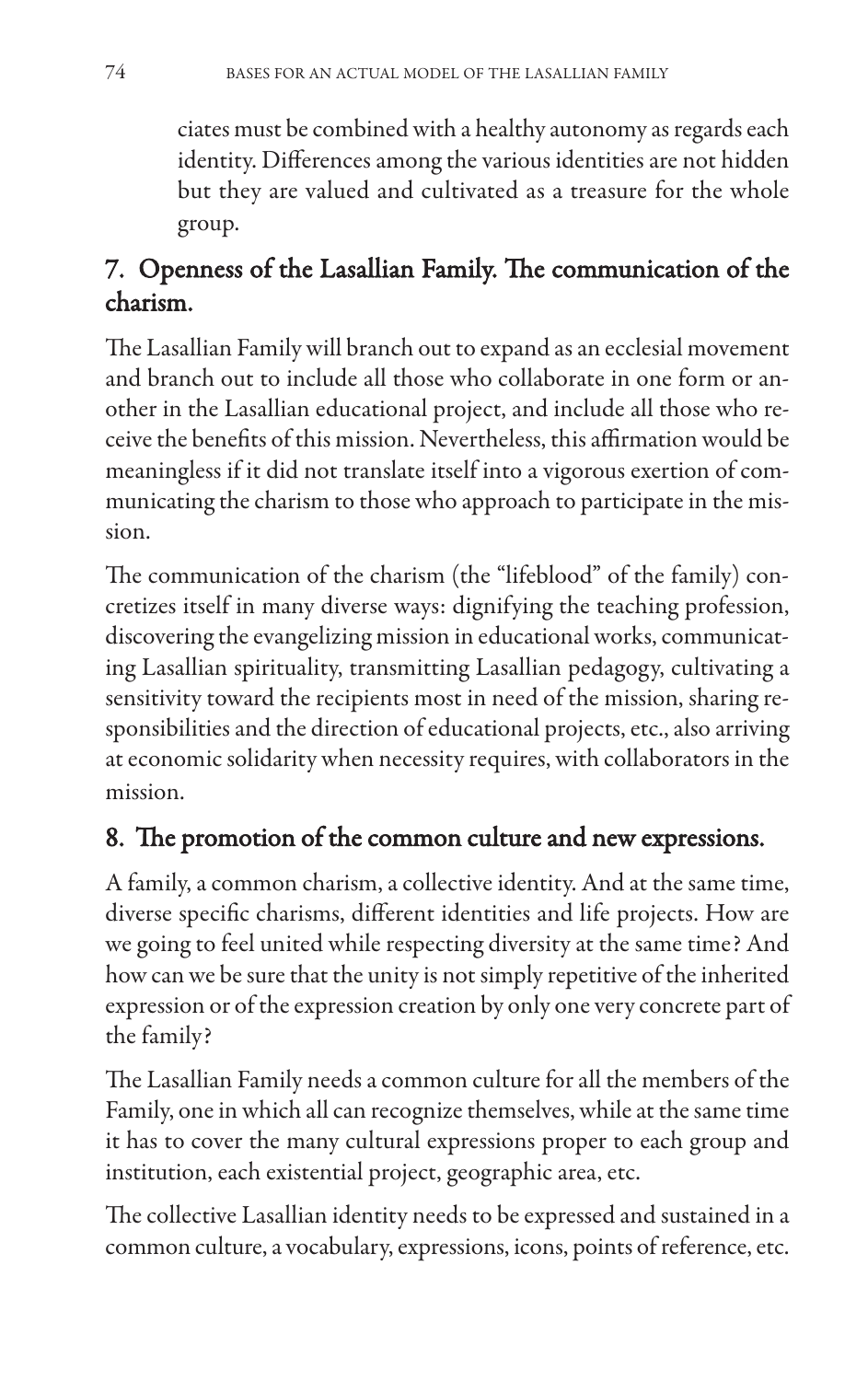ciates must be combined with a healthy autonomy as regards each identity. Differences among the various identities are not hidden but they are valued and cultivated as a treasure for the whole group.

## 7. Openness of the Lasallian Family. The communication of the charism.

The Lasallian Family will branch out to expand as an ecclesial movement and branch out to include all those who collaborate in one form or another in the Lasallian educational project, and include all those who receive the benefits of this mission. Nevertheless, this affirmation would be meaningless if it did not translate itself into a vigorous exertion of communicating the charism to those who approach to participate in the mission.

The communication of the charism (the "lifeblood" of the family) concretizes itself in many diverse ways: dignifying the teaching profession, discovering the evangelizing mission in educational works, communicating Lasallian spirituality, transmitting Lasallian pedagogy, cultivating a sensitivity toward the recipients most in need of the mission, sharing responsibilities and the direction of educational projects, etc., also arriving at economic solidarity when necessity requires, with collaborators in the mission.

## 8. The promotion of the common culture and new expressions.

A family, a common charism, a collective identity. And at the same time, diverse specific charisms, different identities and life projects. How are we going to feel united while respecting diversity at the same time? And how can we be sure that the unity is not simply repetitive of the inherited expression or of the expression creation by only one very concrete part of the family?

The Lasallian Family needs a common culture for all the members of the Family, one in which all can recognize themselves, while at the same time it has to cover the many cultural expressions proper to each group and institution, each existential project, geographic area, etc.

The collective Lasallian identity needs to be expressed and sustained in a common culture, a vocabulary, expressions, icons, points of reference, etc.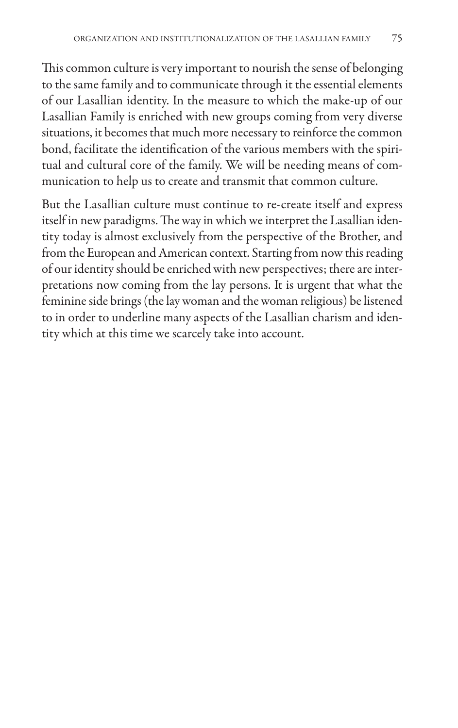This common culture is very important to nourish the sense of belonging to the same family and to communicate through it the essential elements of our Lasallian identity. In the measure to which the make-up of our Lasallian Family is enriched with new groups coming from very diverse situations, it becomes that much more necessary to reinforce the common bond, facilitate the identification of the various members with the spiritual and cultural core of the family. We will be needing means of communication to help us to create and transmit that common culture.

But the Lasallian culture must continue to re-create itself and express itself in new paradigms. The way in which we interpret the Lasallian identity today is almost exclusively from the perspective of the Brother, and from the European and American context. Starting from now this reading of our identity should be enriched with new perspectives; there are interpretations now coming from the lay persons. It is urgent that what the feminine side brings (the lay woman and the woman religious) be listened to in order to underline many aspects of the Lasallian charism and identity which at this time we scarcely take into account.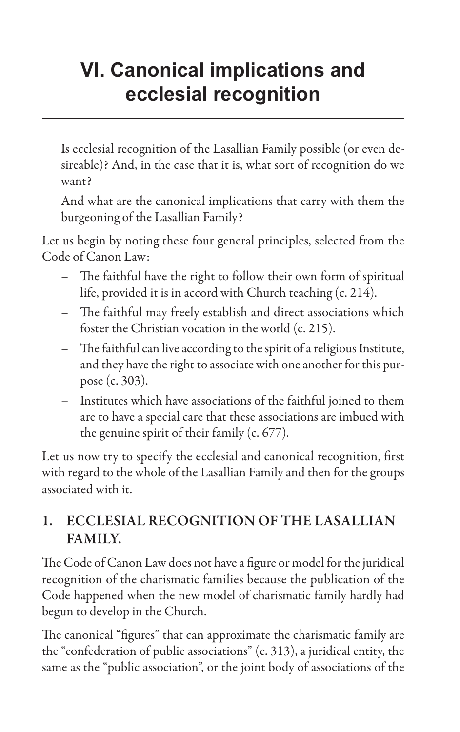# VI. Canonical implications and ecclesial recognition

Is ecclesial recognition of the Lasallian Family possible (or even desireable)? And, in the case that it is, what sort of recognition do we want?

And what are the canonical implications that carry with them the burgeoning of the Lasallian Family?

Let us begin by noting these four general principles, selected from the Code of Canon Law:

- The faithful have the right to follow their own form of spiritual life, provided it is in accord with Church teaching (c. 214).
- The faithful may freely establish and direct associations which foster the Christian vocation in the world (c. 215).
- The faithful can live according to the spirit of a religious Institute, and they have the right to associate with one another for this purpose (c. 303).
- Institutes which have associations of the faithful joined to them are to have a special care that these associations are imbued with the genuine spirit of their family (c. 677).

Let us now try to specify the ecclesial and canonical recognition, first with regard to the whole of the Lasallian Family and then for the groups associated with it.

## 1. ECCLESIAL RECOGNITION OF THE LASALLIAN FAMILY.

The Code of Canon Law does not have a figure or model for the juridical recognition of the charismatic families because the publication of the Code happened when the new model of charismatic family hardly had begun to develop in the Church.

The canonical "figures" that can approximate the charismatic family are the "confederation of public associations" (c. 313), a juridical entity, the same as the "public association", or the joint body of associations of the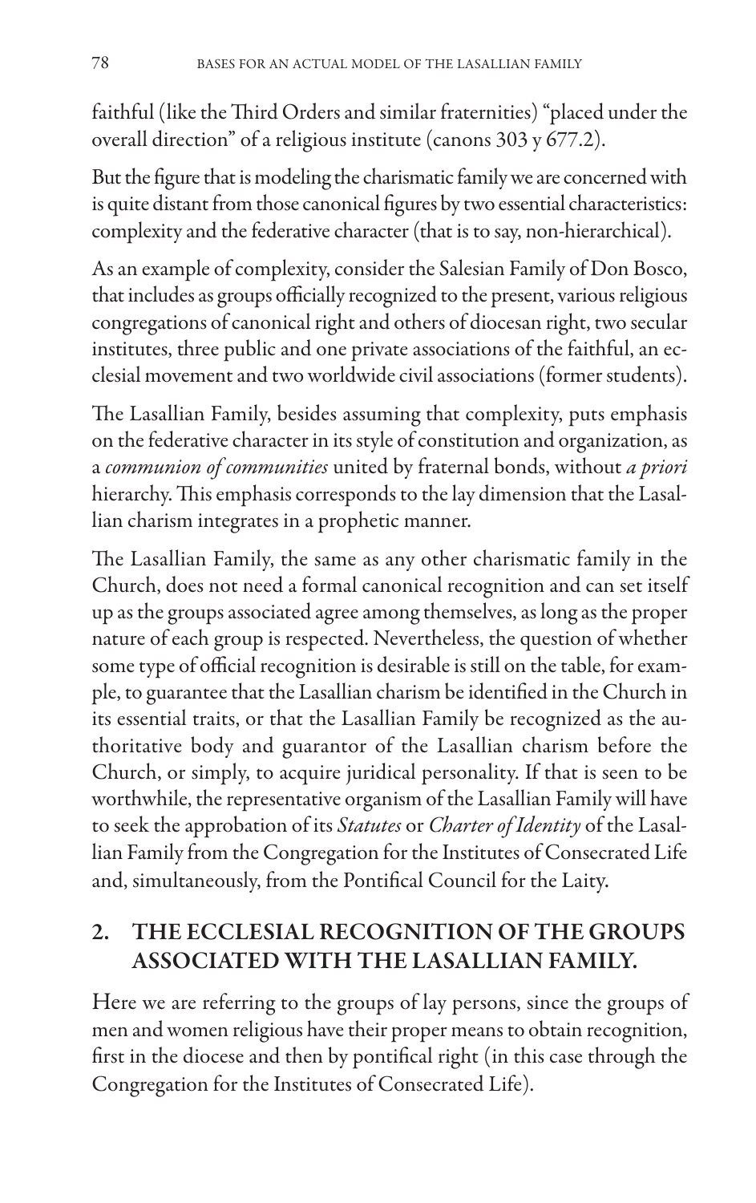faithful (like the Third Orders and similar fraternities) "placed under the overall direction" of a religious institute (canons 303 y 677.2).

But the figure that is modeling the charismatic family we are concerned with is quite distant from those canonical figures by two essential characteristics: complexity and the federative character (that is to say, non-hierarchical).

As an example of complexity, consider the Salesian Family of Don Bosco, that includes as groups officially recognized to the present, various religious congregations of canonical right and others of diocesan right, two secular institutes, three public and one private associations of the faithful, an ecclesial movement and two worldwide civil associations (former students).

The Lasallian Family, besides assuming that complexity, puts emphasis on the federative character in its style of constitution and organization, as a *communion of communities* united by fraternal bonds, without *a priori* hierarchy. This emphasis corresponds to the lay dimension that the Lasallian charism integrates in a prophetic manner.

The Lasallian Family, the same as any other charismatic family in the Church, does not need a formal canonical recognition and can set itself up as the groups associated agree among themselves, as long as the proper nature of each group is respected. Nevertheless, the question of whether some type of official recognition is desirable is still on the table, for example, to guarantee that the Lasallian charism be identified in the Church in its essential traits, or that the Lasallian Family be recognized as the authoritative body and guarantor of the Lasallian charism before the Church, or simply, to acquire juridical personality. If that is seen to be worthwhile, the representative organism of the Lasallian Family will have to seek the approbation of its *Statutes* or *Charter of Identity* of the Lasallian Family from the Congregation for the Institutes of Consecrated Life and, simultaneously, from the Pontifical Council for the Laity.

## 2. THE ECCLESIAL RECOGNITION OF THE GROUPS ASSOCIATED WITH THE LASALLIAN FAMILY.

Here we are referring to the groups of lay persons, since the groups of men and women religious have their proper means to obtain recognition, first in the diocese and then by pontifical right (in this case through the Congregation for the Institutes of Consecrated Life).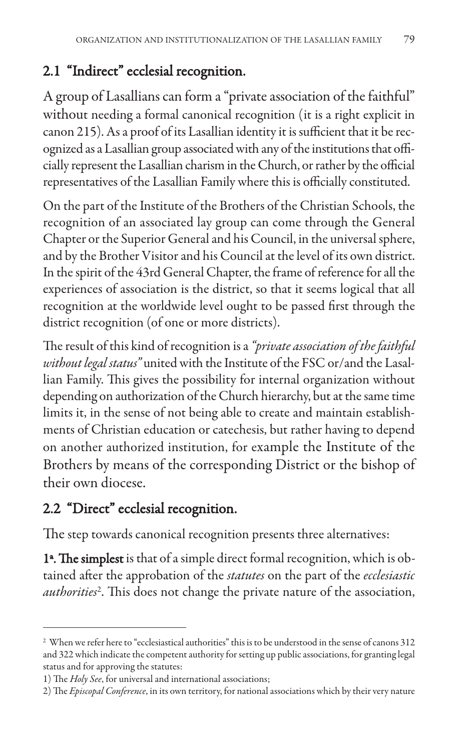## 2.1 “Indirect” ecclesial recognition.

A group of Lasallians can form a “private association of the faithful” without needing a formal canonical recognition (it is a right explicit in canon 215). As a proof of its Lasallian identity it is sufficient that it be recognized as a Lasallian group associated with any of the institutions that officially represent the Lasallian charism in the Church, or rather by the official representatives of the Lasallian Family where this is officially constituted.

On the part of the Institute of the Brothers of the Christian Schools, the recognition of an associated lay group can come through the General Chapter or the Superior General and his Council, in the universal sphere, and by the Brother Visitor and his Council at the level of its own district. In the spirit of the 43rd General Chapter, the frame of reference for all the experiences of association is the district, so that it seems logical that all recognition at the worldwide level ought to be passed first through the district recognition (of one or more districts).

The result of this kind of recognition is a *“private association of the faithful without legal status”* united with the Institute of the FSC or/and the Lasallian Family. This gives the possibility for internal organization without depending on authorization of the Church hierarchy, but at the same time limits it, in the sense of not being able to create and maintain establishments of Christian education or catechesis, but rather having to depend on another authorized institution, for example the Institute of the Brothers by means of the corresponding District or the bishop of their own diocese.

## 2.2 “Direct” ecclesial recognition.

The step towards canonical recognition presents three alternatives:

**1ª. The simplest** is that of a simple direct formal recognition, which is obtained after the approbation of the *statutes* on the part of the *ecclesiastic authorities*[2]. This does not change the private nature of the association,

---

[2] When we refer here to “ecclesiastical authorities” this is to be understood in the sense of canons 312 and 322 which indicate the competent authority for setting up public associations, for granting legal status and for approving the statutes:

1) The *Holy See*, for universal and international associations;

2) The *Episcopal Conference*, in its own territory, for national associations which by their very nature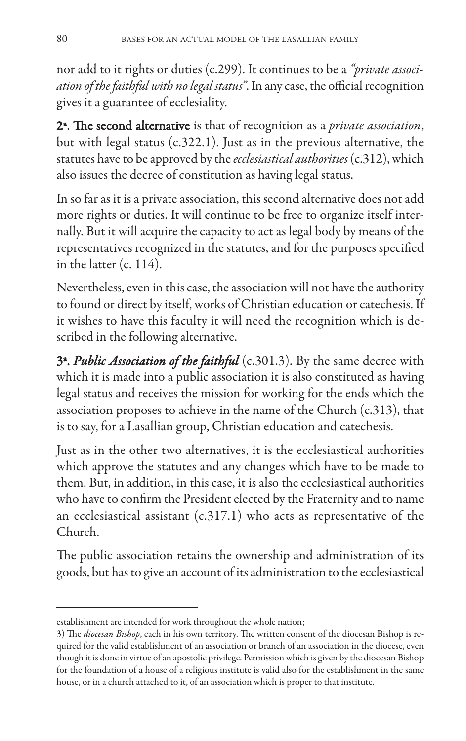nor add to it rights or duties (c.299). It continues to be a *"private association of the faithful with no legal status"*. In any case, the official recognition gives it a guarantee of ecclesiality.

**2ª. The second alternative** is that of recognition as a *private association*, but with legal status (c.322.1). Just as in the previous alternative, the statutes have to be approved by the *ecclesiastical authorities* (c.312), which also issues the decree of constitution as having legal status.

In so far as it is a private association, this second alternative does not add more rights or duties. It will continue to be free to organize itself internally. But it will acquire the capacity to act as legal body by means of the representatives recognized in the statutes, and for the purposes specified in the latter (c. 114).

Nevertheless, even in this case, the association will not have the authority to found or direct by itself, works of Christian education or catechesis. If it wishes to have this faculty it will need the recognition which is described in the following alternative.

**3ª. *Public Association of the faithful*** (c.301.3). By the same decree with which it is made into a public association it is also constituted as having legal status and receives the mission for working for the ends which the association proposes to achieve in the name of the Church (c.313), that is to say, for a Lasallian group, Christian education and catechesis.

Just as in the other two alternatives, it is the ecclesiastical authorities which approve the statutes and any changes which have to be made to them. But, in addition, in this case, it is also the ecclesiastical authorities who have to confirm the President elected by the Fraternity and to name an ecclesiastical assistant (c.317.1) who acts as representative of the Church.

The public association retains the ownership and administration of its goods, but has to give an account of its administration to the ecclesiastical

---

establishment are intended for work throughout the whole nation;

3) The *diocesan Bishop*, each in his own territory. The written consent of the diocesan Bishop is required for the valid establishment of an association or branch of an association in the diocese, even though it is done in virtue of an apostolic privilege. Permission which is given by the diocesan Bishop for the foundation of a house of a religious institute is valid also for the establishment in the same house, or in a church attached to it, of an association which is proper to that institute.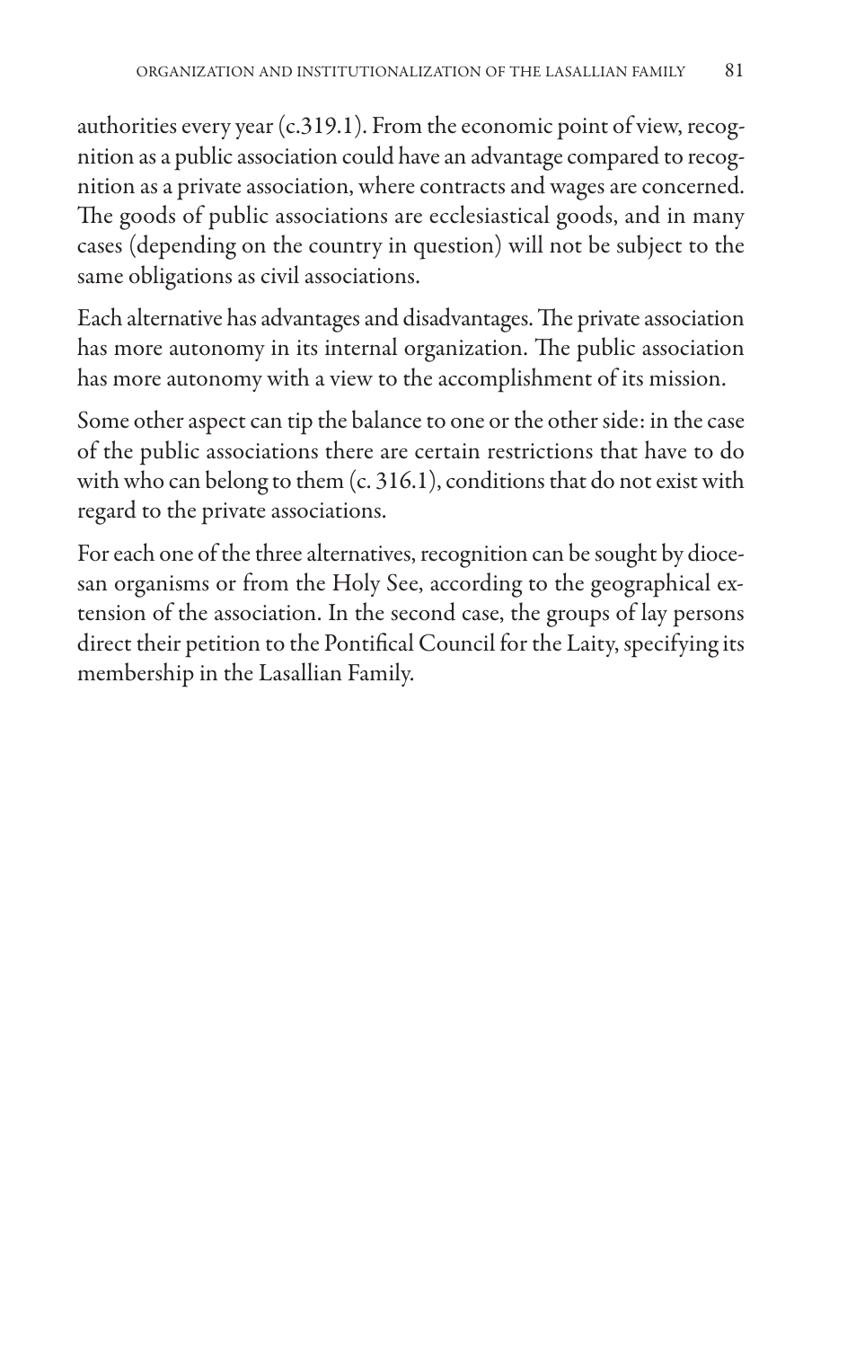authorities every year (c.319.1). From the economic point of view, recognition as a public association could have an advantage compared to recognition as a private association, where contracts and wages are concerned. The goods of public associations are ecclesiastical goods, and in many cases (depending on the country in question) will not be subject to the same obligations as civil associations.

Each alternative has advantages and disadvantages. The private association has more autonomy in its internal organization. The public association has more autonomy with a view to the accomplishment of its mission.

Some other aspect can tip the balance to one or the other side: in the case of the public associations there are certain restrictions that have to do with who can belong to them (c. 316.1), conditions that do not exist with regard to the private associations.

For each one of the three alternatives, recognition can be sought by diocesan organisms or from the Holy See, according to the geographical extension of the association. In the second case, the groups of lay persons direct their petition to the Pontifical Council for the Laity, specifying its membership in the Lasallian Family.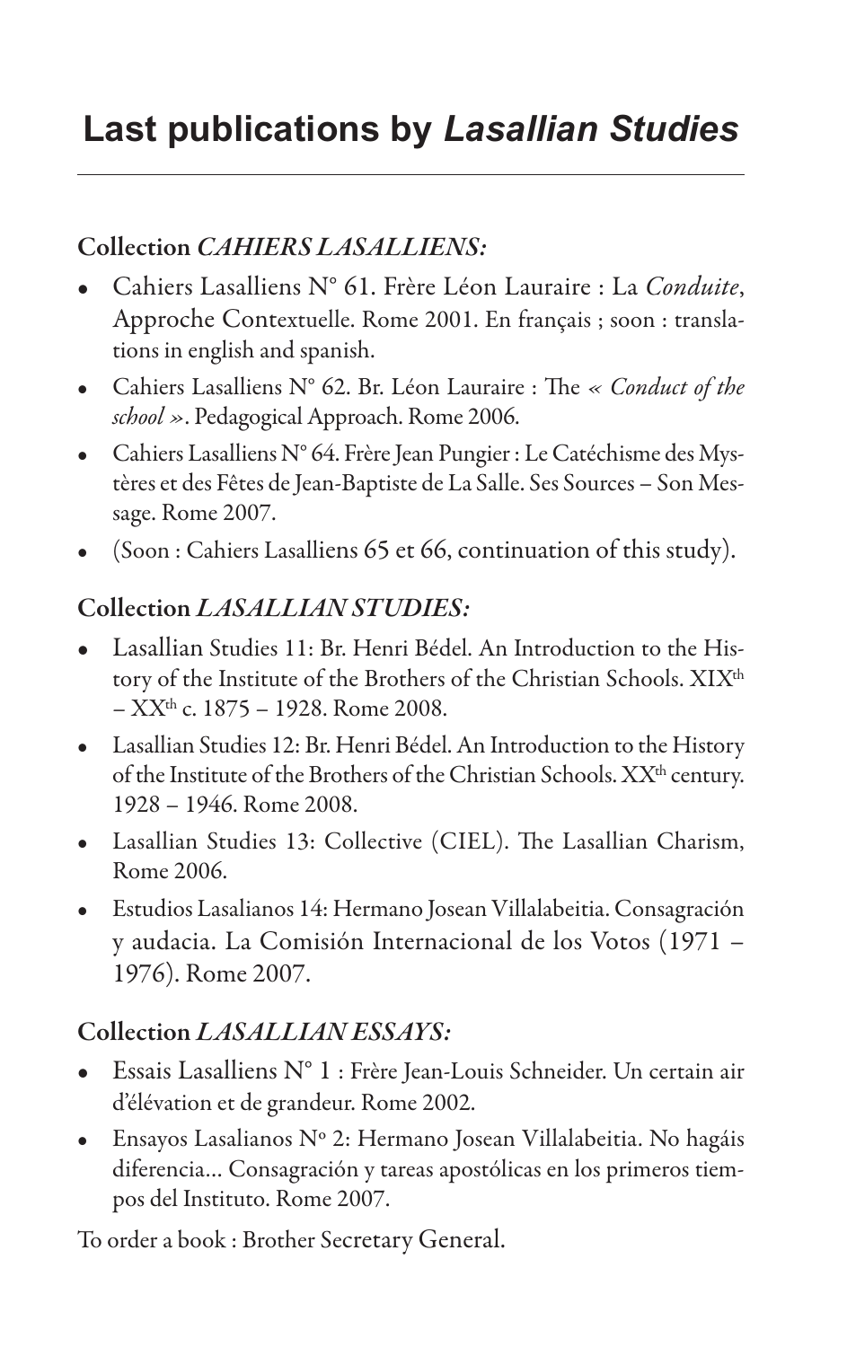# Last publications by *Lasallian Studies*

## Collection *CAHIERS LASALLIENS:*

- Cahiers Lasalliens N° 61. Frère Léon Lauraire : La *Conduite*, Approche Contextuelle. Rome 2001. En français ; soon : translations in english and spanish.
- Cahiers Lasalliens N° 62. Br. Léon Lauraire : The *« Conduct of the school »*. Pedagogical Approach. Rome 2006.
- Cahiers Lasalliens N° 64. Frère Jean Pungier : Le Catéchisme des Mystères et des Fêtes de Jean-Baptiste de La Salle. Ses Sources – Son Message. Rome 2007.
- (Soon : Cahiers Lasalliens 65 et 66, continuation of this study).

## Collection *LASALLIAN STUDIES:*

- Lasallian Studies 11: Br. Henri Bédel. An Introduction to the History of the Institute of the Brothers of the Christian Schools. XIX<sup>th</sup> – XX<sup>th</sup> c. 1875 – 1928. Rome 2008.
- Lasallian Studies 12: Br. Henri Bédel. An Introduction to the History of the Institute of the Brothers of the Christian Schools. XX<sup>th</sup> century. 1928 – 1946. Rome 2008.
- Lasallian Studies 13: Collective (CIEL). The Lasallian Charism, Rome 2006.
- Estudios Lasalianos 14: Hermano Josean Villalabeitia. Consagración y audacia. La Comisión Internacional de los Votos (1971 – 1976). Rome 2007.

## Collection *LASALLIAN ESSAYS:*

- Essais Lasalliens N° 1 : Frère Jean-Louis Schneider. Un certain air d'élévation et de grandeur. Rome 2002.
- Ensayos Lasalianos Nº 2: Hermano Josean Villalabeitia. No hagáis diferencia... Consagración y tareas apostólicas en los primeros tiempos del Instituto. Rome 2007.

To order a book : Brother Secretary General.